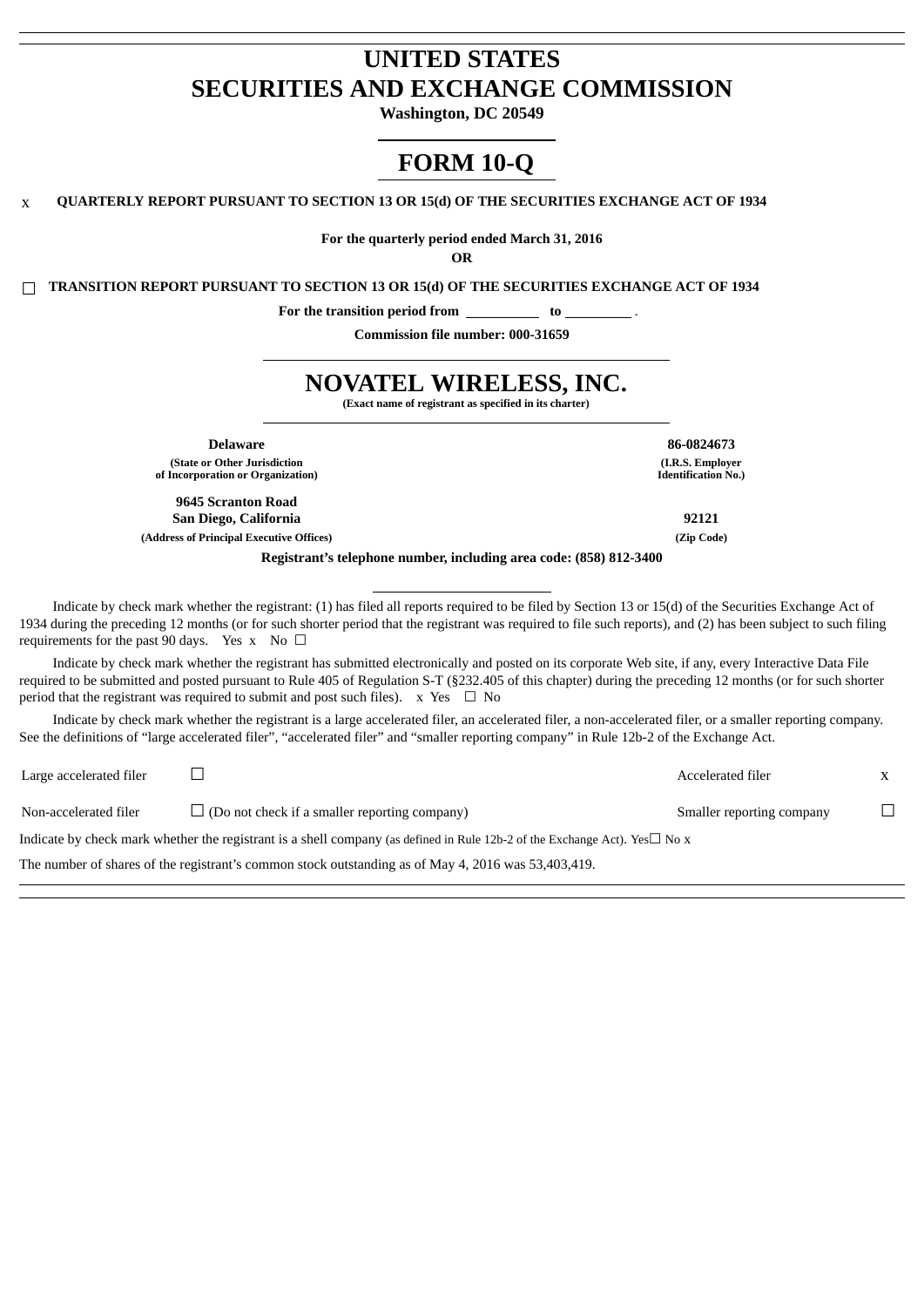# UNITED STATES
# SECURITIES AND EXCHANGE COMMISSION

**Washington, DC 20549**

# FORM 10-Q

x **QUARTERLY REPORT PURSUANT TO SECTION 13 OR 15(d) OF THE SECURITIES EXCHANGE ACT OF 1934**

**For the quarterly period ended March 31, 2016**

**OR**

☐ **TRANSITION REPORT PURSUANT TO SECTION 13 OR 15(d) OF THE SECURITIES EXCHANGE ACT OF 1934**

**For the transition period from \_\_\_\_\_\_\_\_\_\_ to \_\_\_\_\_\_\_\_\_\_ .**

**Commission file number: 000-31659**

# NOVATEL WIRELESS, INC.

**(Exact name of registrant as specified in its charter)**

| | |
|---|---|
| **Delaware** | **86-0824673** |
| **(State or Other Jurisdiction of Incorporation or Organization)** | **(I.R.S. Employer Identification No.)** |
| **9645 Scranton Road San Diego, California** | **92121** |
| **(Address of Principal Executive Offices)** | **(Zip Code)** |

**Registrant's telephone number, including area code: (858) 812-3400**

Indicate by check mark whether the registrant: (1) has filed all reports required to be filed by Section 13 or 15(d) of the Securities Exchange Act of 1934 during the preceding 12 months (or for such shorter period that the registrant was required to file such reports), and (2) has been subject to such filing requirements for the past 90 days. Yes x No ☐

Indicate by check mark whether the registrant has submitted electronically and posted on its corporate Web site, if any, every Interactive Data File required to be submitted and posted pursuant to Rule 405 of Regulation S-T (§232.405 of this chapter) during the preceding 12 months (or for such shorter period that the registrant was required to submit and post such files). x Yes ☐ No

Indicate by check mark whether the registrant is a large accelerated filer, an accelerated filer, a non-accelerated filer, or a smaller reporting company. See the definitions of "large accelerated filer", "accelerated filer" and "smaller reporting company" in Rule 12b-2 of the Exchange Act.

| | | | |
|---|---|---|---|
| Large accelerated filer | ☐ | Accelerated filer | x |
| Non-accelerated filer | ☐ (Do not check if a smaller reporting company) | Smaller reporting company | ☐ |

Indicate by check mark whether the registrant is a shell company (as defined in Rule 12b-2 of the Exchange Act). Yes☐ No x

The number of shares of the registrant's common stock outstanding as of May 4, 2016 was 53,403,419.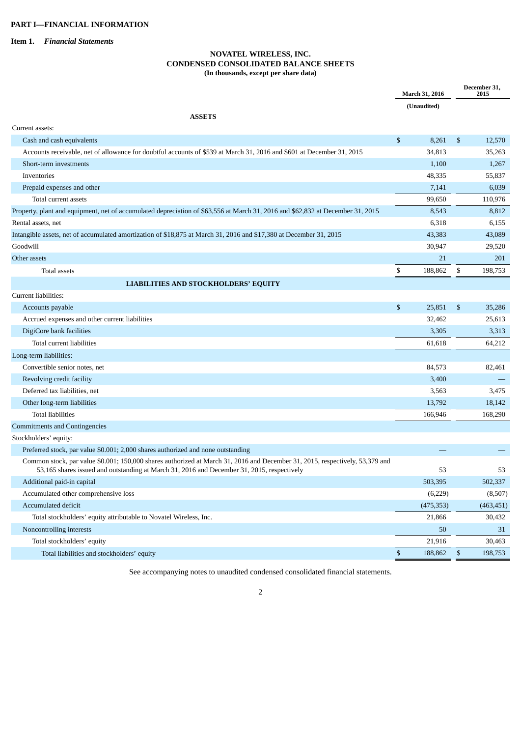**PART I—FINANCIAL INFORMATION**

**Item 1.** ***Financial Statements***

**NOVATEL WIRELESS, INC.**
**CONDENSED CONSOLIDATED BALANCE SHEETS**
**(In thousands, except per share data)**

| | March 31, 2016 | December 31, 2015 |
|---|---|---|
| | (Unaudited) | |
| **ASSETS** | | |
| Current assets: | | |
| Cash and cash equivalents | $ 8,261 | $ 12,570 |
| Accounts receivable, net of allowance for doubtful accounts of $539 at March 31, 2016 and $601 at December 31, 2015 | 34,813 | 35,263 |
| Short-term investments | 1,100 | 1,267 |
| Inventories | 48,335 | 55,837 |
| Prepaid expenses and other | 7,141 | 6,039 |
| Total current assets | 99,650 | 110,976 |
| Property, plant and equipment, net of accumulated depreciation of $63,556 at March 31, 2016 and $62,832 at December 31, 2015 | 8,543 | 8,812 |
| Rental assets, net | 6,318 | 6,155 |
| Intangible assets, net of accumulated amortization of $18,875 at March 31, 2016 and $17,380 at December 31, 2015 | 43,383 | 43,089 |
| Goodwill | 30,947 | 29,520 |
| Other assets | 21 | 201 |
| Total assets | $ 188,862 | $ 198,753 |
| **LIABILITIES AND STOCKHOLDERS' EQUITY** | | |
| Current liabilities: | | |
| Accounts payable | $ 25,851 | $ 35,286 |
| Accrued expenses and other current liabilities | 32,462 | 25,613 |
| DigiCore bank facilities | 3,305 | 3,313 |
| Total current liabilities | 61,618 | 64,212 |
| Long-term liabilities: | | |
| Convertible senior notes, net | 84,573 | 82,461 |
| Revolving credit facility | 3,400 | — |
| Deferred tax liabilities, net | 3,563 | 3,475 |
| Other long-term liabilities | 13,792 | 18,142 |
| Total liabilities | 166,946 | 168,290 |
| Commitments and Contingencies | | |
| Stockholders' equity: | | |
| Preferred stock, par value $0.001; 2,000 shares authorized and none outstanding | — | — |
| Common stock, par value $0.001; 150,000 shares authorized at March 31, 2016 and December 31, 2015, respectively, 53,379 and 53,165 shares issued and outstanding at March 31, 2016 and December 31, 2015, respectively | 53 | 53 |
| Additional paid-in capital | 503,395 | 502,337 |
| Accumulated other comprehensive loss | (6,229) | (8,507) |
| Accumulated deficit | (475,353) | (463,451) |
| Total stockholders' equity attributable to Novatel Wireless, Inc. | 21,866 | 30,432 |
| Noncontrolling interests | 50 | 31 |
| Total stockholders' equity | 21,916 | 30,463 |
| Total liabilities and stockholders' equity | $ 188,862 | $ 198,753 |

See accompanying notes to unaudited condensed consolidated financial statements.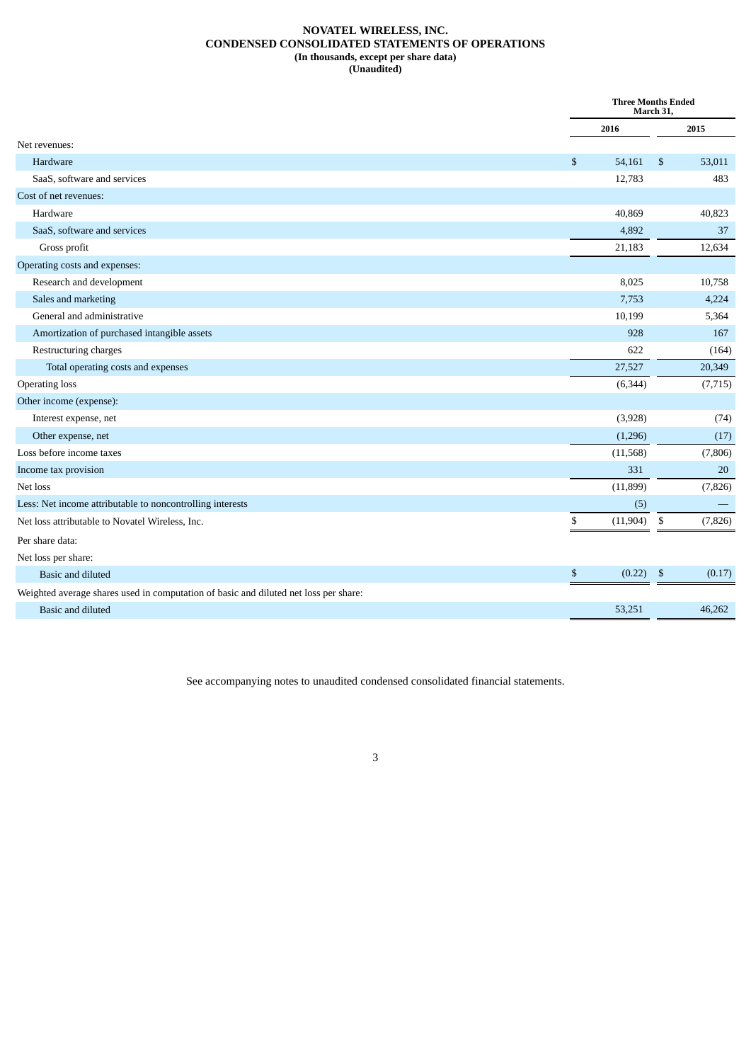# NOVATEL WIRELESS, INC.
## CONDENSED CONSOLIDATED STATEMENTS OF OPERATIONS
**(In thousands, except per share data)**
**(Unaudited)**

| | Three Months Ended March 31, | |
|---|---|---|
| | 2016 | 2015 |
| Net revenues: | | |
| Hardware | $ 54,161 | $ 53,011 |
| SaaS, software and services | 12,783 | 483 |
| Cost of net revenues: | | |
| Hardware | 40,869 | 40,823 |
| SaaS, software and services | 4,892 | 37 |
| Gross profit | 21,183 | 12,634 |
| Operating costs and expenses: | | |
| Research and development | 8,025 | 10,758 |
| Sales and marketing | 7,753 | 4,224 |
| General and administrative | 10,199 | 5,364 |
| Amortization of purchased intangible assets | 928 | 167 |
| Restructuring charges | 622 | (164) |
| Total operating costs and expenses | 27,527 | 20,349 |
| Operating loss | (6,344) | (7,715) |
| Other income (expense): | | |
| Interest expense, net | (3,928) | (74) |
| Other expense, net | (1,296) | (17) |
| Loss before income taxes | (11,568) | (7,806) |
| Income tax provision | 331 | 20 |
| Net loss | (11,899) | (7,826) |
| Less: Net income attributable to noncontrolling interests | (5) | — |
| Net loss attributable to Novatel Wireless, Inc. | $ (11,904) | $ (7,826) |
| Per share data: | | |
| Net loss per share: | | |
| Basic and diluted | $ (0.22) | $ (0.17) |
| Weighted average shares used in computation of basic and diluted net loss per share: | | |
| Basic and diluted | 53,251 | 46,262 |

See accompanying notes to unaudited condensed consolidated financial statements.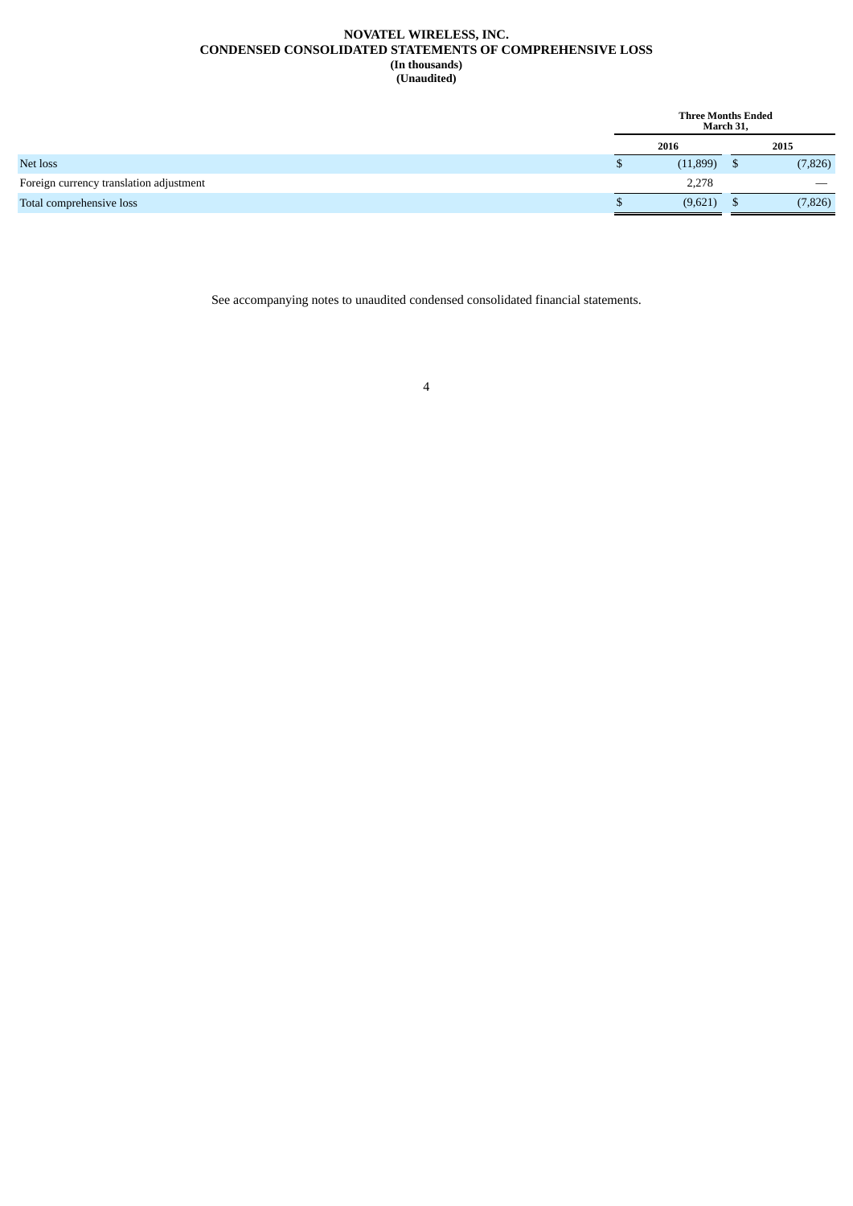**NOVATEL WIRELESS, INC.**
**CONDENSED CONSOLIDATED STATEMENTS OF COMPREHENSIVE LOSS**
**(In thousands)**
**(Unaudited)**

| | Three Months Ended March 31, | |
|---|---|---|
| | **2016** | **2015** |
| Net loss | $ (11,899) | $ (7,826) |
| Foreign currency translation adjustment | 2,278 | — |
| Total comprehensive loss | $ (9,621) | $ (7,826) |

See accompanying notes to unaudited condensed consolidated financial statements.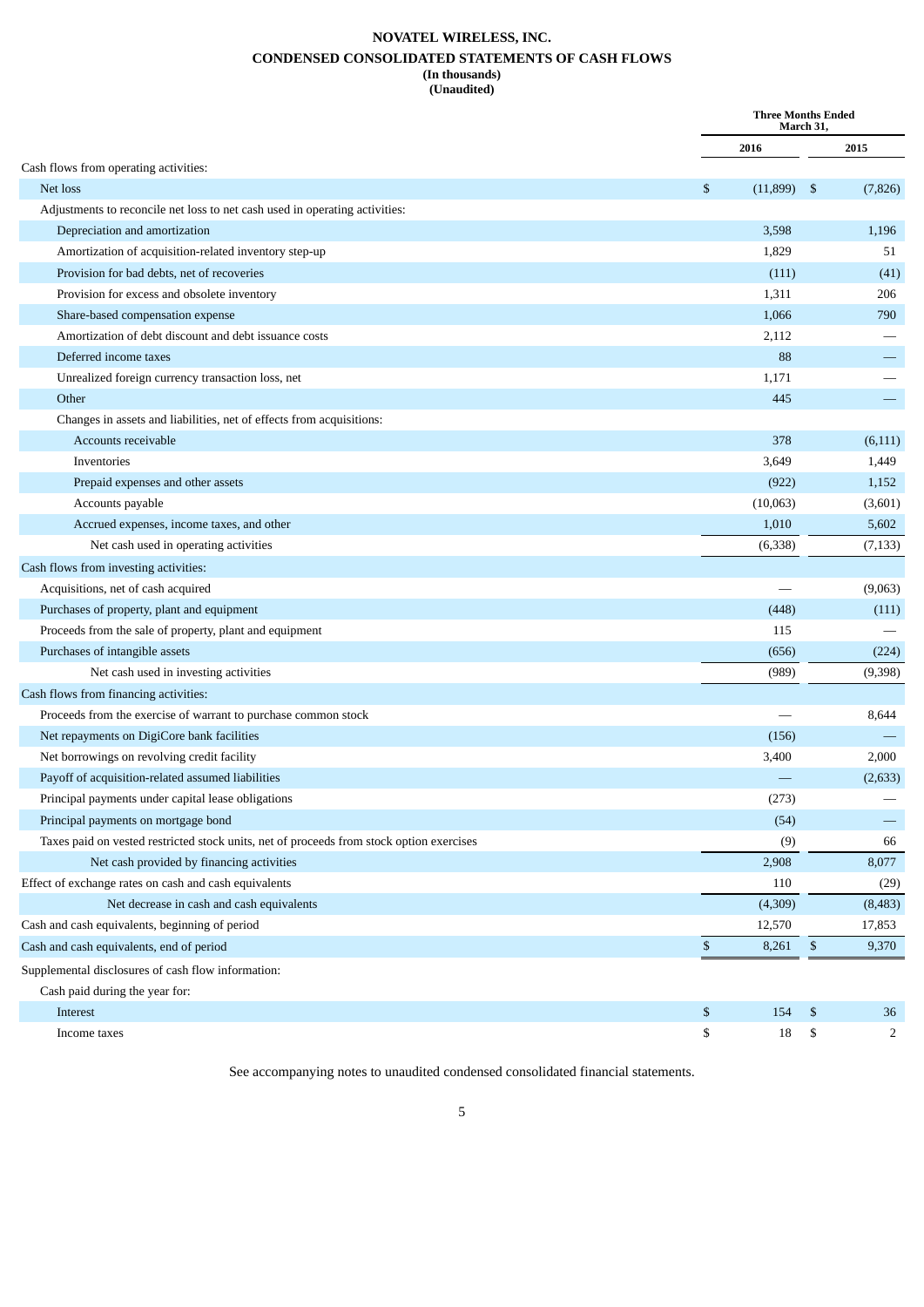# NOVATEL WIRELESS, INC.

## CONDENSED CONSOLIDATED STATEMENTS OF CASH FLOWS

**(In thousands)**
**(Unaudited)**

| | Three Months Ended March 31, | |
|---|---|---|
| | 2016 | 2015 |
| Cash flows from operating activities: | | |
| Net loss | $ (11,899) | $ (7,826) |
| Adjustments to reconcile net loss to net cash used in operating activities: | | |
| Depreciation and amortization | 3,598 | 1,196 |
| Amortization of acquisition-related inventory step-up | 1,829 | 51 |
| Provision for bad debts, net of recoveries | (111) | (41) |
| Provision for excess and obsolete inventory | 1,311 | 206 |
| Share-based compensation expense | 1,066 | 790 |
| Amortization of debt discount and debt issuance costs | 2,112 | — |
| Deferred income taxes | 88 | — |
| Unrealized foreign currency transaction loss, net | 1,171 | — |
| Other | 445 | — |
| Changes in assets and liabilities, net of effects from acquisitions: | | |
| Accounts receivable | 378 | (6,111) |
| Inventories | 3,649 | 1,449 |
| Prepaid expenses and other assets | (922) | 1,152 |
| Accounts payable | (10,063) | (3,601) |
| Accrued expenses, income taxes, and other | 1,010 | 5,602 |
| Net cash used in operating activities | (6,338) | (7,133) |
| Cash flows from investing activities: | | |
| Acquisitions, net of cash acquired | — | (9,063) |
| Purchases of property, plant and equipment | (448) | (111) |
| Proceeds from the sale of property, plant and equipment | 115 | — |
| Purchases of intangible assets | (656) | (224) |
| Net cash used in investing activities | (989) | (9,398) |
| Cash flows from financing activities: | | |
| Proceeds from the exercise of warrant to purchase common stock | — | 8,644 |
| Net repayments on DigiCore bank facilities | (156) | — |
| Net borrowings on revolving credit facility | 3,400 | 2,000 |
| Payoff of acquisition-related assumed liabilities | — | (2,633) |
| Principal payments under capital lease obligations | (273) | — |
| Principal payments on mortgage bond | (54) | — |
| Taxes paid on vested restricted stock units, net of proceeds from stock option exercises | (9) | 66 |
| Net cash provided by financing activities | 2,908 | 8,077 |
| Effect of exchange rates on cash and cash equivalents | 110 | (29) |
| Net decrease in cash and cash equivalents | (4,309) | (8,483) |
| Cash and cash equivalents, beginning of period | 12,570 | 17,853 |
| Cash and cash equivalents, end of period | $ 8,261 | $ 9,370 |
| Supplemental disclosures of cash flow information: | | |
| Cash paid during the year for: | | |
| Interest | $ 154 | $ 36 |
| Income taxes | $ 18 | $ 2 |

See accompanying notes to unaudited condensed consolidated financial statements.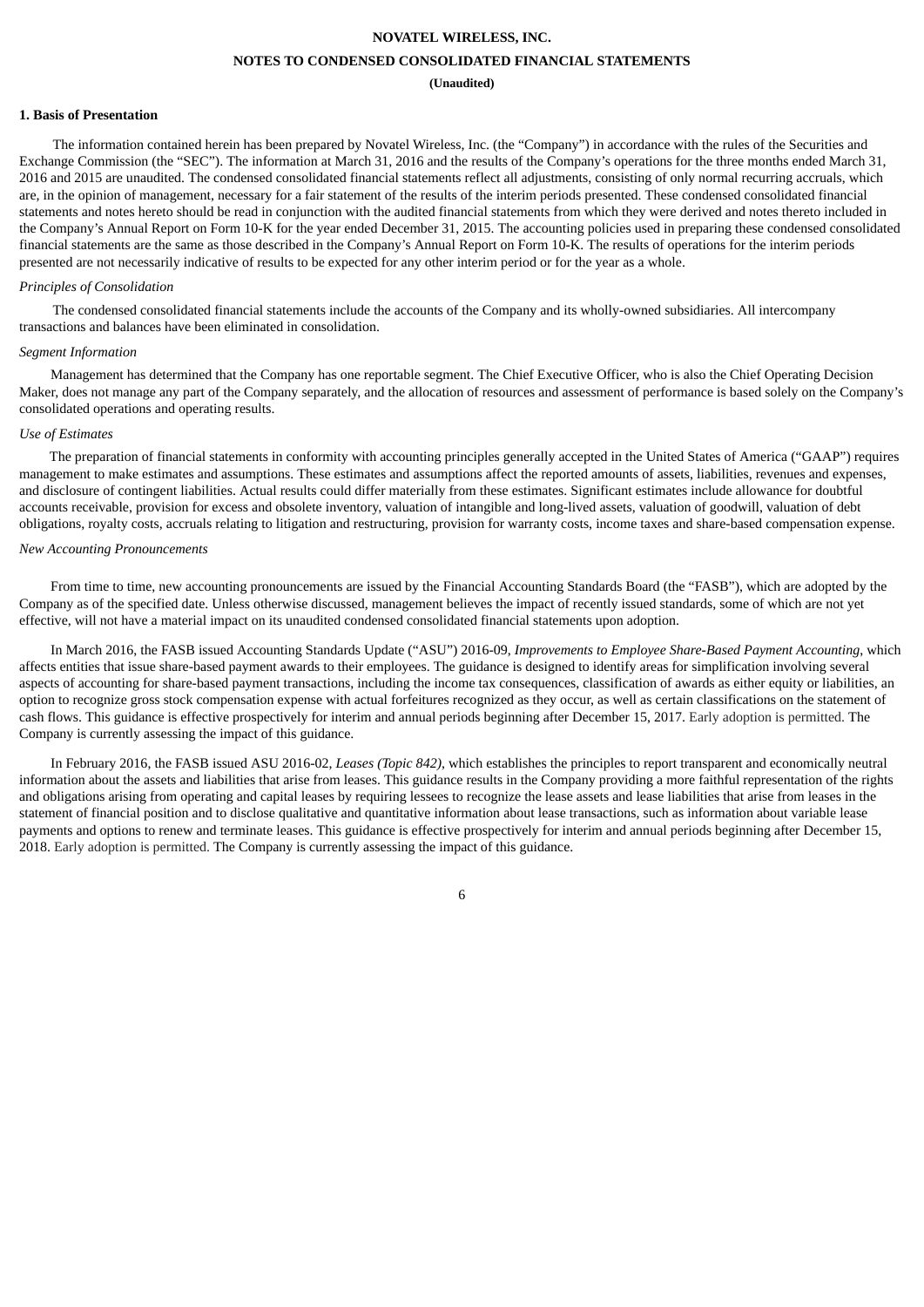**NOVATEL WIRELESS, INC.**

**NOTES TO CONDENSED CONSOLIDATED FINANCIAL STATEMENTS**

**(Unaudited)**

**1. Basis of Presentation**

The information contained herein has been prepared by Novatel Wireless, Inc. (the "Company") in accordance with the rules of the Securities and Exchange Commission (the "SEC"). The information at March 31, 2016 and the results of the Company's operations for the three months ended March 31, 2016 and 2015 are unaudited. The condensed consolidated financial statements reflect all adjustments, consisting of only normal recurring accruals, which are, in the opinion of management, necessary for a fair statement of the results of the interim periods presented. These condensed consolidated financial statements and notes hereto should be read in conjunction with the audited financial statements from which they were derived and notes thereto included in the Company's Annual Report on Form 10-K for the year ended December 31, 2015. The accounting policies used in preparing these condensed consolidated financial statements are the same as those described in the Company's Annual Report on Form 10-K. The results of operations for the interim periods presented are not necessarily indicative of results to be expected for any other interim period or for the year as a whole.

*Principles of Consolidation*

The condensed consolidated financial statements include the accounts of the Company and its wholly-owned subsidiaries. All intercompany transactions and balances have been eliminated in consolidation.

*Segment Information*

Management has determined that the Company has one reportable segment. The Chief Executive Officer, who is also the Chief Operating Decision Maker, does not manage any part of the Company separately, and the allocation of resources and assessment of performance is based solely on the Company's consolidated operations and operating results.

*Use of Estimates*

The preparation of financial statements in conformity with accounting principles generally accepted in the United States of America ("GAAP") requires management to make estimates and assumptions. These estimates and assumptions affect the reported amounts of assets, liabilities, revenues and expenses, and disclosure of contingent liabilities. Actual results could differ materially from these estimates. Significant estimates include allowance for doubtful accounts receivable, provision for excess and obsolete inventory, valuation of intangible and long-lived assets, valuation of goodwill, valuation of debt obligations, royalty costs, accruals relating to litigation and restructuring, provision for warranty costs, income taxes and share-based compensation expense.

*New Accounting Pronouncements*

From time to time, new accounting pronouncements are issued by the Financial Accounting Standards Board (the "FASB"), which are adopted by the Company as of the specified date. Unless otherwise discussed, management believes the impact of recently issued standards, some of which are not yet effective, will not have a material impact on its unaudited condensed consolidated financial statements upon adoption.

In March 2016, the FASB issued Accounting Standards Update ("ASU") 2016-09, *Improvements to Employee Share-Based Payment Accounting*, which affects entities that issue share-based payment awards to their employees. The guidance is designed to identify areas for simplification involving several aspects of accounting for share-based payment transactions, including the income tax consequences, classification of awards as either equity or liabilities, an option to recognize gross stock compensation expense with actual forfeitures recognized as they occur, as well as certain classifications on the statement of cash flows. This guidance is effective prospectively for interim and annual periods beginning after December 15, 2017. Early adoption is permitted. The Company is currently assessing the impact of this guidance.

In February 2016, the FASB issued ASU 2016-02, *Leases (Topic 842)*, which establishes the principles to report transparent and economically neutral information about the assets and liabilities that arise from leases. This guidance results in the Company providing a more faithful representation of the rights and obligations arising from operating and capital leases by requiring lessees to recognize the lease assets and lease liabilities that arise from leases in the statement of financial position and to disclose qualitative and quantitative information about lease transactions, such as information about variable lease payments and options to renew and terminate leases. This guidance is effective prospectively for interim and annual periods beginning after December 15, 2018. Early adoption is permitted. The Company is currently assessing the impact of this guidance.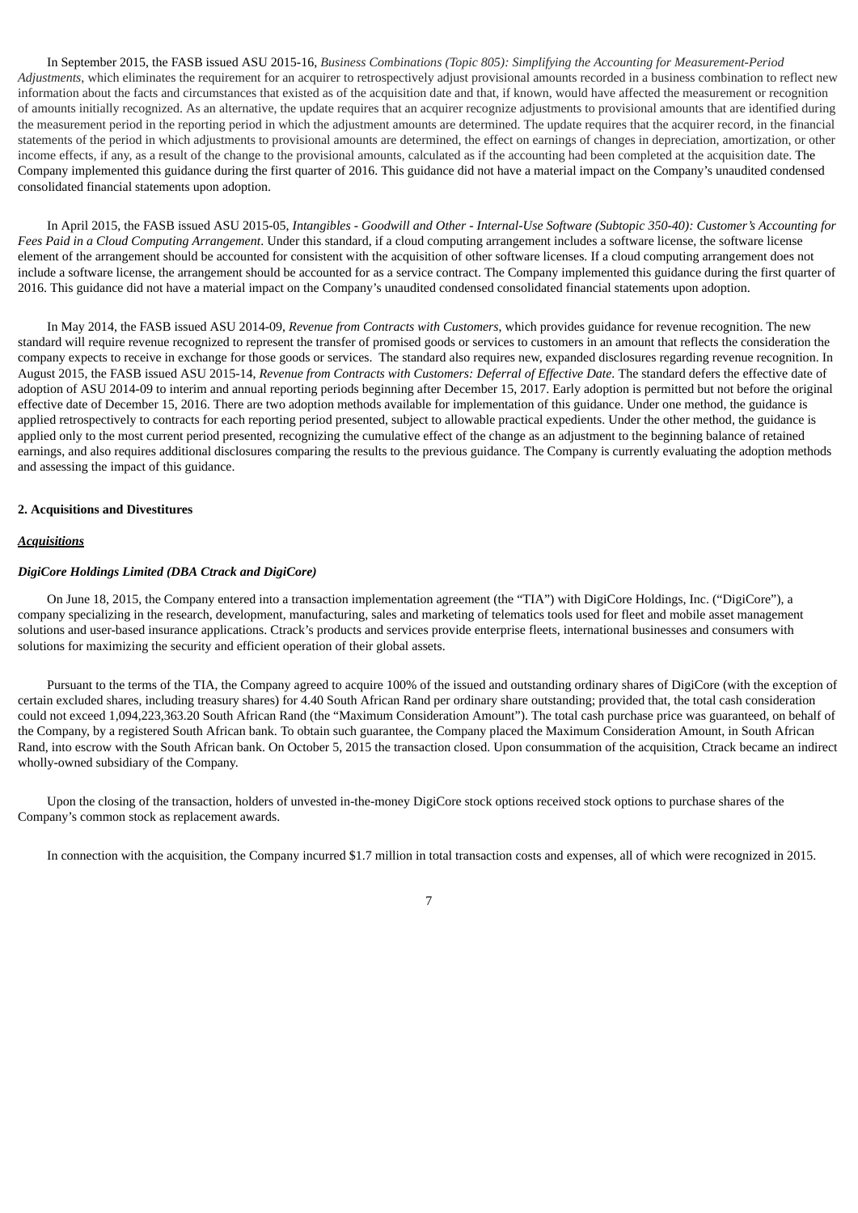In September 2015, the FASB issued ASU 2015-16, *Business Combinations (Topic 805): Simplifying the Accounting for Measurement-Period Adjustments*, which eliminates the requirement for an acquirer to retrospectively adjust provisional amounts recorded in a business combination to reflect new information about the facts and circumstances that existed as of the acquisition date and that, if known, would have affected the measurement or recognition of amounts initially recognized. As an alternative, the update requires that an acquirer recognize adjustments to provisional amounts that are identified during the measurement period in the reporting period in which the adjustment amounts are determined. The update requires that the acquirer record, in the financial statements of the period in which adjustments to provisional amounts are determined, the effect on earnings of changes in depreciation, amortization, or other income effects, if any, as a result of the change to the provisional amounts, calculated as if the accounting had been completed at the acquisition date. The Company implemented this guidance during the first quarter of 2016. This guidance did not have a material impact on the Company's unaudited condensed consolidated financial statements upon adoption.

In April 2015, the FASB issued ASU 2015-05, *Intangibles - Goodwill and Other - Internal-Use Software (Subtopic 350-40): Customer's Accounting for Fees Paid in a Cloud Computing Arrangement*. Under this standard, if a cloud computing arrangement includes a software license, the software license element of the arrangement should be accounted for consistent with the acquisition of other software licenses. If a cloud computing arrangement does not include a software license, the arrangement should be accounted for as a service contract. The Company implemented this guidance during the first quarter of 2016. This guidance did not have a material impact on the Company's unaudited condensed consolidated financial statements upon adoption.

In May 2014, the FASB issued ASU 2014-09, *Revenue from Contracts with Customers*, which provides guidance for revenue recognition. The new standard will require revenue recognized to represent the transfer of promised goods or services to customers in an amount that reflects the consideration the company expects to receive in exchange for those goods or services. The standard also requires new, expanded disclosures regarding revenue recognition. In August 2015, the FASB issued ASU 2015-14, *Revenue from Contracts with Customers: Deferral of Effective Date*. The standard defers the effective date of adoption of ASU 2014-09 to interim and annual reporting periods beginning after December 15, 2017. Early adoption is permitted but not before the original effective date of December 15, 2016. There are two adoption methods available for implementation of this guidance. Under one method, the guidance is applied retrospectively to contracts for each reporting period presented, subject to allowable practical expedients. Under the other method, the guidance is applied only to the most current period presented, recognizing the cumulative effect of the change as an adjustment to the beginning balance of retained earnings, and also requires additional disclosures comparing the results to the previous guidance. The Company is currently evaluating the adoption methods and assessing the impact of this guidance.

**2. Acquisitions and Divestitures**

***Acquisitions***

***DigiCore Holdings Limited (DBA Ctrack and DigiCore)***

On June 18, 2015, the Company entered into a transaction implementation agreement (the "TIA") with DigiCore Holdings, Inc. ("DigiCore"), a company specializing in the research, development, manufacturing, sales and marketing of telematics tools used for fleet and mobile asset management solutions and user-based insurance applications. Ctrack's products and services provide enterprise fleets, international businesses and consumers with solutions for maximizing the security and efficient operation of their global assets.

Pursuant to the terms of the TIA, the Company agreed to acquire 100% of the issued and outstanding ordinary shares of DigiCore (with the exception of certain excluded shares, including treasury shares) for 4.40 South African Rand per ordinary share outstanding; provided that, the total cash consideration could not exceed 1,094,223,363.20 South African Rand (the "Maximum Consideration Amount"). The total cash purchase price was guaranteed, on behalf of the Company, by a registered South African bank. To obtain such guarantee, the Company placed the Maximum Consideration Amount, in South African Rand, into escrow with the South African bank. On October 5, 2015 the transaction closed. Upon consummation of the acquisition, Ctrack became an indirect wholly-owned subsidiary of the Company.

Upon the closing of the transaction, holders of unvested in-the-money DigiCore stock options received stock options to purchase shares of the Company's common stock as replacement awards.

In connection with the acquisition, the Company incurred $1.7 million in total transaction costs and expenses, all of which were recognized in 2015.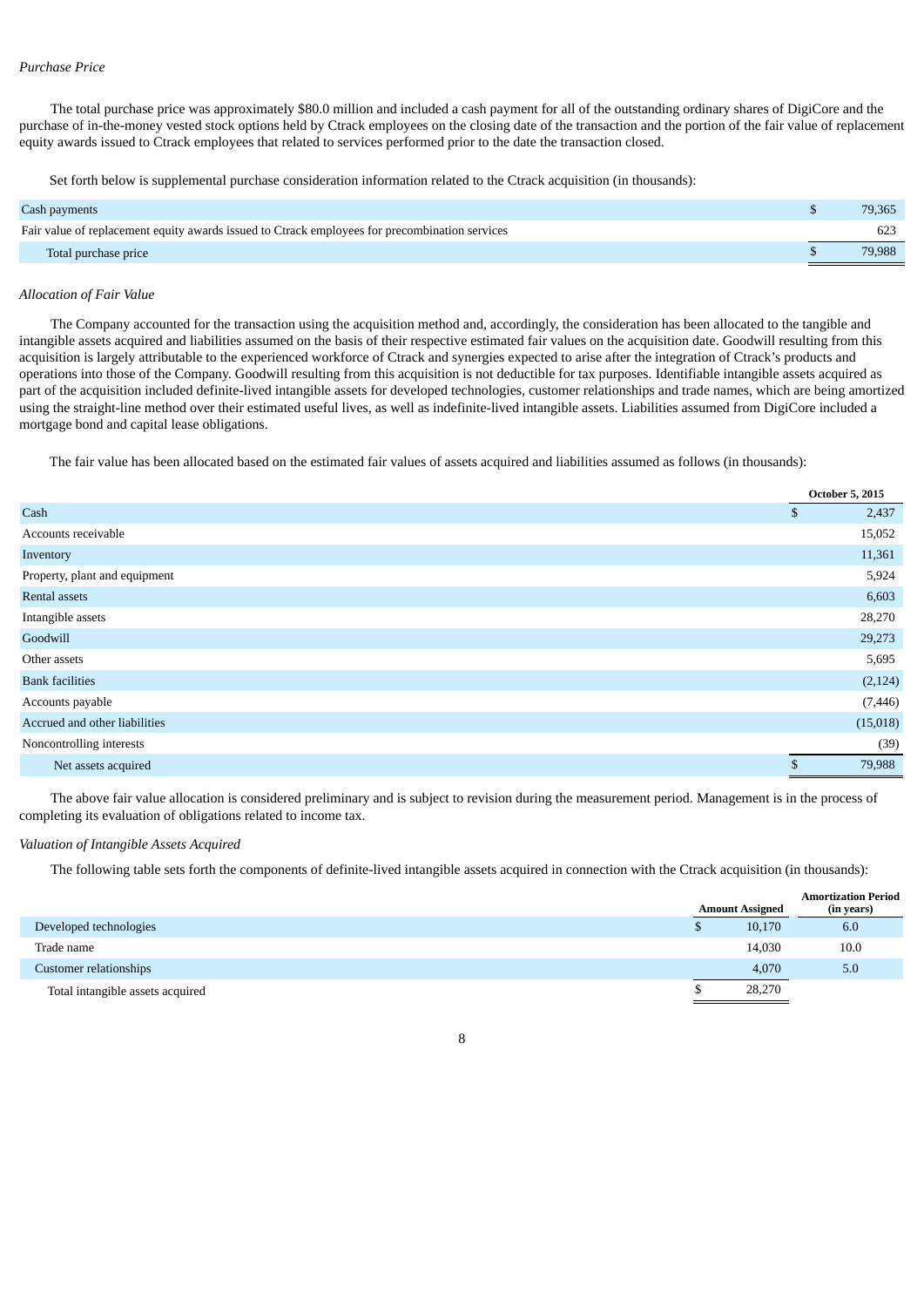*Purchase Price*

The total purchase price was approximately $80.0 million and included a cash payment for all of the outstanding ordinary shares of DigiCore and the purchase of in-the-money vested stock options held by Ctrack employees on the closing date of the transaction and the portion of the fair value of replacement equity awards issued to Ctrack employees that related to services performed prior to the date the transaction closed.

Set forth below is supplemental purchase consideration information related to the Ctrack acquisition (in thousands):

| | | |
|---|---|---|
| Cash payments | $ | 79,365 |
| Fair value of replacement equity awards issued to Ctrack employees for precombination services | | 623 |
| Total purchase price | $ | 79,988 |

*Allocation of Fair Value*

The Company accounted for the transaction using the acquisition method and, accordingly, the consideration has been allocated to the tangible and intangible assets acquired and liabilities assumed on the basis of their respective estimated fair values on the acquisition date. Goodwill resulting from this acquisition is largely attributable to the experienced workforce of Ctrack and synergies expected to arise after the integration of Ctrack's products and operations into those of the Company. Goodwill resulting from this acquisition is not deductible for tax purposes. Identifiable intangible assets acquired as part of the acquisition included definite-lived intangible assets for developed technologies, customer relationships and trade names, which are being amortized using the straight-line method over their estimated useful lives, as well as indefinite-lived intangible assets. Liabilities assumed from DigiCore included a mortgage bond and capital lease obligations.

The fair value has been allocated based on the estimated fair values of assets acquired and liabilities assumed as follows (in thousands):

| | | October 5, 2015 |
|---|---|---|
| Cash | $ | 2,437 |
| Accounts receivable | | 15,052 |
| Inventory | | 11,361 |
| Property, plant and equipment | | 5,924 |
| Rental assets | | 6,603 |
| Intangible assets | | 28,270 |
| Goodwill | | 29,273 |
| Other assets | | 5,695 |
| Bank facilities | | (2,124) |
| Accounts payable | | (7,446) |
| Accrued and other liabilities | | (15,018) |
| Noncontrolling interests | | (39) |
| Net assets acquired | $ | 79,988 |

The above fair value allocation is considered preliminary and is subject to revision during the measurement period. Management is in the process of completing its evaluation of obligations related to income tax.

*Valuation of Intangible Assets Acquired*

The following table sets forth the components of definite-lived intangible assets acquired in connection with the Ctrack acquisition (in thousands):

| | Amount Assigned | | Amortization Period (in years) |
|---|---|---|---|
| Developed technologies | $ | 10,170 | 6.0 |
| Trade name | | 14,030 | 10.0 |
| Customer relationships | | 4,070 | 5.0 |
| Total intangible assets acquired | $ | 28,270 | |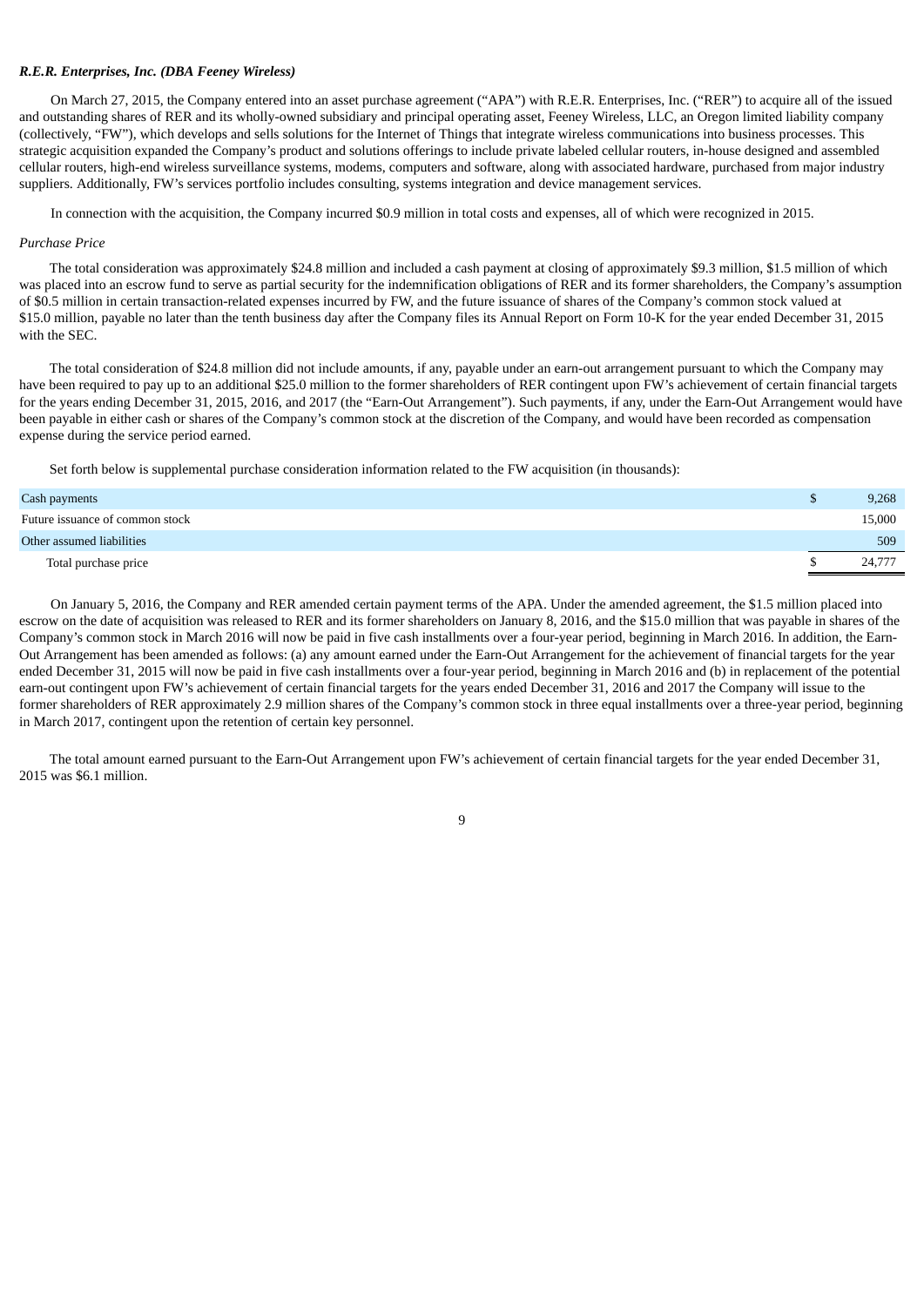***R.E.R. Enterprises, Inc. (DBA Feeney Wireless)***

On March 27, 2015, the Company entered into an asset purchase agreement ("APA") with R.E.R. Enterprises, Inc. ("RER") to acquire all of the issued and outstanding shares of RER and its wholly-owned subsidiary and principal operating asset, Feeney Wireless, LLC, an Oregon limited liability company (collectively, "FW"), which develops and sells solutions for the Internet of Things that integrate wireless communications into business processes. This strategic acquisition expanded the Company's product and solutions offerings to include private labeled cellular routers, in-house designed and assembled cellular routers, high-end wireless surveillance systems, modems, computers and software, along with associated hardware, purchased from major industry suppliers. Additionally, FW's services portfolio includes consulting, systems integration and device management services.

In connection with the acquisition, the Company incurred $0.9 million in total costs and expenses, all of which were recognized in 2015.

*Purchase Price*

The total consideration was approximately $24.8 million and included a cash payment at closing of approximately $9.3 million, $1.5 million of which was placed into an escrow fund to serve as partial security for the indemnification obligations of RER and its former shareholders, the Company's assumption of $0.5 million in certain transaction-related expenses incurred by FW, and the future issuance of shares of the Company's common stock valued at $15.0 million, payable no later than the tenth business day after the Company files its Annual Report on Form 10-K for the year ended December 31, 2015 with the SEC.

The total consideration of $24.8 million did not include amounts, if any, payable under an earn-out arrangement pursuant to which the Company may have been required to pay up to an additional $25.0 million to the former shareholders of RER contingent upon FW's achievement of certain financial targets for the years ending December 31, 2015, 2016, and 2017 (the "Earn-Out Arrangement"). Such payments, if any, under the Earn-Out Arrangement would have been payable in either cash or shares of the Company's common stock at the discretion of the Company, and would have been recorded as compensation expense during the service period earned.

Set forth below is supplemental purchase consideration information related to the FW acquisition (in thousands):

| | |
|---|---|
| Cash payments | $ 9,268 |
| Future issuance of common stock | 15,000 |
| Other assumed liabilities | 509 |
| Total purchase price | $ 24,777 |

On January 5, 2016, the Company and RER amended certain payment terms of the APA. Under the amended agreement, the $1.5 million placed into escrow on the date of acquisition was released to RER and its former shareholders on January 8, 2016, and the $15.0 million that was payable in shares of the Company's common stock in March 2016 will now be paid in five cash installments over a four-year period, beginning in March 2016. In addition, the Earn-Out Arrangement has been amended as follows: (a) any amount earned under the Earn-Out Arrangement for the achievement of financial targets for the year ended December 31, 2015 will now be paid in five cash installments over a four-year period, beginning in March 2016 and (b) in replacement of the potential earn-out contingent upon FW's achievement of certain financial targets for the years ended December 31, 2016 and 2017 the Company will issue to the former shareholders of RER approximately 2.9 million shares of the Company's common stock in three equal installments over a three-year period, beginning in March 2017, contingent upon the retention of certain key personnel.

The total amount earned pursuant to the Earn-Out Arrangement upon FW's achievement of certain financial targets for the year ended December 31, 2015 was $6.1 million.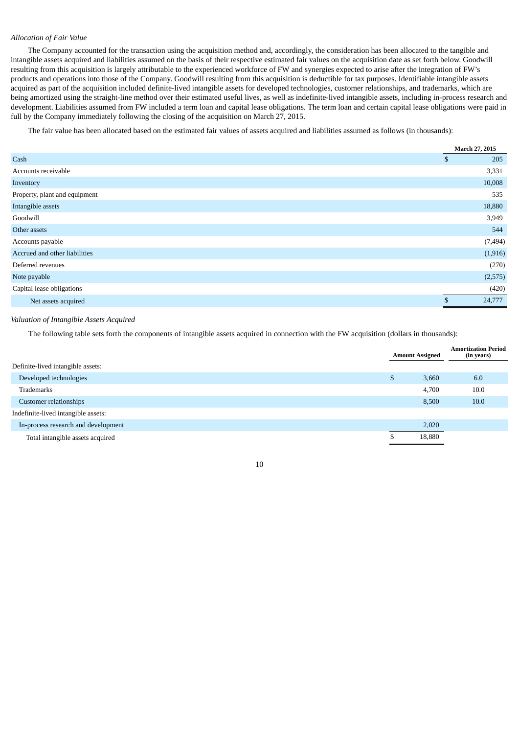*Allocation of Fair Value*

The Company accounted for the transaction using the acquisition method and, accordingly, the consideration has been allocated to the tangible and intangible assets acquired and liabilities assumed on the basis of their respective estimated fair values on the acquisition date as set forth below. Goodwill resulting from this acquisition is largely attributable to the experienced workforce of FW and synergies expected to arise after the integration of FW's products and operations into those of the Company. Goodwill resulting from this acquisition is deductible for tax purposes. Identifiable intangible assets acquired as part of the acquisition included definite-lived intangible assets for developed technologies, customer relationships, and trademarks, which are being amortized using the straight-line method over their estimated useful lives, as well as indefinite-lived intangible assets, including in-process research and development. Liabilities assumed from FW included a term loan and capital lease obligations. The term loan and certain capital lease obligations were paid in full by the Company immediately following the closing of the acquisition on March 27, 2015.

The fair value has been allocated based on the estimated fair values of assets acquired and liabilities assumed as follows (in thousands):

| | March 27, 2015 |
|---|---|
| Cash | $ 205 |
| Accounts receivable | 3,331 |
| Inventory | 10,008 |
| Property, plant and equipment | 535 |
| Intangible assets | 18,880 |
| Goodwill | 3,949 |
| Other assets | 544 |
| Accounts payable | (7,494) |
| Accrued and other liabilities | (1,916) |
| Deferred revenues | (270) |
| Note payable | (2,575) |
| Capital lease obligations | (420) |
| Net assets acquired | $ 24,777 |

*Valuation of Intangible Assets Acquired*

The following table sets forth the components of intangible assets acquired in connection with the FW acquisition (dollars in thousands):

| | Amount Assigned | Amortization Period (in years) |
|---|---|---|
| Definite-lived intangible assets: | | |
| Developed technologies | $ 3,660 | 6.0 |
| Trademarks | 4,700 | 10.0 |
| Customer relationships | 8,500 | 10.0 |
| Indefinite-lived intangible assets: | | |
| In-process research and development | 2,020 | |
| Total intangible assets acquired | $ 18,880 | |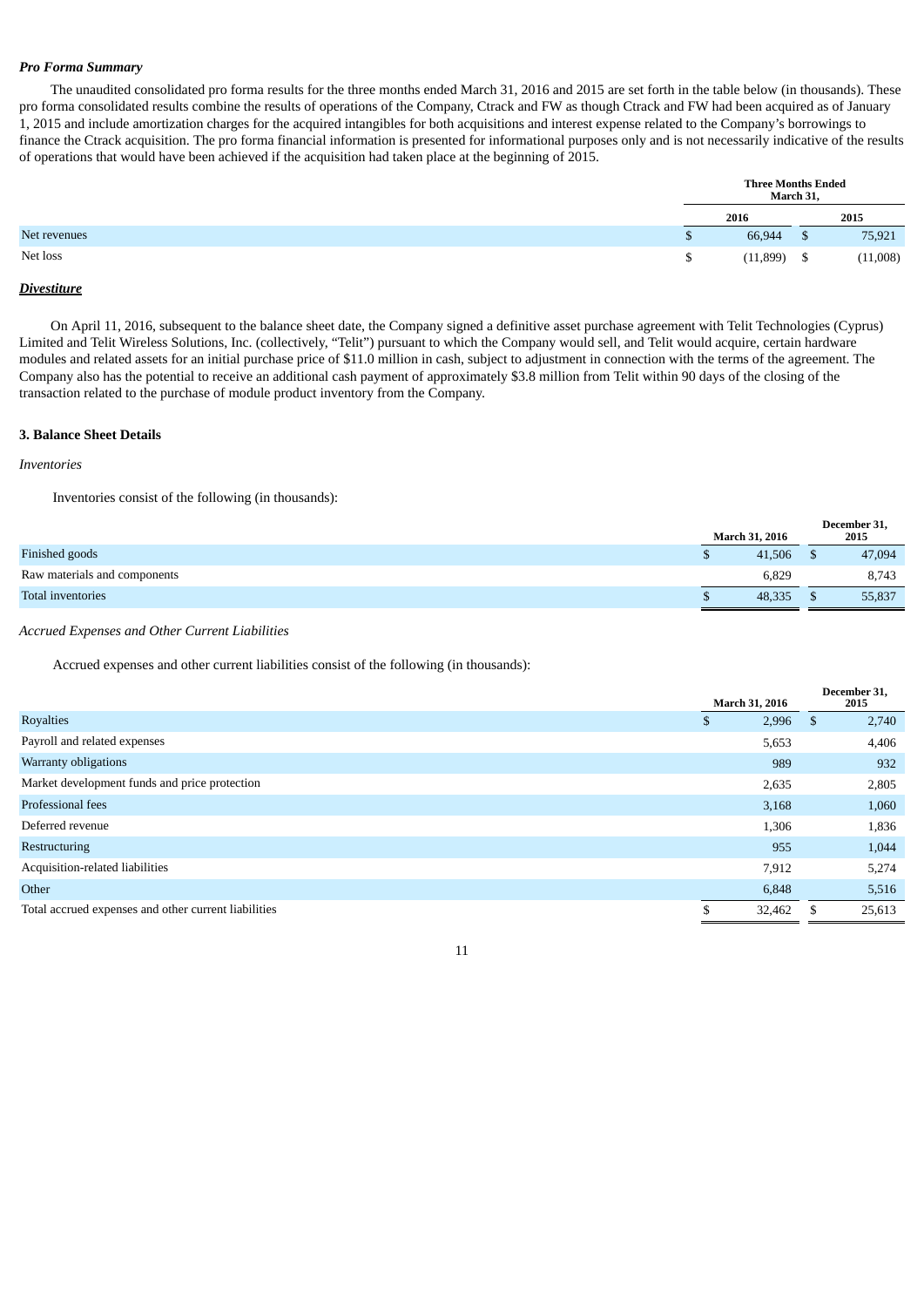***Pro Forma Summary***

The unaudited consolidated pro forma results for the three months ended March 31, 2016 and 2015 are set forth in the table below (in thousands). These pro forma consolidated results combine the results of operations of the Company, Ctrack and FW as though Ctrack and FW had been acquired as of January 1, 2015 and include amortization charges for the acquired intangibles for both acquisitions and interest expense related to the Company's borrowings to finance the Ctrack acquisition. The pro forma financial information is presented for informational purposes only and is not necessarily indicative of the results of operations that would have been achieved if the acquisition had taken place at the beginning of 2015.

| | Three Months Ended March 31, | |
|---|---|---|
| | 2016 | 2015 |
| Net revenues | $ 66,944 | $ 75,921 |
| Net loss | $ (11,899) | $ (11,008) |

***Divestiture***

On April 11, 2016, subsequent to the balance sheet date, the Company signed a definitive asset purchase agreement with Telit Technologies (Cyprus) Limited and Telit Wireless Solutions, Inc. (collectively, "Telit") pursuant to which the Company would sell, and Telit would acquire, certain hardware modules and related assets for an initial purchase price of $11.0 million in cash, subject to adjustment in connection with the terms of the agreement. The Company also has the potential to receive an additional cash payment of approximately $3.8 million from Telit within 90 days of the closing of the transaction related to the purchase of module product inventory from the Company.

**3. Balance Sheet Details**

*Inventories*

Inventories consist of the following (in thousands):

| | March 31, 2016 | December 31, 2015 |
|---|---|---|
| Finished goods | $ 41,506 | $ 47,094 |
| Raw materials and components | 6,829 | 8,743 |
| Total inventories | $ 48,335 | $ 55,837 |

*Accrued Expenses and Other Current Liabilities*

Accrued expenses and other current liabilities consist of the following (in thousands):

| | March 31, 2016 | December 31, 2015 |
|---|---|---|
| Royalties | $ 2,996 | $ 2,740 |
| Payroll and related expenses | 5,653 | 4,406 |
| Warranty obligations | 989 | 932 |
| Market development funds and price protection | 2,635 | 2,805 |
| Professional fees | 3,168 | 1,060 |
| Deferred revenue | 1,306 | 1,836 |
| Restructuring | 955 | 1,044 |
| Acquisition-related liabilities | 7,912 | 5,274 |
| Other | 6,848 | 5,516 |
| Total accrued expenses and other current liabilities | $ 32,462 | $ 25,613 |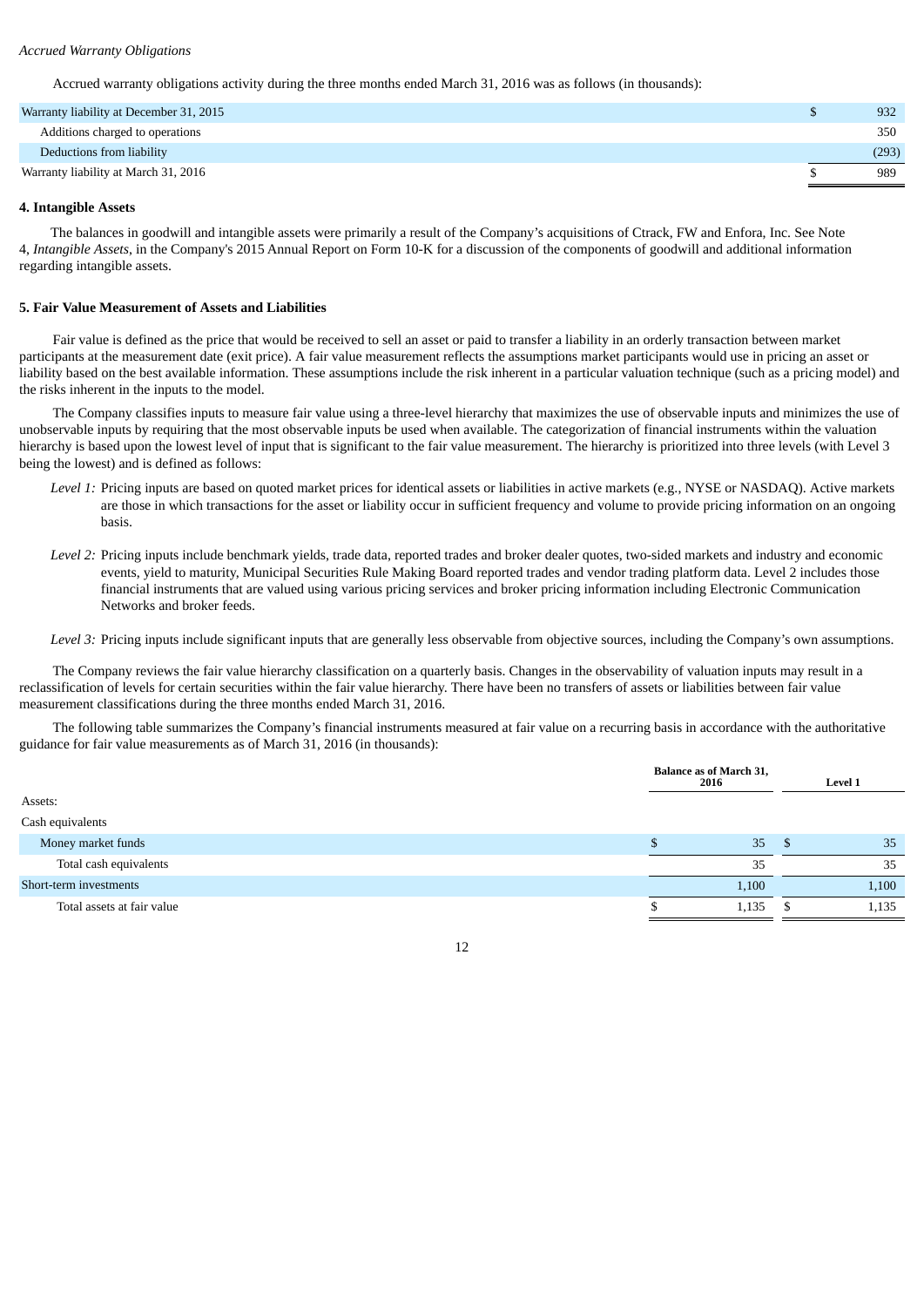*Accrued Warranty Obligations*

Accrued warranty obligations activity during the three months ended March 31, 2016 was as follows (in thousands):

| | |
|---|---|
| Warranty liability at December 31, 2015 | $ 932 |
| Additions charged to operations | 350 |
| Deductions from liability | (293) |
| Warranty liability at March 31, 2016 | $ 989 |

**4. Intangible Assets**

The balances in goodwill and intangible assets were primarily a result of the Company's acquisitions of Ctrack, FW and Enfora, Inc. See Note 4, *Intangible Assets*, in the Company's 2015 Annual Report on Form 10-K for a discussion of the components of goodwill and additional information regarding intangible assets.

**5. Fair Value Measurement of Assets and Liabilities**

Fair value is defined as the price that would be received to sell an asset or paid to transfer a liability in an orderly transaction between market participants at the measurement date (exit price). A fair value measurement reflects the assumptions market participants would use in pricing an asset or liability based on the best available information. These assumptions include the risk inherent in a particular valuation technique (such as a pricing model) and the risks inherent in the inputs to the model.

The Company classifies inputs to measure fair value using a three-level hierarchy that maximizes the use of observable inputs and minimizes the use of unobservable inputs by requiring that the most observable inputs be used when available. The categorization of financial instruments within the valuation hierarchy is based upon the lowest level of input that is significant to the fair value measurement. The hierarchy is prioritized into three levels (with Level 3 being the lowest) and is defined as follows:

*Level 1:* Pricing inputs are based on quoted market prices for identical assets or liabilities in active markets (e.g., NYSE or NASDAQ). Active markets are those in which transactions for the asset or liability occur in sufficient frequency and volume to provide pricing information on an ongoing basis.

*Level 2:* Pricing inputs include benchmark yields, trade data, reported trades and broker dealer quotes, two-sided markets and industry and economic events, yield to maturity, Municipal Securities Rule Making Board reported trades and vendor trading platform data. Level 2 includes those financial instruments that are valued using various pricing services and broker pricing information including Electronic Communication Networks and broker feeds.

*Level 3:* Pricing inputs include significant inputs that are generally less observable from objective sources, including the Company's own assumptions.

The Company reviews the fair value hierarchy classification on a quarterly basis. Changes in the observability of valuation inputs may result in a reclassification of levels for certain securities within the fair value hierarchy. There have been no transfers of assets or liabilities between fair value measurement classifications during the three months ended March 31, 2016.

The following table summarizes the Company's financial instruments measured at fair value on a recurring basis in accordance with the authoritative guidance for fair value measurements as of March 31, 2016 (in thousands):

| | Balance as of March 31, 2016 | Level 1 |
|---|---|---|
| Assets: | | |
| Cash equivalents | | |
| Money market funds | $ 35 | $ 35 |
| Total cash equivalents | 35 | 35 |
| Short-term investments | 1,100 | 1,100 |
| Total assets at fair value | $ 1,135 | $ 1,135 |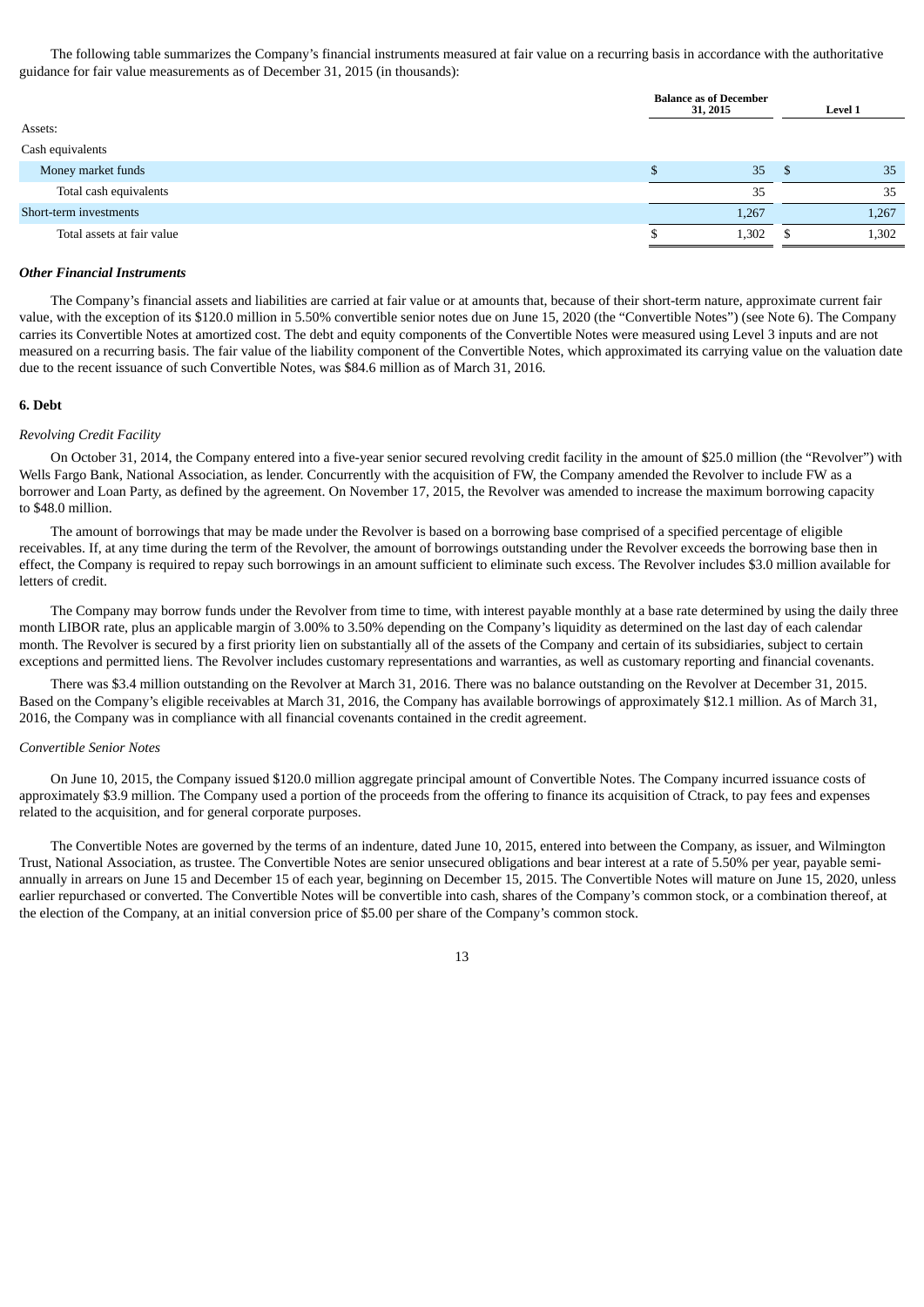The following table summarizes the Company's financial instruments measured at fair value on a recurring basis in accordance with the authoritative guidance for fair value measurements as of December 31, 2015 (in thousands):

| | Balance as of December 31, 2015 | Level 1 |
|---|---|---|
| Assets: | | |
| Cash equivalents | | |
| Money market funds | $ 35 | $ 35 |
| Total cash equivalents | 35 | 35 |
| Short-term investments | 1,267 | 1,267 |
| Total assets at fair value | $ 1,302 | $ 1,302 |

***Other Financial Instruments***

The Company's financial assets and liabilities are carried at fair value or at amounts that, because of their short-term nature, approximate current fair value, with the exception of its $120.0 million in 5.50% convertible senior notes due on June 15, 2020 (the "Convertible Notes") (see Note 6). The Company carries its Convertible Notes at amortized cost. The debt and equity components of the Convertible Notes were measured using Level 3 inputs and are not measured on a recurring basis. The fair value of the liability component of the Convertible Notes, which approximated its carrying value on the valuation date due to the recent issuance of such Convertible Notes, was $84.6 million as of March 31, 2016.

**6. Debt**

*Revolving Credit Facility*

On October 31, 2014, the Company entered into a five-year senior secured revolving credit facility in the amount of $25.0 million (the "Revolver") with Wells Fargo Bank, National Association, as lender. Concurrently with the acquisition of FW, the Company amended the Revolver to include FW as a borrower and Loan Party, as defined by the agreement. On November 17, 2015, the Revolver was amended to increase the maximum borrowing capacity to $48.0 million.

The amount of borrowings that may be made under the Revolver is based on a borrowing base comprised of a specified percentage of eligible receivables. If, at any time during the term of the Revolver, the amount of borrowings outstanding under the Revolver exceeds the borrowing base then in effect, the Company is required to repay such borrowings in an amount sufficient to eliminate such excess. The Revolver includes $3.0 million available for letters of credit.

The Company may borrow funds under the Revolver from time to time, with interest payable monthly at a base rate determined by using the daily three month LIBOR rate, plus an applicable margin of 3.00% to 3.50% depending on the Company's liquidity as determined on the last day of each calendar month. The Revolver is secured by a first priority lien on substantially all of the assets of the Company and certain of its subsidiaries, subject to certain exceptions and permitted liens. The Revolver includes customary representations and warranties, as well as customary reporting and financial covenants.

There was $3.4 million outstanding on the Revolver at March 31, 2016. There was no balance outstanding on the Revolver at December 31, 2015. Based on the Company's eligible receivables at March 31, 2016, the Company has available borrowings of approximately $12.1 million. As of March 31, 2016, the Company was in compliance with all financial covenants contained in the credit agreement.

*Convertible Senior Notes*

On June 10, 2015, the Company issued $120.0 million aggregate principal amount of Convertible Notes. The Company incurred issuance costs of approximately $3.9 million. The Company used a portion of the proceeds from the offering to finance its acquisition of Ctrack, to pay fees and expenses related to the acquisition, and for general corporate purposes.

The Convertible Notes are governed by the terms of an indenture, dated June 10, 2015, entered into between the Company, as issuer, and Wilmington Trust, National Association, as trustee. The Convertible Notes are senior unsecured obligations and bear interest at a rate of 5.50% per year, payable semi-annually in arrears on June 15 and December 15 of each year, beginning on December 15, 2015. The Convertible Notes will mature on June 15, 2020, unless earlier repurchased or converted. The Convertible Notes will be convertible into cash, shares of the Company's common stock, or a combination thereof, at the election of the Company, at an initial conversion price of $5.00 per share of the Company's common stock.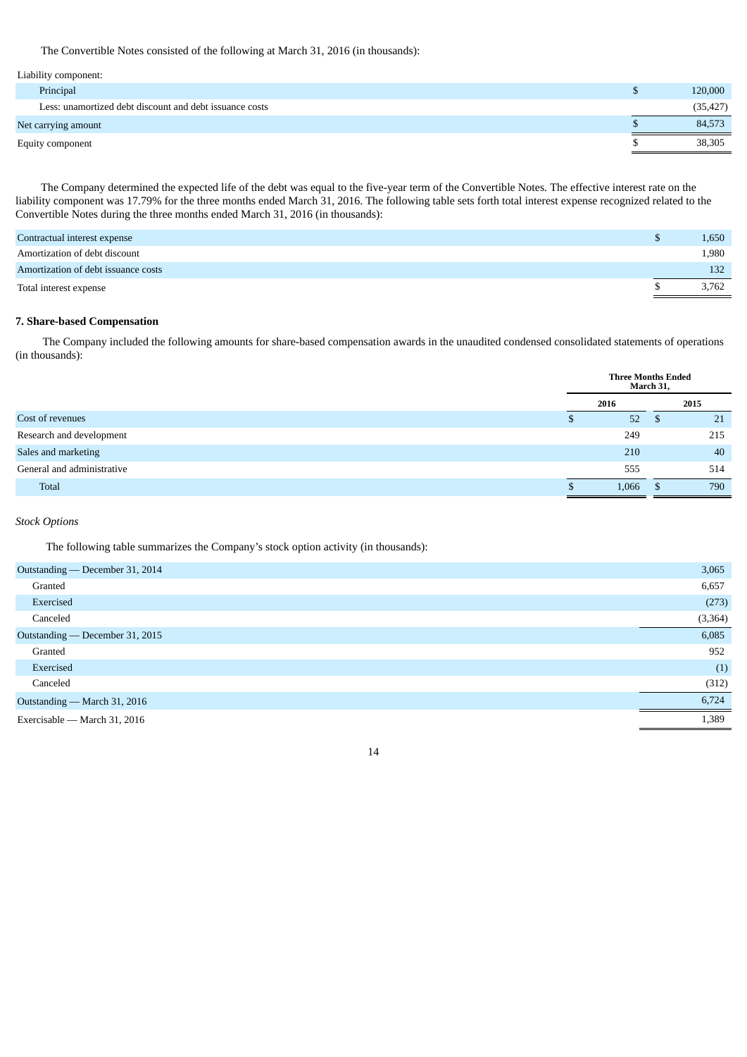The Convertible Notes consisted of the following at March 31, 2016 (in thousands):

| | |
|---|---|
| Liability component: | |
| Principal | $ 120,000 |
| Less: unamortized debt discount and debt issuance costs | (35,427) |
| Net carrying amount | $ 84,573 |
| Equity component | $ 38,305 |

The Company determined the expected life of the debt was equal to the five-year term of the Convertible Notes. The effective interest rate on the liability component was 17.79% for the three months ended March 31, 2016. The following table sets forth total interest expense recognized related to the Convertible Notes during the three months ended March 31, 2016 (in thousands):

| | |
|---|---|
| Contractual interest expense | $ 1,650 |
| Amortization of debt discount | 1,980 |
| Amortization of debt issuance costs | 132 |
| Total interest expense | $ 3,762 |

### 7. Share-based Compensation

The Company included the following amounts for share-based compensation awards in the unaudited condensed consolidated statements of operations (in thousands):

| | Three Months Ended March 31, | |
|---|---|---|
| | 2016 | 2015 |
| Cost of revenues | $ 52 | $ 21 |
| Research and development | 249 | 215 |
| Sales and marketing | 210 | 40 |
| General and administrative | 555 | 514 |
| Total | $ 1,066 | $ 790 |

*Stock Options*

The following table summarizes the Company's stock option activity (in thousands):

| | |
|---|---|
| Outstanding — December 31, 2014 | 3,065 |
| Granted | 6,657 |
| Exercised | (273) |
| Canceled | (3,364) |
| Outstanding — December 31, 2015 | 6,085 |
| Granted | 952 |
| Exercised | (1) |
| Canceled | (312) |
| Outstanding — March 31, 2016 | 6,724 |
| Exercisable — March 31, 2016 | 1,389 |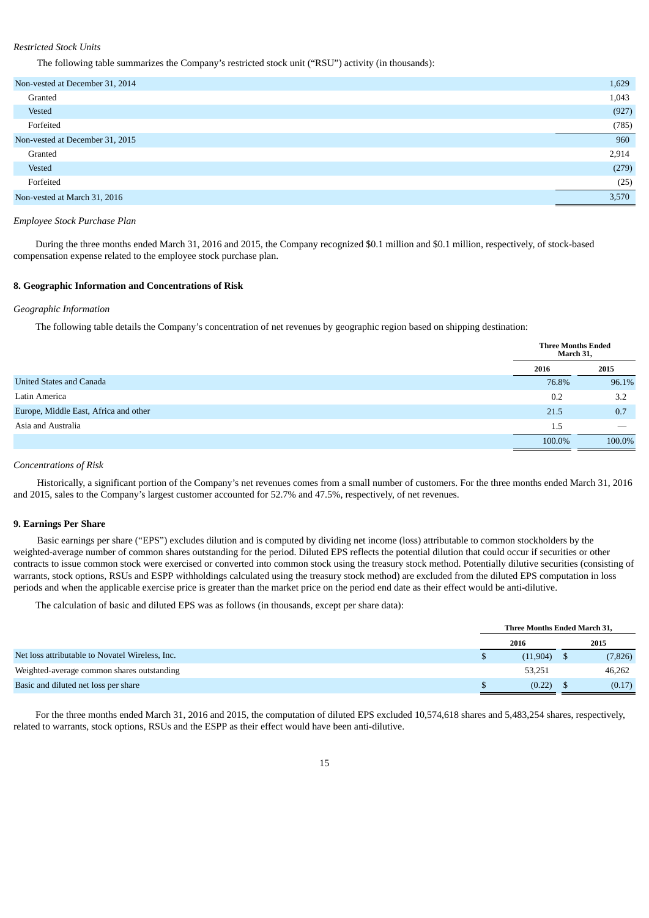*Restricted Stock Units*

The following table summarizes the Company's restricted stock unit ("RSU") activity (in thousands):

| | |
|---|---|
| Non-vested at December 31, 2014 | 1,629 |
| Granted | 1,043 |
| Vested | (927) |
| Forfeited | (785) |
| Non-vested at December 31, 2015 | 960 |
| Granted | 2,914 |
| Vested | (279) |
| Forfeited | (25) |
| Non-vested at March 31, 2016 | 3,570 |

*Employee Stock Purchase Plan*

During the three months ended March 31, 2016 and 2015, the Company recognized \$0.1 million and \$0.1 million, respectively, of stock-based compensation expense related to the employee stock purchase plan.

### 8. Geographic Information and Concentrations of Risk

*Geographic Information*

The following table details the Company's concentration of net revenues by geographic region based on shipping destination:

| | Three Months Ended March 31, | |
|---|---|---|
| | 2016 | 2015 |
| United States and Canada | 76.8% | 96.1% |
| Latin America | 0.2 | 3.2 |
| Europe, Middle East, Africa and other | 21.5 | 0.7 |
| Asia and Australia | 1.5 | — |
| | 100.0% | 100.0% |

*Concentrations of Risk*

Historically, a significant portion of the Company's net revenues comes from a small number of customers. For the three months ended March 31, 2016 and 2015, sales to the Company's largest customer accounted for 52.7% and 47.5%, respectively, of net revenues.

### 9. Earnings Per Share

Basic earnings per share ("EPS") excludes dilution and is computed by dividing net income (loss) attributable to common stockholders by the weighted-average number of common shares outstanding for the period. Diluted EPS reflects the potential dilution that could occur if securities or other contracts to issue common stock were exercised or converted into common stock using the treasury stock method. Potentially dilutive securities (consisting of warrants, stock options, RSUs and ESPP withholdings calculated using the treasury stock method) are excluded from the diluted EPS computation in loss periods and when the applicable exercise price is greater than the market price on the period end date as their effect would be anti-dilutive.

The calculation of basic and diluted EPS was as follows (in thousands, except per share data):

| | Three Months Ended March 31, | |
|---|---|---|
| | 2016 | 2015 |
| Net loss attributable to Novatel Wireless, Inc. | \$ (11,904) | \$ (7,826) |
| Weighted-average common shares outstanding | 53,251 | 46,262 |
| Basic and diluted net loss per share | \$ (0.22) | \$ (0.17) |

For the three months ended March 31, 2016 and 2015, the computation of diluted EPS excluded 10,574,618 shares and 5,483,254 shares, respectively, related to warrants, stock options, RSUs and the ESPP as their effect would have been anti-dilutive.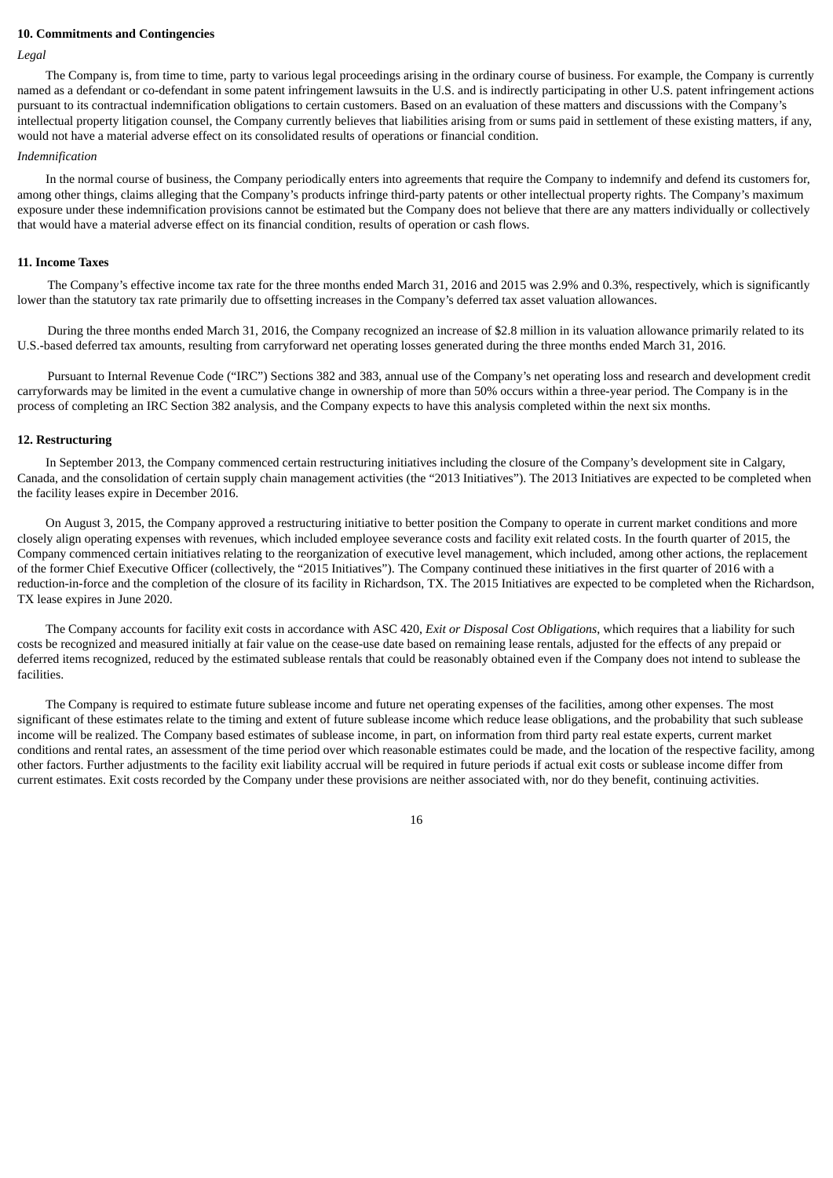**10. Commitments and Contingencies**

*Legal*

The Company is, from time to time, party to various legal proceedings arising in the ordinary course of business. For example, the Company is currently named as a defendant or co-defendant in some patent infringement lawsuits in the U.S. and is indirectly participating in other U.S. patent infringement actions pursuant to its contractual indemnification obligations to certain customers. Based on an evaluation of these matters and discussions with the Company's intellectual property litigation counsel, the Company currently believes that liabilities arising from or sums paid in settlement of these existing matters, if any, would not have a material adverse effect on its consolidated results of operations or financial condition.

*Indemnification*

In the normal course of business, the Company periodically enters into agreements that require the Company to indemnify and defend its customers for, among other things, claims alleging that the Company's products infringe third-party patents or other intellectual property rights. The Company's maximum exposure under these indemnification provisions cannot be estimated but the Company does not believe that there are any matters individually or collectively that would have a material adverse effect on its financial condition, results of operation or cash flows.

**11. Income Taxes**

The Company's effective income tax rate for the three months ended March 31, 2016 and 2015 was 2.9% and 0.3%, respectively, which is significantly lower than the statutory tax rate primarily due to offsetting increases in the Company's deferred tax asset valuation allowances.

During the three months ended March 31, 2016, the Company recognized an increase of $2.8 million in its valuation allowance primarily related to its U.S.-based deferred tax amounts, resulting from carryforward net operating losses generated during the three months ended March 31, 2016.

Pursuant to Internal Revenue Code ("IRC") Sections 382 and 383, annual use of the Company's net operating loss and research and development credit carryforwards may be limited in the event a cumulative change in ownership of more than 50% occurs within a three-year period. The Company is in the process of completing an IRC Section 382 analysis, and the Company expects to have this analysis completed within the next six months.

**12. Restructuring**

In September 2013, the Company commenced certain restructuring initiatives including the closure of the Company's development site in Calgary, Canada, and the consolidation of certain supply chain management activities (the "2013 Initiatives"). The 2013 Initiatives are expected to be completed when the facility leases expire in December 2016.

On August 3, 2015, the Company approved a restructuring initiative to better position the Company to operate in current market conditions and more closely align operating expenses with revenues, which included employee severance costs and facility exit related costs. In the fourth quarter of 2015, the Company commenced certain initiatives relating to the reorganization of executive level management, which included, among other actions, the replacement of the former Chief Executive Officer (collectively, the "2015 Initiatives"). The Company continued these initiatives in the first quarter of 2016 with a reduction-in-force and the completion of the closure of its facility in Richardson, TX. The 2015 Initiatives are expected to be completed when the Richardson, TX lease expires in June 2020.

The Company accounts for facility exit costs in accordance with ASC 420, *Exit or Disposal Cost Obligations*, which requires that a liability for such costs be recognized and measured initially at fair value on the cease-use date based on remaining lease rentals, adjusted for the effects of any prepaid or deferred items recognized, reduced by the estimated sublease rentals that could be reasonably obtained even if the Company does not intend to sublease the facilities.

The Company is required to estimate future sublease income and future net operating expenses of the facilities, among other expenses. The most significant of these estimates relate to the timing and extent of future sublease income which reduce lease obligations, and the probability that such sublease income will be realized. The Company based estimates of sublease income, in part, on information from third party real estate experts, current market conditions and rental rates, an assessment of the time period over which reasonable estimates could be made, and the location of the respective facility, among other factors. Further adjustments to the facility exit liability accrual will be required in future periods if actual exit costs or sublease income differ from current estimates. Exit costs recorded by the Company under these provisions are neither associated with, nor do they benefit, continuing activities.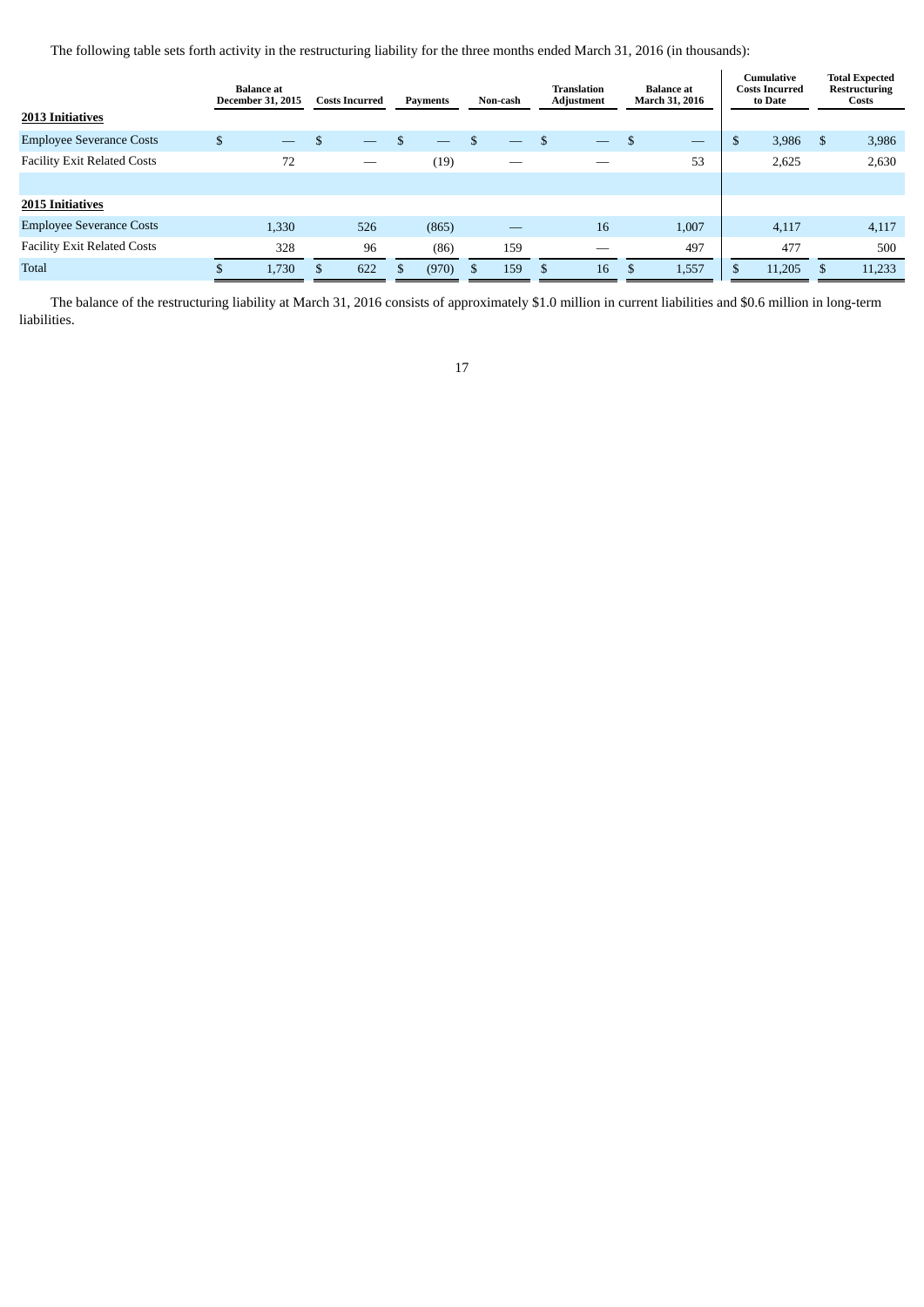The following table sets forth activity in the restructuring liability for the three months ended March 31, 2016 (in thousands):

| | Balance at December 31, 2015 | Costs Incurred | Payments | Non-cash | Translation Adjustment | Balance at March 31, 2016 | Cumulative Costs Incurred to Date | Total Expected Restructuring Costs |
|---|---|---|---|---|---|---|---|---|
| **2013 Initiatives** | | | | | | | | |
| Employee Severance Costs | $ — | $ — | $ — | $ — | $ — | $ — | $ 3,986 | $ 3,986 |
| Facility Exit Related Costs | 72 | — | (19) | — | — | 53 | 2,625 | 2,630 |
| | | | | | | | | |
| **2015 Initiatives** | | | | | | | | |
| Employee Severance Costs | 1,330 | 526 | (865) | — | 16 | 1,007 | 4,117 | 4,117 |
| Facility Exit Related Costs | 328 | 96 | (86) | 159 | — | 497 | 477 | 500 |
| Total | $ 1,730 | $ 622 | $ (970) | $ 159 | $ 16 | $ 1,557 | $ 11,205 | $ 11,233 |

The balance of the restructuring liability at March 31, 2016 consists of approximately $1.0 million in current liabilities and $0.6 million in long-term liabilities.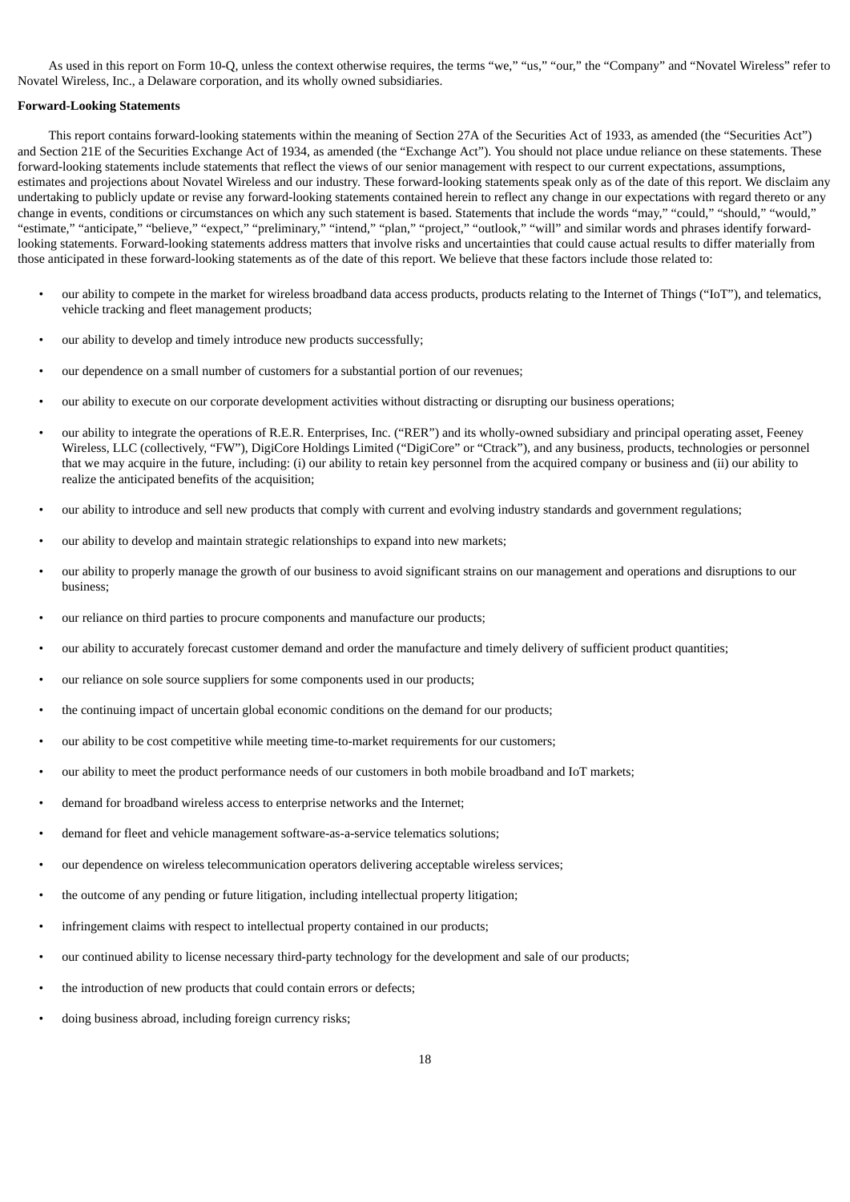As used in this report on Form 10-Q, unless the context otherwise requires, the terms "we," "us," "our," the "Company" and "Novatel Wireless" refer to Novatel Wireless, Inc., a Delaware corporation, and its wholly owned subsidiaries.

**Forward-Looking Statements**

This report contains forward-looking statements within the meaning of Section 27A of the Securities Act of 1933, as amended (the "Securities Act") and Section 21E of the Securities Exchange Act of 1934, as amended (the "Exchange Act"). You should not place undue reliance on these statements. These forward-looking statements include statements that reflect the views of our senior management with respect to our current expectations, assumptions, estimates and projections about Novatel Wireless and our industry. These forward-looking statements speak only as of the date of this report. We disclaim any undertaking to publicly update or revise any forward-looking statements contained herein to reflect any change in our expectations with regard thereto or any change in events, conditions or circumstances on which any such statement is based. Statements that include the words "may," "could," "should," "would," "estimate," "anticipate," "believe," "expect," "preliminary," "intend," "plan," "project," "outlook," "will" and similar words and phrases identify forward-looking statements. Forward-looking statements address matters that involve risks and uncertainties that could cause actual results to differ materially from those anticipated in these forward-looking statements as of the date of this report. We believe that these factors include those related to:

- our ability to compete in the market for wireless broadband data access products, products relating to the Internet of Things ("IoT"), and telematics, vehicle tracking and fleet management products;
- our ability to develop and timely introduce new products successfully;
- our dependence on a small number of customers for a substantial portion of our revenues;
- our ability to execute on our corporate development activities without distracting or disrupting our business operations;
- our ability to integrate the operations of R.E.R. Enterprises, Inc. ("RER") and its wholly-owned subsidiary and principal operating asset, Feeney Wireless, LLC (collectively, "FW"), DigiCore Holdings Limited ("DigiCore" or "Ctrack"), and any business, products, technologies or personnel that we may acquire in the future, including: (i) our ability to retain key personnel from the acquired company or business and (ii) our ability to realize the anticipated benefits of the acquisition;
- our ability to introduce and sell new products that comply with current and evolving industry standards and government regulations;
- our ability to develop and maintain strategic relationships to expand into new markets;
- our ability to properly manage the growth of our business to avoid significant strains on our management and operations and disruptions to our business;
- our reliance on third parties to procure components and manufacture our products;
- our ability to accurately forecast customer demand and order the manufacture and timely delivery of sufficient product quantities;
- our reliance on sole source suppliers for some components used in our products;
- the continuing impact of uncertain global economic conditions on the demand for our products;
- our ability to be cost competitive while meeting time-to-market requirements for our customers;
- our ability to meet the product performance needs of our customers in both mobile broadband and IoT markets;
- demand for broadband wireless access to enterprise networks and the Internet;
- demand for fleet and vehicle management software-as-a-service telematics solutions;
- our dependence on wireless telecommunication operators delivering acceptable wireless services;
- the outcome of any pending or future litigation, including intellectual property litigation;
- infringement claims with respect to intellectual property contained in our products;
- our continued ability to license necessary third-party technology for the development and sale of our products;
- the introduction of new products that could contain errors or defects;
- doing business abroad, including foreign currency risks;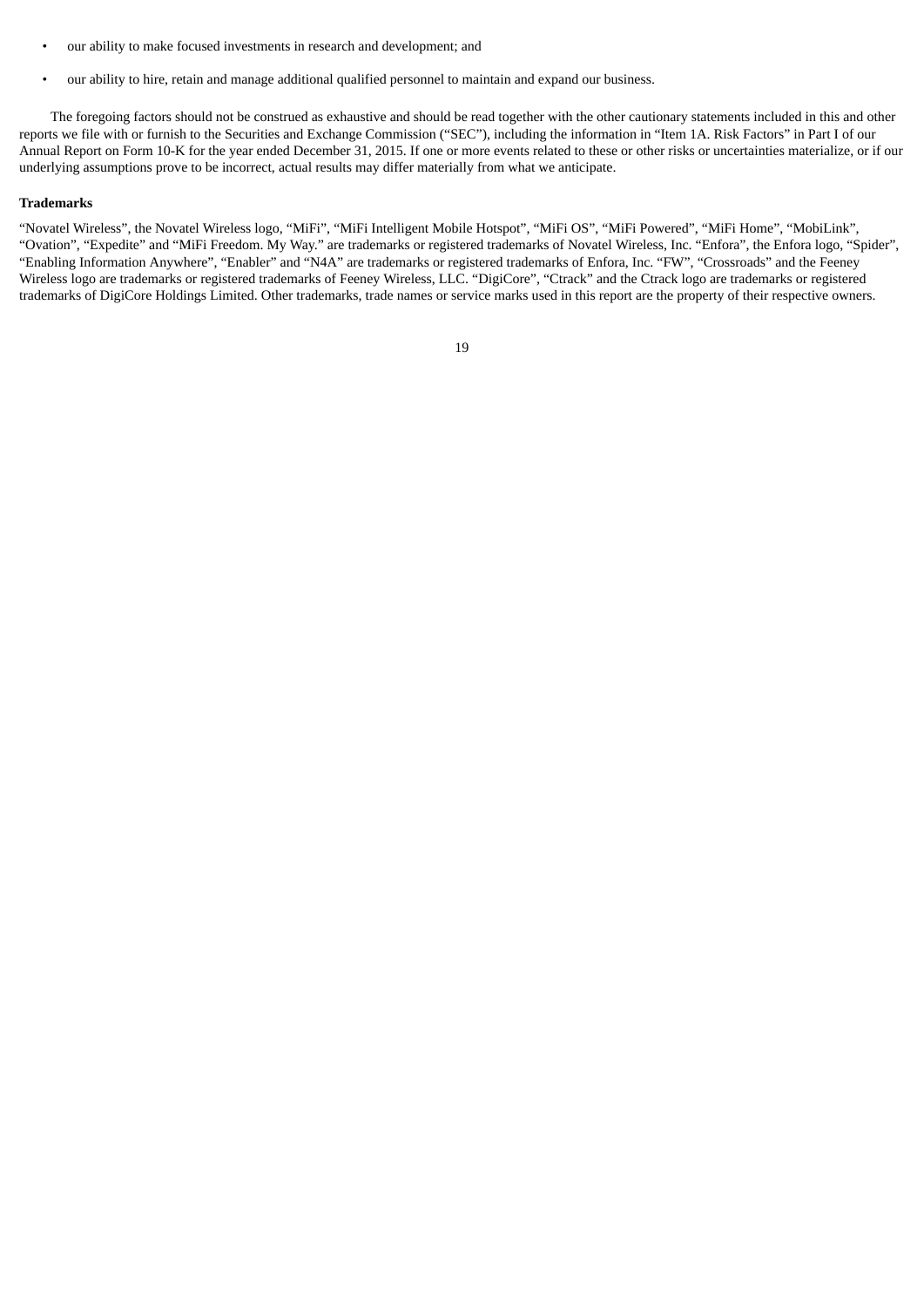- our ability to make focused investments in research and development; and
- our ability to hire, retain and manage additional qualified personnel to maintain and expand our business.

The foregoing factors should not be construed as exhaustive and should be read together with the other cautionary statements included in this and other reports we file with or furnish to the Securities and Exchange Commission ("SEC"), including the information in "Item 1A. Risk Factors" in Part I of our Annual Report on Form 10-K for the year ended December 31, 2015. If one or more events related to these or other risks or uncertainties materialize, or if our underlying assumptions prove to be incorrect, actual results may differ materially from what we anticipate.

**Trademarks**

"Novatel Wireless", the Novatel Wireless logo, "MiFi", "MiFi Intelligent Mobile Hotspot", "MiFi OS", "MiFi Powered", "MiFi Home", "MobiLink", "Ovation", "Expedite" and "MiFi Freedom. My Way." are trademarks or registered trademarks of Novatel Wireless, Inc. "Enfora", the Enfora logo, "Spider", "Enabling Information Anywhere", "Enabler" and "N4A" are trademarks or registered trademarks of Enfora, Inc. "FW", "Crossroads" and the Feeney Wireless logo are trademarks or registered trademarks of Feeney Wireless, LLC. "DigiCore", "Ctrack" and the Ctrack logo are trademarks or registered trademarks of DigiCore Holdings Limited. Other trademarks, trade names or service marks used in this report are the property of their respective owners.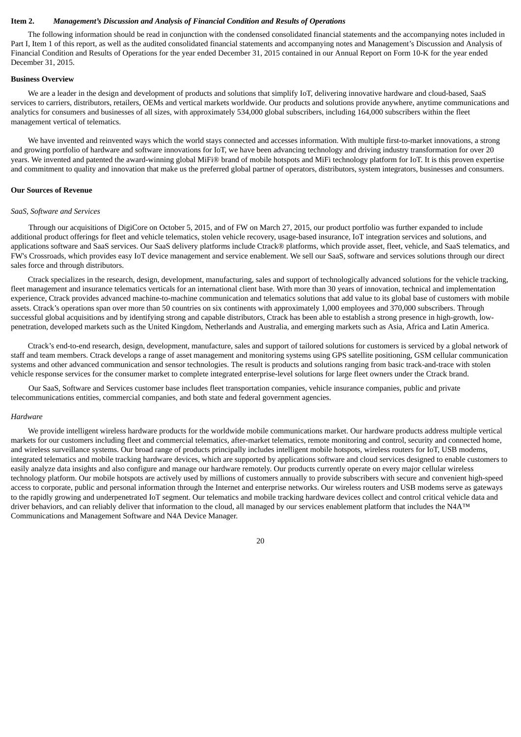## Item 2. *Management's Discussion and Analysis of Financial Condition and Results of Operations*

The following information should be read in conjunction with the condensed consolidated financial statements and the accompanying notes included in Part I, Item 1 of this report, as well as the audited consolidated financial statements and accompanying notes and Management's Discussion and Analysis of Financial Condition and Results of Operations for the year ended December 31, 2015 contained in our Annual Report on Form 10-K for the year ended December 31, 2015.

**Business Overview**

We are a leader in the design and development of products and solutions that simplify IoT, delivering innovative hardware and cloud-based, SaaS services to carriers, distributors, retailers, OEMs and vertical markets worldwide. Our products and solutions provide anywhere, anytime communications and analytics for consumers and businesses of all sizes, with approximately 534,000 global subscribers, including 164,000 subscribers within the fleet management vertical of telematics.

We have invented and reinvented ways which the world stays connected and accesses information. With multiple first-to-market innovations, a strong and growing portfolio of hardware and software innovations for IoT, we have been advancing technology and driving industry transformation for over 20 years. We invented and patented the award-winning global MiFi® brand of mobile hotspots and MiFi technology platform for IoT. It is this proven expertise and commitment to quality and innovation that make us the preferred global partner of operators, distributors, system integrators, businesses and consumers.

**Our Sources of Revenue**

*SaaS, Software and Services*

Through our acquisitions of DigiCore on October 5, 2015, and of FW on March 27, 2015, our product portfolio was further expanded to include additional product offerings for fleet and vehicle telematics, stolen vehicle recovery, usage-based insurance, IoT integration services and solutions, and applications software and SaaS services. Our SaaS delivery platforms include Ctrack® platforms, which provide asset, fleet, vehicle, and SaaS telematics, and FW's Crossroads, which provides easy IoT device management and service enablement. We sell our SaaS, software and services solutions through our direct sales force and through distributors.

Ctrack specializes in the research, design, development, manufacturing, sales and support of technologically advanced solutions for the vehicle tracking, fleet management and insurance telematics verticals for an international client base. With more than 30 years of innovation, technical and implementation experience, Ctrack provides advanced machine-to-machine communication and telematics solutions that add value to its global base of customers with mobile assets. Ctrack's operations span over more than 50 countries on six continents with approximately 1,000 employees and 370,000 subscribers. Through successful global acquisitions and by identifying strong and capable distributors, Ctrack has been able to establish a strong presence in high-growth, low-penetration, developed markets such as the United Kingdom, Netherlands and Australia, and emerging markets such as Asia, Africa and Latin America.

Ctrack's end-to-end research, design, development, manufacture, sales and support of tailored solutions for customers is serviced by a global network of staff and team members. Ctrack develops a range of asset management and monitoring systems using GPS satellite positioning, GSM cellular communication systems and other advanced communication and sensor technologies. The result is products and solutions ranging from basic track-and-trace with stolen vehicle response services for the consumer market to complete integrated enterprise-level solutions for large fleet owners under the Ctrack brand.

Our SaaS, Software and Services customer base includes fleet transportation companies, vehicle insurance companies, public and private telecommunications entities, commercial companies, and both state and federal government agencies.

*Hardware*

We provide intelligent wireless hardware products for the worldwide mobile communications market. Our hardware products address multiple vertical markets for our customers including fleet and commercial telematics, after-market telematics, remote monitoring and control, security and connected home, and wireless surveillance systems. Our broad range of products principally includes intelligent mobile hotspots, wireless routers for IoT, USB modems, integrated telematics and mobile tracking hardware devices, which are supported by applications software and cloud services designed to enable customers to easily analyze data insights and also configure and manage our hardware remotely. Our products currently operate on every major cellular wireless technology platform. Our mobile hotspots are actively used by millions of customers annually to provide subscribers with secure and convenient high-speed access to corporate, public and personal information through the Internet and enterprise networks. Our wireless routers and USB modems serve as gateways to the rapidly growing and underpenetrated IoT segment. Our telematics and mobile tracking hardware devices collect and control critical vehicle data and driver behaviors, and can reliably deliver that information to the cloud, all managed by our services enablement platform that includes the N4A™ Communications and Management Software and N4A Device Manager.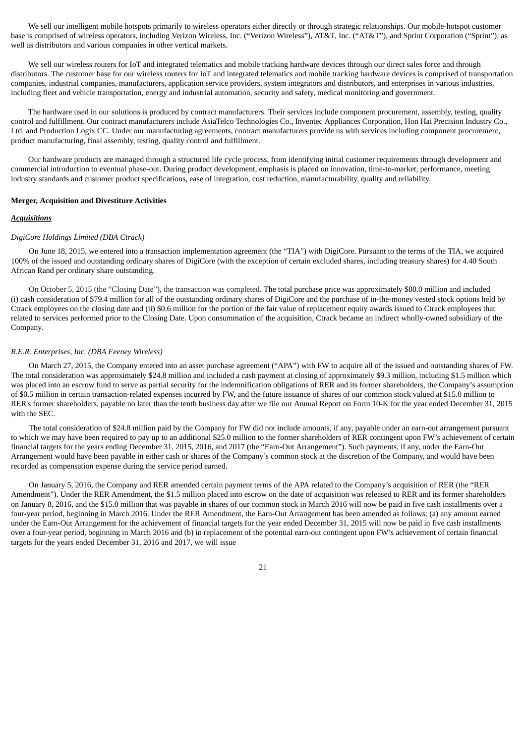We sell our intelligent mobile hotspots primarily to wireless operators either directly or through strategic relationships. Our mobile-hotspot customer base is comprised of wireless operators, including Verizon Wireless, Inc. ("Verizon Wireless"), AT&T, Inc. ("AT&T"), and Sprint Corporation ("Sprint"), as well as distributors and various companies in other vertical markets.

We sell our wireless routers for IoT and integrated telematics and mobile tracking hardware devices through our direct sales force and through distributors. The customer base for our wireless routers for IoT and integrated telematics and mobile tracking hardware devices is comprised of transportation companies, industrial companies, manufacturers, application service providers, system integrators and distributors, and enterprises in various industries, including fleet and vehicle transportation, energy and industrial automation, security and safety, medical monitoring and government.

The hardware used in our solutions is produced by contract manufacturers. Their services include component procurement, assembly, testing, quality control and fulfillment. Our contract manufacturers include AsiaTelco Technologies Co., Inventec Appliances Corporation, Hon Hai Precision Industry Co., Ltd. and Production Logix CC. Under our manufacturing agreements, contract manufacturers provide us with services including component procurement, product manufacturing, final assembly, testing, quality control and fulfillment.

Our hardware products are managed through a structured life cycle process, from identifying initial customer requirements through development and commercial introduction to eventual phase-out. During product development, emphasis is placed on innovation, time-to-market, performance, meeting industry standards and customer product specifications, ease of integration, cost reduction, manufacturability, quality and reliability.

**Merger, Acquisition and Divestiture Activities**

***Acquisitions***

*DigiCore Holdings Limited (DBA Ctrack)*

On June 18, 2015, we entered into a transaction implementation agreement (the "TIA") with DigiCore. Pursuant to the terms of the TIA, we acquired 100% of the issued and outstanding ordinary shares of DigiCore (with the exception of certain excluded shares, including treasury shares) for 4.40 South African Rand per ordinary share outstanding.

On October 5, 2015 (the "Closing Date"), the transaction was completed. The total purchase price was approximately $80.0 million and included (i) cash consideration of $79.4 million for all of the outstanding ordinary shares of DigiCore and the purchase of in-the-money vested stock options held by Ctrack employees on the closing date and (ii) $0.6 million for the portion of the fair value of replacement equity awards issued to Ctrack employees that related to services performed prior to the Closing Date. Upon consummation of the acquisition, Ctrack became an indirect wholly-owned subsidiary of the Company.

*R.E.R. Enterprises, Inc. (DBA Feeney Wireless)*

On March 27, 2015, the Company entered into an asset purchase agreement ("APA") with FW to acquire all of the issued and outstanding shares of FW. The total consideration was approximately $24.8 million and included a cash payment at closing of approximately $9.3 million, including $1.5 million which was placed into an escrow fund to serve as partial security for the indemnification obligations of RER and its former shareholders, the Company's assumption of $0.5 million in certain transaction-related expenses incurred by FW, and the future issuance of shares of our common stock valued at $15.0 million to RER's former shareholders, payable no later than the tenth business day after we file our Annual Report on Form 10-K for the year ended December 31, 2015 with the SEC.

The total consideration of $24.8 million paid by the Company for FW did not include amounts, if any, payable under an earn-out arrangement pursuant to which we may have been required to pay up to an additional $25.0 million to the former shareholders of RER contingent upon FW's achievement of certain financial targets for the years ending December 31, 2015, 2016, and 2017 (the "Earn-Out Arrangement"). Such payments, if any, under the Earn-Out Arrangement would have been payable in either cash or shares of the Company's common stock at the discretion of the Company, and would have been recorded as compensation expense during the service period earned.

On January 5, 2016, the Company and RER amended certain payment terms of the APA related to the Company's acquisition of RER (the "RER Amendment"). Under the RER Amendment, the $1.5 million placed into escrow on the date of acquisition was released to RER and its former shareholders on January 8, 2016, and the $15.0 million that was payable in shares of our common stock in March 2016 will now be paid in five cash installments over a four-year period, beginning in March 2016. Under the RER Amendment, the Earn-Out Arrangement has been amended as follows: (a) any amount earned under the Earn-Out Arrangement for the achievement of financial targets for the year ended December 31, 2015 will now be paid in five cash installments over a four-year period, beginning in March 2016 and (b) in replacement of the potential earn-out contingent upon FW's achievement of certain financial targets for the years ended December 31, 2016 and 2017, we will issue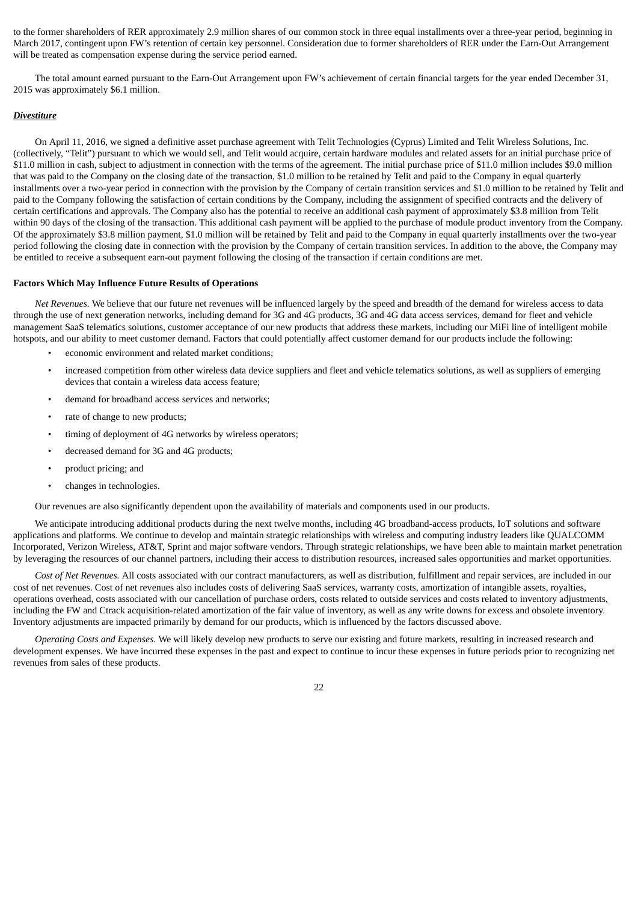to the former shareholders of RER approximately 2.9 million shares of our common stock in three equal installments over a three-year period, beginning in March 2017, contingent upon FW's retention of certain key personnel. Consideration due to former shareholders of RER under the Earn-Out Arrangement will be treated as compensation expense during the service period earned.

The total amount earned pursuant to the Earn-Out Arrangement upon FW's achievement of certain financial targets for the year ended December 31, 2015 was approximately $6.1 million.

***Divestiture***

On April 11, 2016, we signed a definitive asset purchase agreement with Telit Technologies (Cyprus) Limited and Telit Wireless Solutions, Inc. (collectively, "Telit") pursuant to which we would sell, and Telit would acquire, certain hardware modules and related assets for an initial purchase price of $11.0 million in cash, subject to adjustment in connection with the terms of the agreement. The initial purchase price of $11.0 million includes $9.0 million that was paid to the Company on the closing date of the transaction, $1.0 million to be retained by Telit and paid to the Company in equal quarterly installments over a two-year period in connection with the provision by the Company of certain transition services and $1.0 million to be retained by Telit and paid to the Company following the satisfaction of certain conditions by the Company, including the assignment of specified contracts and the delivery of certain certifications and approvals. The Company also has the potential to receive an additional cash payment of approximately $3.8 million from Telit within 90 days of the closing of the transaction. This additional cash payment will be applied to the purchase of module product inventory from the Company. Of the approximately $3.8 million payment, $1.0 million will be retained by Telit and paid to the Company in equal quarterly installments over the two-year period following the closing date in connection with the provision by the Company of certain transition services. In addition to the above, the Company may be entitled to receive a subsequent earn-out payment following the closing of the transaction if certain conditions are met.

**Factors Which May Influence Future Results of Operations**

*Net Revenues.* We believe that our future net revenues will be influenced largely by the speed and breadth of the demand for wireless access to data through the use of next generation networks, including demand for 3G and 4G products, 3G and 4G data access services, demand for fleet and vehicle management SaaS telematics solutions, customer acceptance of our new products that address these markets, including our MiFi line of intelligent mobile hotspots, and our ability to meet customer demand. Factors that could potentially affect customer demand for our products include the following:

- economic environment and related market conditions;
- increased competition from other wireless data device suppliers and fleet and vehicle telematics solutions, as well as suppliers of emerging devices that contain a wireless data access feature;
- demand for broadband access services and networks;
- rate of change to new products;
- timing of deployment of 4G networks by wireless operators;
- decreased demand for 3G and 4G products;
- product pricing; and
- changes in technologies.

Our revenues are also significantly dependent upon the availability of materials and components used in our products.

We anticipate introducing additional products during the next twelve months, including 4G broadband-access products, IoT solutions and software applications and platforms. We continue to develop and maintain strategic relationships with wireless and computing industry leaders like QUALCOMM Incorporated, Verizon Wireless, AT&T, Sprint and major software vendors. Through strategic relationships, we have been able to maintain market penetration by leveraging the resources of our channel partners, including their access to distribution resources, increased sales opportunities and market opportunities.

*Cost of Net Revenues.* All costs associated with our contract manufacturers, as well as distribution, fulfillment and repair services, are included in our cost of net revenues. Cost of net revenues also includes costs of delivering SaaS services, warranty costs, amortization of intangible assets, royalties, operations overhead, costs associated with our cancellation of purchase orders, costs related to outside services and costs related to inventory adjustments, including the FW and Ctrack acquisition-related amortization of the fair value of inventory, as well as any write downs for excess and obsolete inventory. Inventory adjustments are impacted primarily by demand for our products, which is influenced by the factors discussed above.

*Operating Costs and Expenses.* We will likely develop new products to serve our existing and future markets, resulting in increased research and development expenses. We have incurred these expenses in the past and expect to continue to incur these expenses in future periods prior to recognizing net revenues from sales of these products.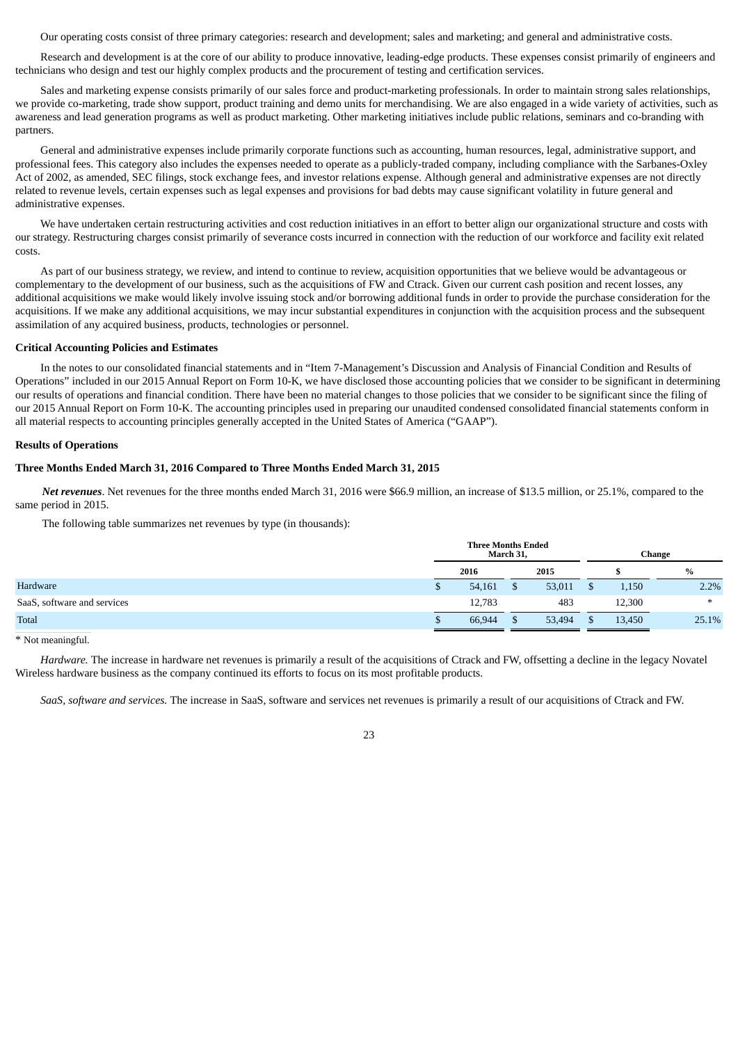Our operating costs consist of three primary categories: research and development; sales and marketing; and general and administrative costs.

Research and development is at the core of our ability to produce innovative, leading-edge products. These expenses consist primarily of engineers and technicians who design and test our highly complex products and the procurement of testing and certification services.

Sales and marketing expense consists primarily of our sales force and product-marketing professionals. In order to maintain strong sales relationships, we provide co-marketing, trade show support, product training and demo units for merchandising. We are also engaged in a wide variety of activities, such as awareness and lead generation programs as well as product marketing. Other marketing initiatives include public relations, seminars and co-branding with partners.

General and administrative expenses include primarily corporate functions such as accounting, human resources, legal, administrative support, and professional fees. This category also includes the expenses needed to operate as a publicly-traded company, including compliance with the Sarbanes-Oxley Act of 2002, as amended, SEC filings, stock exchange fees, and investor relations expense. Although general and administrative expenses are not directly related to revenue levels, certain expenses such as legal expenses and provisions for bad debts may cause significant volatility in future general and administrative expenses.

We have undertaken certain restructuring activities and cost reduction initiatives in an effort to better align our organizational structure and costs with our strategy. Restructuring charges consist primarily of severance costs incurred in connection with the reduction of our workforce and facility exit related costs.

As part of our business strategy, we review, and intend to continue to review, acquisition opportunities that we believe would be advantageous or complementary to the development of our business, such as the acquisitions of FW and Ctrack. Given our current cash position and recent losses, any additional acquisitions we make would likely involve issuing stock and/or borrowing additional funds in order to provide the purchase consideration for the acquisitions. If we make any additional acquisitions, we may incur substantial expenditures in conjunction with the acquisition process and the subsequent assimilation of any acquired business, products, technologies or personnel.

**Critical Accounting Policies and Estimates**

In the notes to our consolidated financial statements and in "Item 7-Management's Discussion and Analysis of Financial Condition and Results of Operations" included in our 2015 Annual Report on Form 10-K, we have disclosed those accounting policies that we consider to be significant in determining our results of operations and financial condition. There have been no material changes to those policies that we consider to be significant since the filing of our 2015 Annual Report on Form 10-K. The accounting principles used in preparing our unaudited condensed consolidated financial statements conform in all material respects to accounting principles generally accepted in the United States of America ("GAAP").

**Results of Operations**

**Three Months Ended March 31, 2016 Compared to Three Months Ended March 31, 2015**

***Net revenues***. Net revenues for the three months ended March 31, 2016 were $66.9 million, an increase of $13.5 million, or 25.1%, compared to the same period in 2015.

The following table summarizes net revenues by type (in thousands):

| | Three Months Ended March 31, | | Change | |
|---|---|---|---|---|
| | 2016 | 2015 | $ | % |
| Hardware | $ 54,161 | $ 53,011 | $ 1,150 | 2.2% |
| SaaS, software and services | 12,783 | 483 | 12,300 | * |
| Total | $ 66,944 | $ 53,494 | $ 13,450 | 25.1% |

\* Not meaningful.

*Hardware.* The increase in hardware net revenues is primarily a result of the acquisitions of Ctrack and FW, offsetting a decline in the legacy Novatel Wireless hardware business as the company continued its efforts to focus on its most profitable products.

*SaaS, software and services.* The increase in SaaS, software and services net revenues is primarily a result of our acquisitions of Ctrack and FW.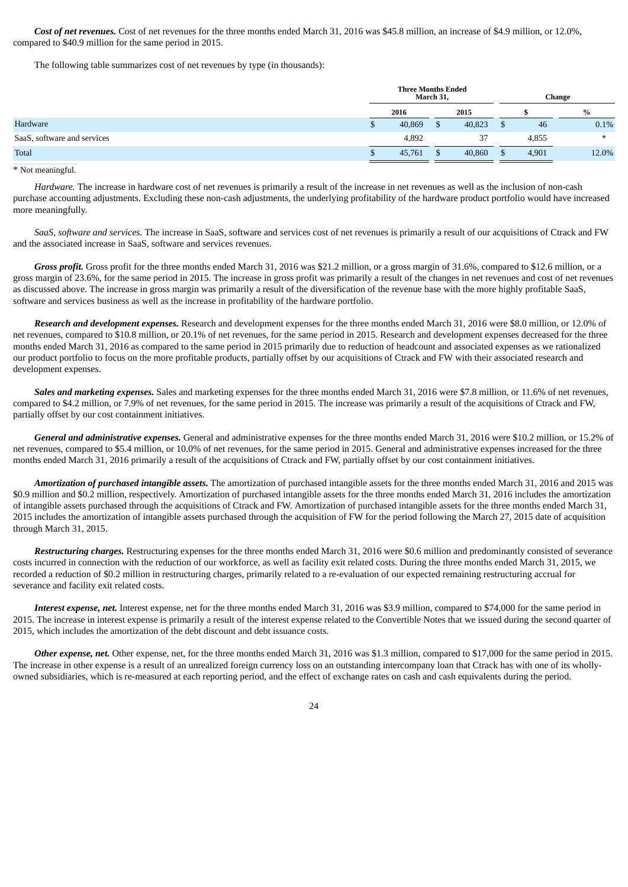***Cost of net revenues.*** Cost of net revenues for the three months ended March 31, 2016 was $45.8 million, an increase of $4.9 million, or 12.0%, compared to $40.9 million for the same period in 2015.

The following table summarizes cost of net revenues by type (in thousands):

| | Three Months Ended March 31, | | Change | |
|---|---|---|---|---|
| | 2016 | 2015 | $ | % |
| Hardware | $ 40,869 | $ 40,823 | $ 46 | 0.1% |
| SaaS, software and services | 4,892 | 37 | 4,855 | * |
| Total | $ 45,761 | $ 40,860 | $ 4,901 | 12.0% |

\* Not meaningful.

*Hardware.* The increase in hardware cost of net revenues is primarily a result of the increase in net revenues as well as the inclusion of non-cash purchase accounting adjustments. Excluding these non-cash adjustments, the underlying profitability of the hardware product portfolio would have increased more meaningfully.

*SaaS, software and services.* The increase in SaaS, software and services cost of net revenues is primarily a result of our acquisitions of Ctrack and FW and the associated increase in SaaS, software and services revenues.

***Gross profit.*** Gross profit for the three months ended March 31, 2016 was $21.2 million, or a gross margin of 31.6%, compared to $12.6 million, or a gross margin of 23.6%, for the same period in 2015. The increase in gross profit was primarily a result of the changes in net revenues and cost of net revenues as discussed above. The increase in gross margin was primarily a result of the diversification of the revenue base with the more highly profitable SaaS, software and services business as well as the increase in profitability of the hardware portfolio.

***Research and development expenses.*** Research and development expenses for the three months ended March 31, 2016 were $8.0 million, or 12.0% of net revenues, compared to $10.8 million, or 20.1% of net revenues, for the same period in 2015. Research and development expenses decreased for the three months ended March 31, 2016 as compared to the same period in 2015 primarily due to reduction of headcount and associated expenses as we rationalized our product portfolio to focus on the more profitable products, partially offset by our acquisitions of Ctrack and FW with their associated research and development expenses.

***Sales and marketing expenses.*** Sales and marketing expenses for the three months ended March 31, 2016 were $7.8 million, or 11.6% of net revenues, compared to $4.2 million, or 7.9% of net revenues, for the same period in 2015. The increase was primarily a result of the acquisitions of Ctrack and FW, partially offset by our cost containment initiatives.

***General and administrative expenses.*** General and administrative expenses for the three months ended March 31, 2016 were $10.2 million, or 15.2% of net revenues, compared to $5.4 million, or 10.0% of net revenues, for the same period in 2015. General and administrative expenses increased for the three months ended March 31, 2016 primarily a result of the acquisitions of Ctrack and FW, partially offset by our cost containment initiatives.

***Amortization of purchased intangible assets.*** The amortization of purchased intangible assets for the three months ended March 31, 2016 and 2015 was $0.9 million and $0.2 million, respectively. Amortization of purchased intangible assets for the three months ended March 31, 2016 includes the amortization of intangible assets purchased through the acquisitions of Ctrack and FW. Amortization of purchased intangible assets for the three months ended March 31, 2015 includes the amortization of intangible assets purchased through the acquisition of FW for the period following the March 27, 2015 date of acquisition through March 31, 2015.

***Restructuring charges.*** Restructuring expenses for the three months ended March 31, 2016 were $0.6 million and predominantly consisted of severance costs incurred in connection with the reduction of our workforce, as well as facility exit related costs. During the three months ended March 31, 2015, we recorded a reduction of $0.2 million in restructuring charges, primarily related to a re-evaluation of our expected remaining restructuring accrual for severance and facility exit related costs.

***Interest expense, net.*** Interest expense, net for the three months ended March 31, 2016 was $3.9 million, compared to $74,000 for the same period in 2015. The increase in interest expense is primarily a result of the interest expense related to the Convertible Notes that we issued during the second quarter of 2015, which includes the amortization of the debt discount and debt issuance costs.

***Other expense, net.*** Other expense, net, for the three months ended March 31, 2016 was $1.3 million, compared to $17,000 for the same period in 2015. The increase in other expense is a result of an unrealized foreign currency loss on an outstanding intercompany loan that Ctrack has with one of its wholly-owned subsidiaries, which is re-measured at each reporting period, and the effect of exchange rates on cash and cash equivalents during the period.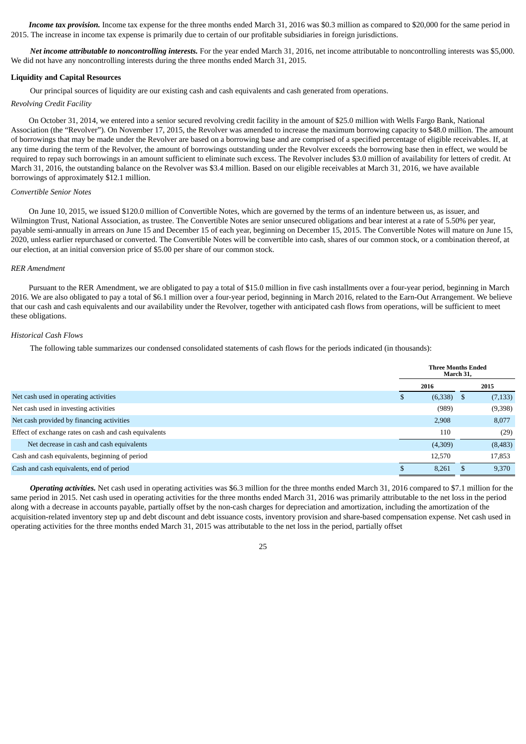***Income tax provision.*** Income tax expense for the three months ended March 31, 2016 was $0.3 million as compared to $20,000 for the same period in 2015. The increase in income tax expense is primarily due to certain of our profitable subsidiaries in foreign jurisdictions.

***Net income attributable to noncontrolling interests.*** For the year ended March 31, 2016, net income attributable to noncontrolling interests was $5,000. We did not have any noncontrolling interests during the three months ended March 31, 2015.

**Liquidity and Capital Resources**

Our principal sources of liquidity are our existing cash and cash equivalents and cash generated from operations.

*Revolving Credit Facility*

On October 31, 2014, we entered into a senior secured revolving credit facility in the amount of $25.0 million with Wells Fargo Bank, National Association (the "Revolver"). On November 17, 2015, the Revolver was amended to increase the maximum borrowing capacity to $48.0 million. The amount of borrowings that may be made under the Revolver are based on a borrowing base and are comprised of a specified percentage of eligible receivables. If, at any time during the term of the Revolver, the amount of borrowings outstanding under the Revolver exceeds the borrowing base then in effect, we would be required to repay such borrowings in an amount sufficient to eliminate such excess. The Revolver includes $3.0 million of availability for letters of credit. At March 31, 2016, the outstanding balance on the Revolver was $3.4 million. Based on our eligible receivables at March 31, 2016, we have available borrowings of approximately $12.1 million.

*Convertible Senior Notes*

On June 10, 2015, we issued $120.0 million of Convertible Notes, which are governed by the terms of an indenture between us, as issuer, and Wilmington Trust, National Association, as trustee. The Convertible Notes are senior unsecured obligations and bear interest at a rate of 5.50% per year, payable semi-annually in arrears on June 15 and December 15 of each year, beginning on December 15, 2015. The Convertible Notes will mature on June 15, 2020, unless earlier repurchased or converted. The Convertible Notes will be convertible into cash, shares of our common stock, or a combination thereof, at our election, at an initial conversion price of $5.00 per share of our common stock.

*RER Amendment*

Pursuant to the RER Amendment, we are obligated to pay a total of $15.0 million in five cash installments over a four-year period, beginning in March 2016. We are also obligated to pay a total of $6.1 million over a four-year period, beginning in March 2016, related to the Earn-Out Arrangement. We believe that our cash and cash equivalents and our availability under the Revolver, together with anticipated cash flows from operations, will be sufficient to meet these obligations.

*Historical Cash Flows*

The following table summarizes our condensed consolidated statements of cash flows for the periods indicated (in thousands):

| | Three Months Ended March 31, | |
|---|---|---|
| | 2016 | 2015 |
| Net cash used in operating activities | $ (6,338) | $ (7,133) |
| Net cash used in investing activities | (989) | (9,398) |
| Net cash provided by financing activities | 2,908 | 8,077 |
| Effect of exchange rates on cash and cash equivalents | 110 | (29) |
| Net decrease in cash and cash equivalents | (4,309) | (8,483) |
| Cash and cash equivalents, beginning of period | 12,570 | 17,853 |
| Cash and cash equivalents, end of period | $ 8,261 | $ 9,370 |

***Operating activities.*** Net cash used in operating activities was $6.3 million for the three months ended March 31, 2016 compared to $7.1 million for the same period in 2015. Net cash used in operating activities for the three months ended March 31, 2016 was primarily attributable to the net loss in the period along with a decrease in accounts payable, partially offset by the non-cash charges for depreciation and amortization, including the amortization of the acquisition-related inventory step up and debt discount and debt issuance costs, inventory provision and share-based compensation expense. Net cash used in operating activities for the three months ended March 31, 2015 was attributable to the net loss in the period, partially offset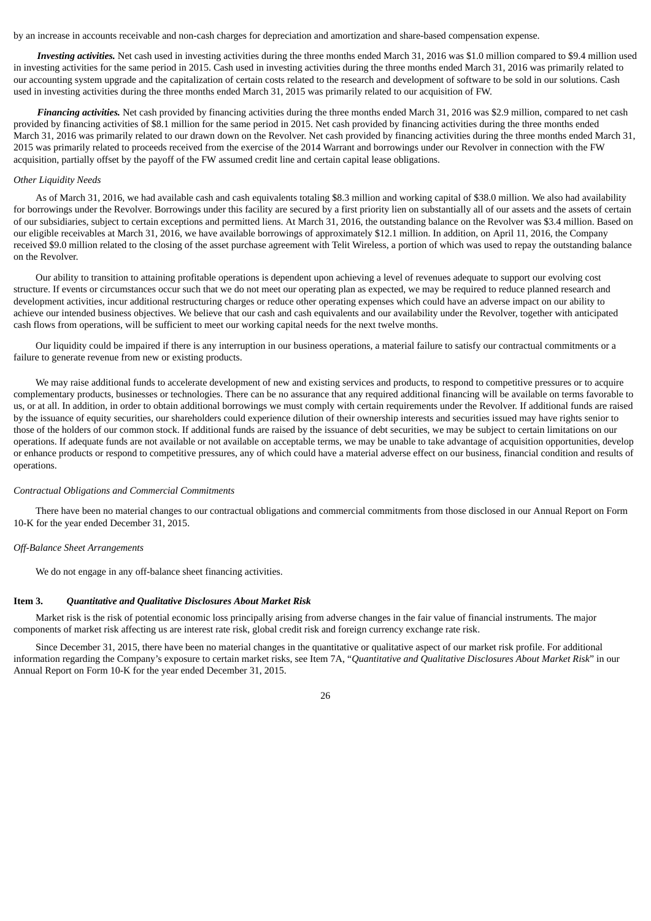by an increase in accounts receivable and non-cash charges for depreciation and amortization and share-based compensation expense.

***Investing activities.*** Net cash used in investing activities during the three months ended March 31, 2016 was $1.0 million compared to $9.4 million used in investing activities for the same period in 2015. Cash used in investing activities during the three months ended March 31, 2016 was primarily related to our accounting system upgrade and the capitalization of certain costs related to the research and development of software to be sold in our solutions. Cash used in investing activities during the three months ended March 31, 2015 was primarily related to our acquisition of FW.

***Financing activities.*** Net cash provided by financing activities during the three months ended March 31, 2016 was $2.9 million, compared to net cash provided by financing activities of $8.1 million for the same period in 2015. Net cash provided by financing activities during the three months ended March 31, 2016 was primarily related to our drawn down on the Revolver. Net cash provided by financing activities during the three months ended March 31, 2015 was primarily related to proceeds received from the exercise of the 2014 Warrant and borrowings under our Revolver in connection with the FW acquisition, partially offset by the payoff of the FW assumed credit line and certain capital lease obligations.

*Other Liquidity Needs*

As of March 31, 2016, we had available cash and cash equivalents totaling $8.3 million and working capital of $38.0 million. We also had availability for borrowings under the Revolver. Borrowings under this facility are secured by a first priority lien on substantially all of our assets and the assets of certain of our subsidiaries, subject to certain exceptions and permitted liens. At March 31, 2016, the outstanding balance on the Revolver was $3.4 million. Based on our eligible receivables at March 31, 2016, we have available borrowings of approximately $12.1 million. In addition, on April 11, 2016, the Company received $9.0 million related to the closing of the asset purchase agreement with Telit Wireless, a portion of which was used to repay the outstanding balance on the Revolver.

Our ability to transition to attaining profitable operations is dependent upon achieving a level of revenues adequate to support our evolving cost structure. If events or circumstances occur such that we do not meet our operating plan as expected, we may be required to reduce planned research and development activities, incur additional restructuring charges or reduce other operating expenses which could have an adverse impact on our ability to achieve our intended business objectives. We believe that our cash and cash equivalents and our availability under the Revolver, together with anticipated cash flows from operations, will be sufficient to meet our working capital needs for the next twelve months.

Our liquidity could be impaired if there is any interruption in our business operations, a material failure to satisfy our contractual commitments or a failure to generate revenue from new or existing products.

We may raise additional funds to accelerate development of new and existing services and products, to respond to competitive pressures or to acquire complementary products, businesses or technologies. There can be no assurance that any required additional financing will be available on terms favorable to us, or at all. In addition, in order to obtain additional borrowings we must comply with certain requirements under the Revolver. If additional funds are raised by the issuance of equity securities, our shareholders could experience dilution of their ownership interests and securities issued may have rights senior to those of the holders of our common stock. If additional funds are raised by the issuance of debt securities, we may be subject to certain limitations on our operations. If adequate funds are not available or not available on acceptable terms, we may be unable to take advantage of acquisition opportunities, develop or enhance products or respond to competitive pressures, any of which could have a material adverse effect on our business, financial condition and results of operations.

*Contractual Obligations and Commercial Commitments*

There have been no material changes to our contractual obligations and commercial commitments from those disclosed in our Annual Report on Form 10-K for the year ended December 31, 2015.

*Off-Balance Sheet Arrangements*

We do not engage in any off-balance sheet financing activities.

## Item 3. *Quantitative and Qualitative Disclosures About Market Risk*

Market risk is the risk of potential economic loss principally arising from adverse changes in the fair value of financial instruments. The major components of market risk affecting us are interest rate risk, global credit risk and foreign currency exchange rate risk.

Since December 31, 2015, there have been no material changes in the quantitative or qualitative aspect of our market risk profile. For additional information regarding the Company's exposure to certain market risks, see Item 7A, "*Quantitative and Qualitative Disclosures About Market Risk*" in our Annual Report on Form 10-K for the year ended December 31, 2015.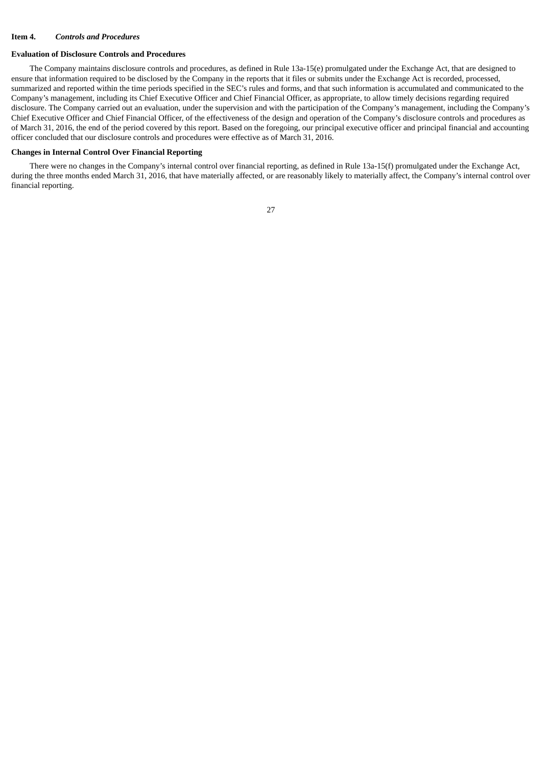## Item 4. *Controls and Procedures*

### Evaluation of Disclosure Controls and Procedures

The Company maintains disclosure controls and procedures, as defined in Rule 13a-15(e) promulgated under the Exchange Act, that are designed to ensure that information required to be disclosed by the Company in the reports that it files or submits under the Exchange Act is recorded, processed, summarized and reported within the time periods specified in the SEC's rules and forms, and that such information is accumulated and communicated to the Company's management, including its Chief Executive Officer and Chief Financial Officer, as appropriate, to allow timely decisions regarding required disclosure. The Company carried out an evaluation, under the supervision and with the participation of the Company's management, including the Company's Chief Executive Officer and Chief Financial Officer, of the effectiveness of the design and operation of the Company's disclosure controls and procedures as of March 31, 2016, the end of the period covered by this report. Based on the foregoing, our principal executive officer and principal financial and accounting officer concluded that our disclosure controls and procedures were effective as of March 31, 2016.

### Changes in Internal Control Over Financial Reporting

There were no changes in the Company's internal control over financial reporting, as defined in Rule 13a-15(f) promulgated under the Exchange Act, during the three months ended March 31, 2016, that have materially affected, or are reasonably likely to materially affect, the Company's internal control over financial reporting.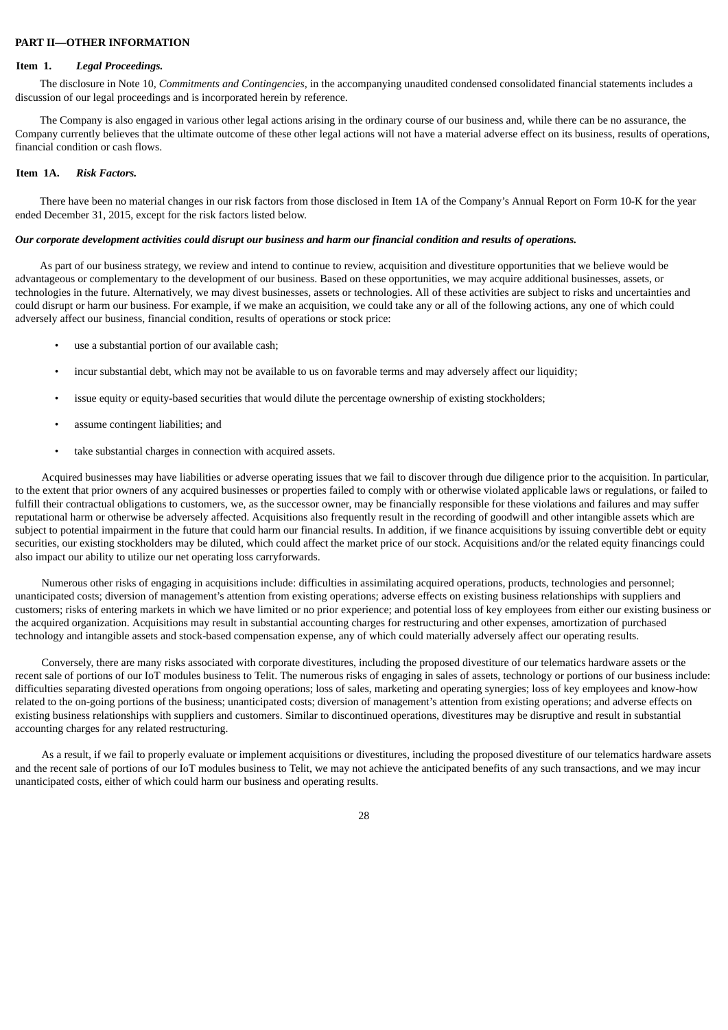## PART II—OTHER INFORMATION

### Item 1. *Legal Proceedings.*

The disclosure in Note 10, *Commitments and Contingencies*, in the accompanying unaudited condensed consolidated financial statements includes a discussion of our legal proceedings and is incorporated herein by reference.

The Company is also engaged in various other legal actions arising in the ordinary course of our business and, while there can be no assurance, the Company currently believes that the ultimate outcome of these other legal actions will not have a material adverse effect on its business, results of operations, financial condition or cash flows.

### Item 1A. *Risk Factors.*

There have been no material changes in our risk factors from those disclosed in Item 1A of the Company's Annual Report on Form 10-K for the year ended December 31, 2015, except for the risk factors listed below.

***Our corporate development activities could disrupt our business and harm our financial condition and results of operations.***

As part of our business strategy, we review and intend to continue to review, acquisition and divestiture opportunities that we believe would be advantageous or complementary to the development of our business. Based on these opportunities, we may acquire additional businesses, assets, or technologies in the future. Alternatively, we may divest businesses, assets or technologies. All of these activities are subject to risks and uncertainties and could disrupt or harm our business. For example, if we make an acquisition, we could take any or all of the following actions, any one of which could adversely affect our business, financial condition, results of operations or stock price:

- use a substantial portion of our available cash;
- incur substantial debt, which may not be available to us on favorable terms and may adversely affect our liquidity;
- issue equity or equity-based securities that would dilute the percentage ownership of existing stockholders;
- assume contingent liabilities; and
- take substantial charges in connection with acquired assets.

Acquired businesses may have liabilities or adverse operating issues that we fail to discover through due diligence prior to the acquisition. In particular, to the extent that prior owners of any acquired businesses or properties failed to comply with or otherwise violated applicable laws or regulations, or failed to fulfill their contractual obligations to customers, we, as the successor owner, may be financially responsible for these violations and failures and may suffer reputational harm or otherwise be adversely affected. Acquisitions also frequently result in the recording of goodwill and other intangible assets which are subject to potential impairment in the future that could harm our financial results. In addition, if we finance acquisitions by issuing convertible debt or equity securities, our existing stockholders may be diluted, which could affect the market price of our stock. Acquisitions and/or the related equity financings could also impact our ability to utilize our net operating loss carryforwards.

Numerous other risks of engaging in acquisitions include: difficulties in assimilating acquired operations, products, technologies and personnel; unanticipated costs; diversion of management's attention from existing operations; adverse effects on existing business relationships with suppliers and customers; risks of entering markets in which we have limited or no prior experience; and potential loss of key employees from either our existing business or the acquired organization. Acquisitions may result in substantial accounting charges for restructuring and other expenses, amortization of purchased technology and intangible assets and stock-based compensation expense, any of which could materially adversely affect our operating results.

Conversely, there are many risks associated with corporate divestitures, including the proposed divestiture of our telematics hardware assets or the recent sale of portions of our IoT modules business to Telit. The numerous risks of engaging in sales of assets, technology or portions of our business include: difficulties separating divested operations from ongoing operations; loss of sales, marketing and operating synergies; loss of key employees and know-how related to the on-going portions of the business; unanticipated costs; diversion of management's attention from existing operations; and adverse effects on existing business relationships with suppliers and customers. Similar to discontinued operations, divestitures may be disruptive and result in substantial accounting charges for any related restructuring.

As a result, if we fail to properly evaluate or implement acquisitions or divestitures, including the proposed divestiture of our telematics hardware assets and the recent sale of portions of our IoT modules business to Telit, we may not achieve the anticipated benefits of any such transactions, and we may incur unanticipated costs, either of which could harm our business and operating results.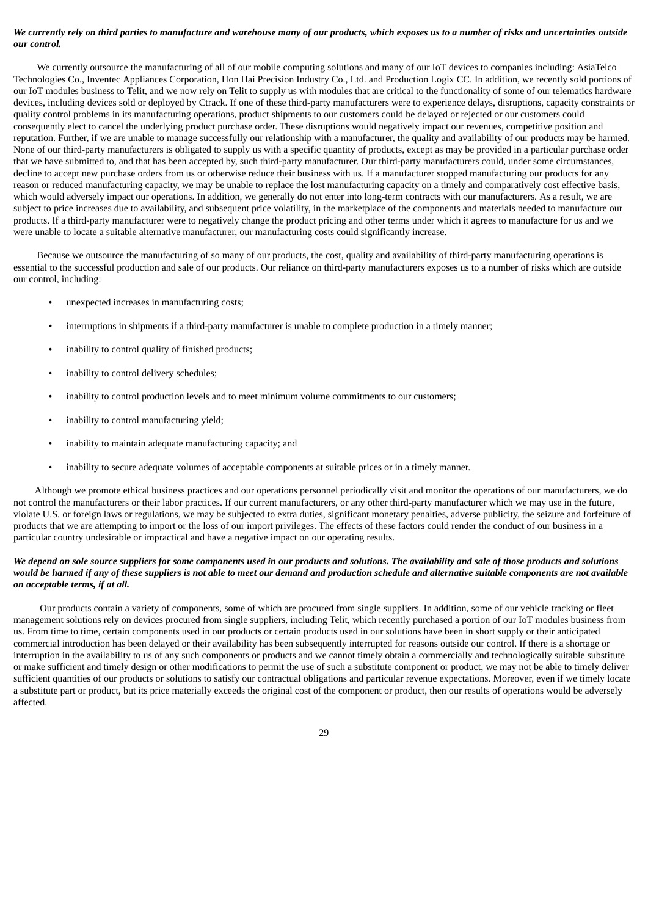***We currently rely on third parties to manufacture and warehouse many of our products, which exposes us to a number of risks and uncertainties outside our control.***

We currently outsource the manufacturing of all of our mobile computing solutions and many of our IoT devices to companies including: AsiaTelco Technologies Co., Inventec Appliances Corporation, Hon Hai Precision Industry Co., Ltd. and Production Logix CC. In addition, we recently sold portions of our IoT modules business to Telit, and we now rely on Telit to supply us with modules that are critical to the functionality of some of our telematics hardware devices, including devices sold or deployed by Ctrack. If one of these third-party manufacturers were to experience delays, disruptions, capacity constraints or quality control problems in its manufacturing operations, product shipments to our customers could be delayed or rejected or our customers could consequently elect to cancel the underlying product purchase order. These disruptions would negatively impact our revenues, competitive position and reputation. Further, if we are unable to manage successfully our relationship with a manufacturer, the quality and availability of our products may be harmed. None of our third-party manufacturers is obligated to supply us with a specific quantity of products, except as may be provided in a particular purchase order that we have submitted to, and that has been accepted by, such third-party manufacturer. Our third-party manufacturers could, under some circumstances, decline to accept new purchase orders from us or otherwise reduce their business with us. If a manufacturer stopped manufacturing our products for any reason or reduced manufacturing capacity, we may be unable to replace the lost manufacturing capacity on a timely and comparatively cost effective basis, which would adversely impact our operations. In addition, we generally do not enter into long-term contracts with our manufacturers. As a result, we are subject to price increases due to availability, and subsequent price volatility, in the marketplace of the components and materials needed to manufacture our products. If a third-party manufacturer were to negatively change the product pricing and other terms under which it agrees to manufacture for us and we were unable to locate a suitable alternative manufacturer, our manufacturing costs could significantly increase.

Because we outsource the manufacturing of so many of our products, the cost, quality and availability of third-party manufacturing operations is essential to the successful production and sale of our products. Our reliance on third-party manufacturers exposes us to a number of risks which are outside our control, including:

- unexpected increases in manufacturing costs;
- interruptions in shipments if a third-party manufacturer is unable to complete production in a timely manner;
- inability to control quality of finished products;
- inability to control delivery schedules;
- inability to control production levels and to meet minimum volume commitments to our customers;
- inability to control manufacturing yield;
- inability to maintain adequate manufacturing capacity; and
- inability to secure adequate volumes of acceptable components at suitable prices or in a timely manner.

Although we promote ethical business practices and our operations personnel periodically visit and monitor the operations of our manufacturers, we do not control the manufacturers or their labor practices. If our current manufacturers, or any other third-party manufacturer which we may use in the future, violate U.S. or foreign laws or regulations, we may be subjected to extra duties, significant monetary penalties, adverse publicity, the seizure and forfeiture of products that we are attempting to import or the loss of our import privileges. The effects of these factors could render the conduct of our business in a particular country undesirable or impractical and have a negative impact on our operating results.

***We depend on sole source suppliers for some components used in our products and solutions. The availability and sale of those products and solutions would be harmed if any of these suppliers is not able to meet our demand and production schedule and alternative suitable components are not available on acceptable terms, if at all.***

Our products contain a variety of components, some of which are procured from single suppliers. In addition, some of our vehicle tracking or fleet management solutions rely on devices procured from single suppliers, including Telit, which recently purchased a portion of our IoT modules business from us. From time to time, certain components used in our products or certain products used in our solutions have been in short supply or their anticipated commercial introduction has been delayed or their availability has been subsequently interrupted for reasons outside our control. If there is a shortage or interruption in the availability to us of any such components or products and we cannot timely obtain a commercially and technologically suitable substitute or make sufficient and timely design or other modifications to permit the use of such a substitute component or product, we may not be able to timely deliver sufficient quantities of our products or solutions to satisfy our contractual obligations and particular revenue expectations. Moreover, even if we timely locate a substitute part or product, but its price materially exceeds the original cost of the component or product, then our results of operations would be adversely affected.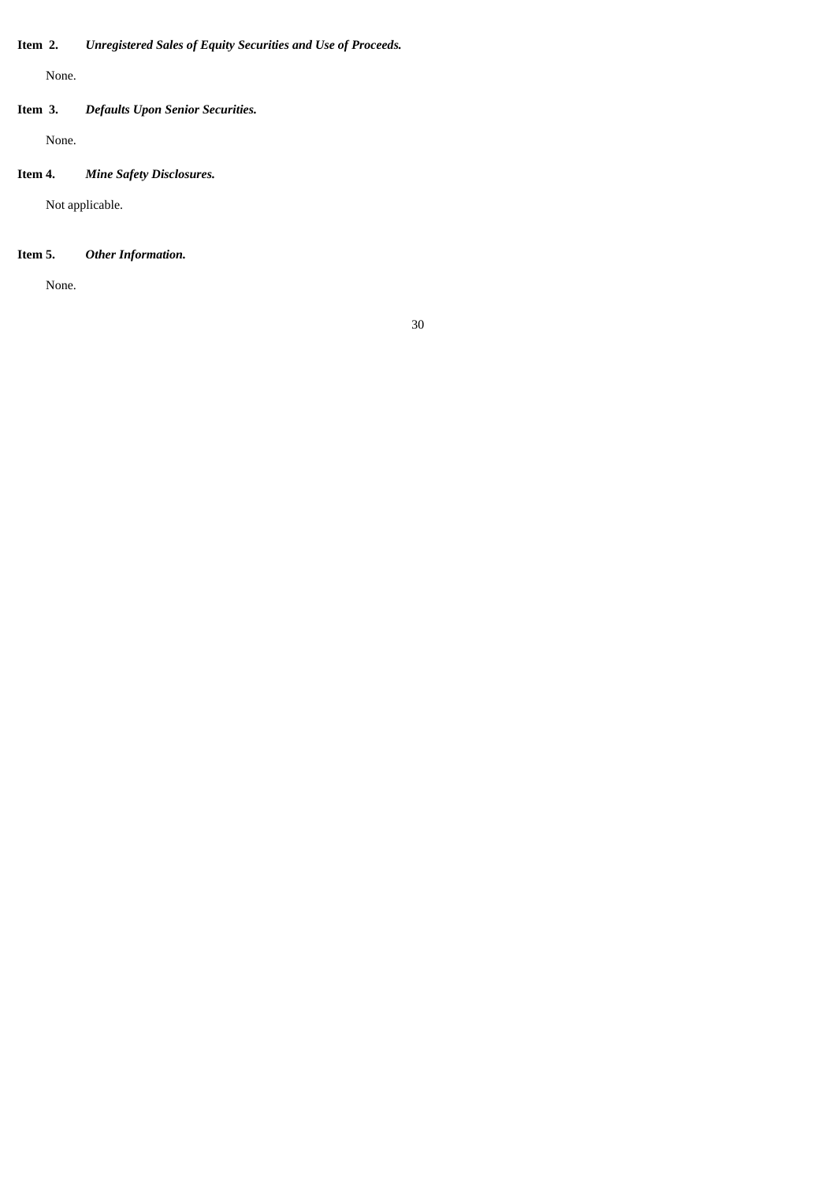**Item 2.** ***Unregistered Sales of Equity Securities and Use of Proceeds.***

None.

**Item 3.** ***Defaults Upon Senior Securities.***

None.

**Item 4.** ***Mine Safety Disclosures.***

Not applicable.

**Item 5.** ***Other Information.***

None.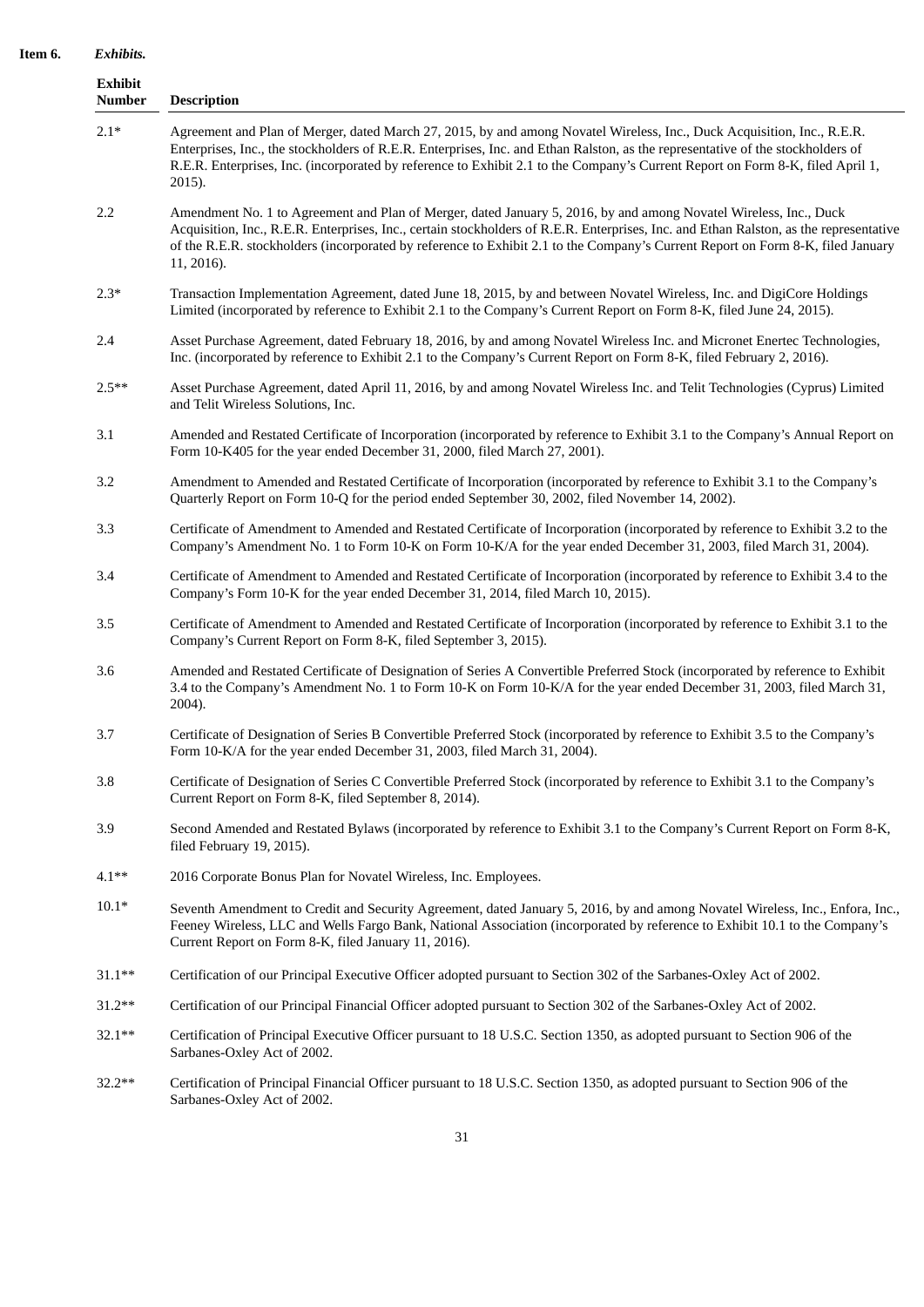**Item 6.** ***Exhibits.***

| Exhibit Number | Description |
|---|---|
| 2.1* | Agreement and Plan of Merger, dated March 27, 2015, by and among Novatel Wireless, Inc., Duck Acquisition, Inc., R.E.R. Enterprises, Inc., the stockholders of R.E.R. Enterprises, Inc. and Ethan Ralston, as the representative of the stockholders of R.E.R. Enterprises, Inc. (incorporated by reference to Exhibit 2.1 to the Company's Current Report on Form 8-K, filed April 1, 2015). |
| 2.2 | Amendment No. 1 to Agreement and Plan of Merger, dated January 5, 2016, by and among Novatel Wireless, Inc., Duck Acquisition, Inc., R.E.R. Enterprises, Inc., certain stockholders of R.E.R. Enterprises, Inc. and Ethan Ralston, as the representative of the R.E.R. stockholders (incorporated by reference to Exhibit 2.1 to the Company's Current Report on Form 8-K, filed January 11, 2016). |
| 2.3* | Transaction Implementation Agreement, dated June 18, 2015, by and between Novatel Wireless, Inc. and DigiCore Holdings Limited (incorporated by reference to Exhibit 2.1 to the Company's Current Report on Form 8-K, filed June 24, 2015). |
| 2.4 | Asset Purchase Agreement, dated February 18, 2016, by and among Novatel Wireless Inc. and Micronet Enertec Technologies, Inc. (incorporated by reference to Exhibit 2.1 to the Company's Current Report on Form 8-K, filed February 2, 2016). |
| 2.5** | Asset Purchase Agreement, dated April 11, 2016, by and among Novatel Wireless Inc. and Telit Technologies (Cyprus) Limited and Telit Wireless Solutions, Inc. |
| 3.1 | Amended and Restated Certificate of Incorporation (incorporated by reference to Exhibit 3.1 to the Company's Annual Report on Form 10-K405 for the year ended December 31, 2000, filed March 27, 2001). |
| 3.2 | Amendment to Amended and Restated Certificate of Incorporation (incorporated by reference to Exhibit 3.1 to the Company's Quarterly Report on Form 10-Q for the period ended September 30, 2002, filed November 14, 2002). |
| 3.3 | Certificate of Amendment to Amended and Restated Certificate of Incorporation (incorporated by reference to Exhibit 3.2 to the Company's Amendment No. 1 to Form 10-K on Form 10-K/A for the year ended December 31, 2003, filed March 31, 2004). |
| 3.4 | Certificate of Amendment to Amended and Restated Certificate of Incorporation (incorporated by reference to Exhibit 3.4 to the Company's Form 10-K for the year ended December 31, 2014, filed March 10, 2015). |
| 3.5 | Certificate of Amendment to Amended and Restated Certificate of Incorporation (incorporated by reference to Exhibit 3.1 to the Company's Current Report on Form 8-K, filed September 3, 2015). |
| 3.6 | Amended and Restated Certificate of Designation of Series A Convertible Preferred Stock (incorporated by reference to Exhibit 3.4 to the Company's Amendment No. 1 to Form 10-K on Form 10-K/A for the year ended December 31, 2003, filed March 31, 2004). |
| 3.7 | Certificate of Designation of Series B Convertible Preferred Stock (incorporated by reference to Exhibit 3.5 to the Company's Form 10-K/A for the year ended December 31, 2003, filed March 31, 2004). |
| 3.8 | Certificate of Designation of Series C Convertible Preferred Stock (incorporated by reference to Exhibit 3.1 to the Company's Current Report on Form 8-K, filed September 8, 2014). |
| 3.9 | Second Amended and Restated Bylaws (incorporated by reference to Exhibit 3.1 to the Company's Current Report on Form 8-K, filed February 19, 2015). |
| 4.1** | 2016 Corporate Bonus Plan for Novatel Wireless, Inc. Employees. |
| 10.1* | Seventh Amendment to Credit and Security Agreement, dated January 5, 2016, by and among Novatel Wireless, Inc., Enfora, Inc., Feeney Wireless, LLC and Wells Fargo Bank, National Association (incorporated by reference to Exhibit 10.1 to the Company's Current Report on Form 8-K, filed January 11, 2016). |
| 31.1** | Certification of our Principal Executive Officer adopted pursuant to Section 302 of the Sarbanes-Oxley Act of 2002. |
| 31.2** | Certification of our Principal Financial Officer adopted pursuant to Section 302 of the Sarbanes-Oxley Act of 2002. |
| 32.1** | Certification of Principal Executive Officer pursuant to 18 U.S.C. Section 1350, as adopted pursuant to Section 906 of the Sarbanes-Oxley Act of 2002. |
| 32.2** | Certification of Principal Financial Officer pursuant to 18 U.S.C. Section 1350, as adopted pursuant to Section 906 of the Sarbanes-Oxley Act of 2002. |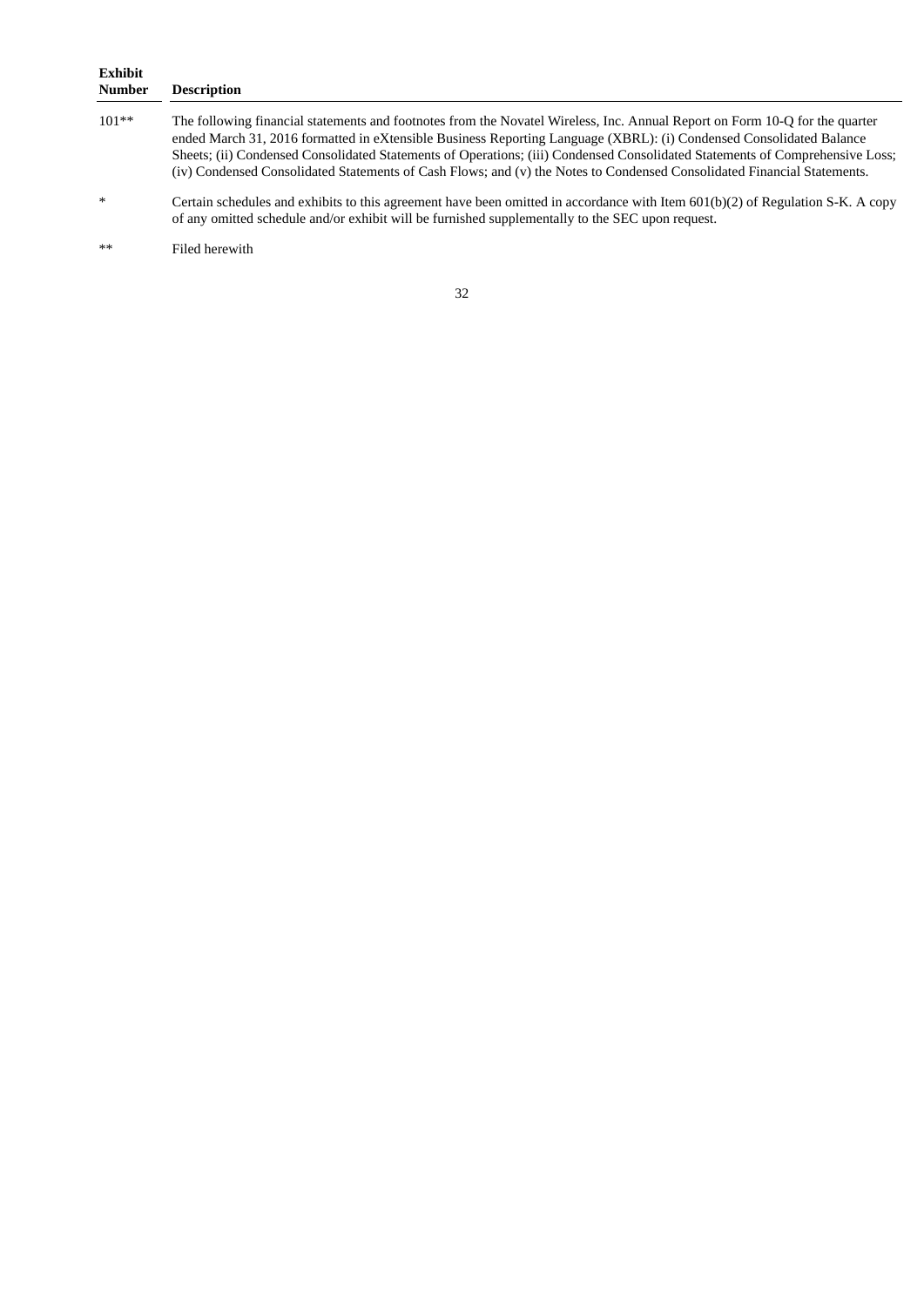| Exhibit Number | Description |
|---|---|
| 101** | The following financial statements and footnotes from the Novatel Wireless, Inc. Annual Report on Form 10-Q for the quarter ended March 31, 2016 formatted in eXtensible Business Reporting Language (XBRL): (i) Condensed Consolidated Balance Sheets; (ii) Condensed Consolidated Statements of Operations; (iii) Condensed Consolidated Statements of Comprehensive Loss; (iv) Condensed Consolidated Statements of Cash Flows; and (v) the Notes to Condensed Consolidated Financial Statements. |
| * | Certain schedules and exhibits to this agreement have been omitted in accordance with Item 601(b)(2) of Regulation S-K. A copy of any omitted schedule and/or exhibit will be furnished supplementally to the SEC upon request. |
| ** | Filed herewith |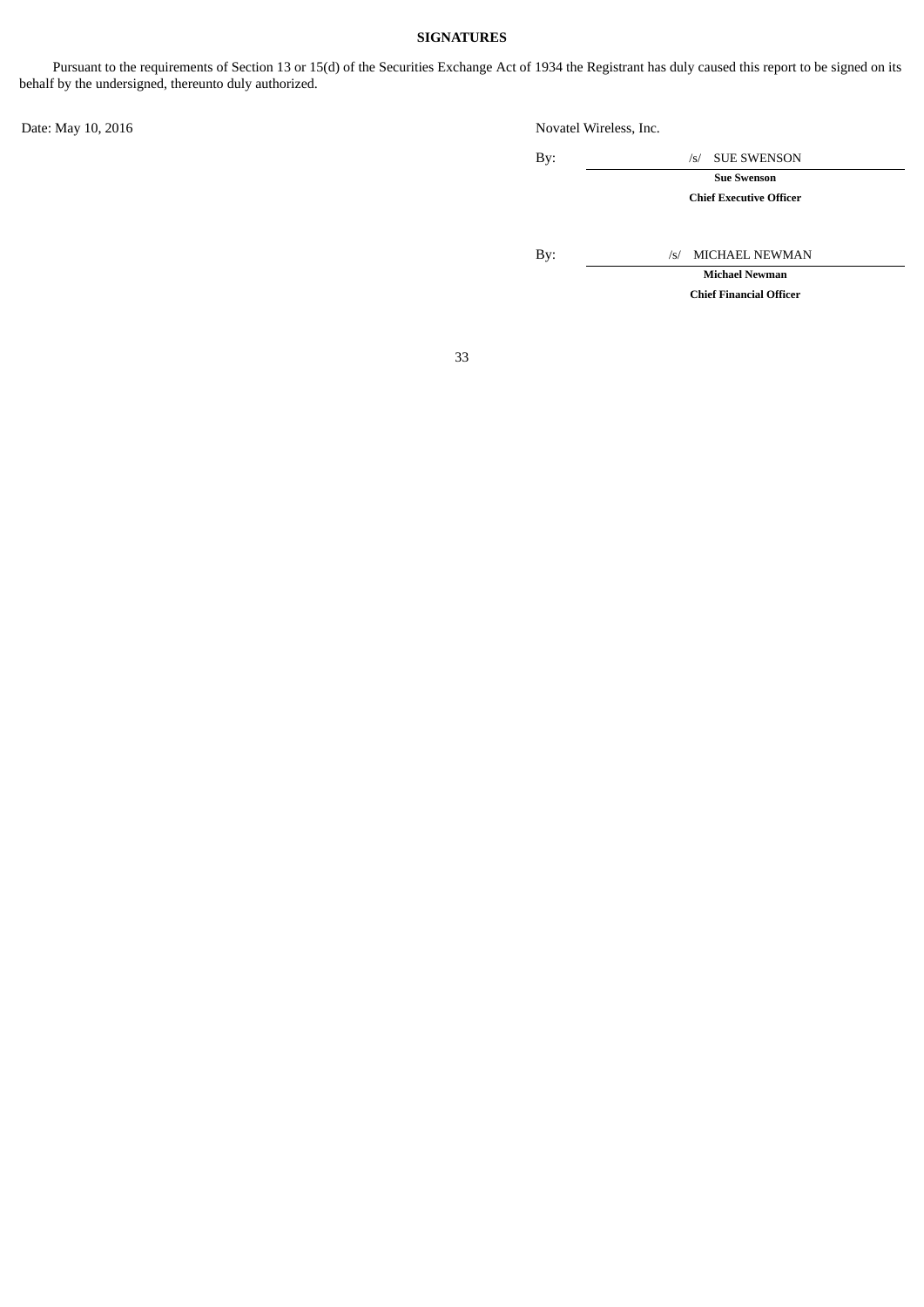## SIGNATURES

Pursuant to the requirements of Section 13 or 15(d) of the Securities Exchange Act of 1934 the Registrant has duly caused this report to be signed on its behalf by the undersigned, thereunto duly authorized.

Date: May 10, 2016

Novatel Wireless, Inc.

By: /s/ SUE SWENSON

**Sue Swenson**

**Chief Executive Officer**

By: /s/ MICHAEL NEWMAN

**Michael Newman**

**Chief Financial Officer**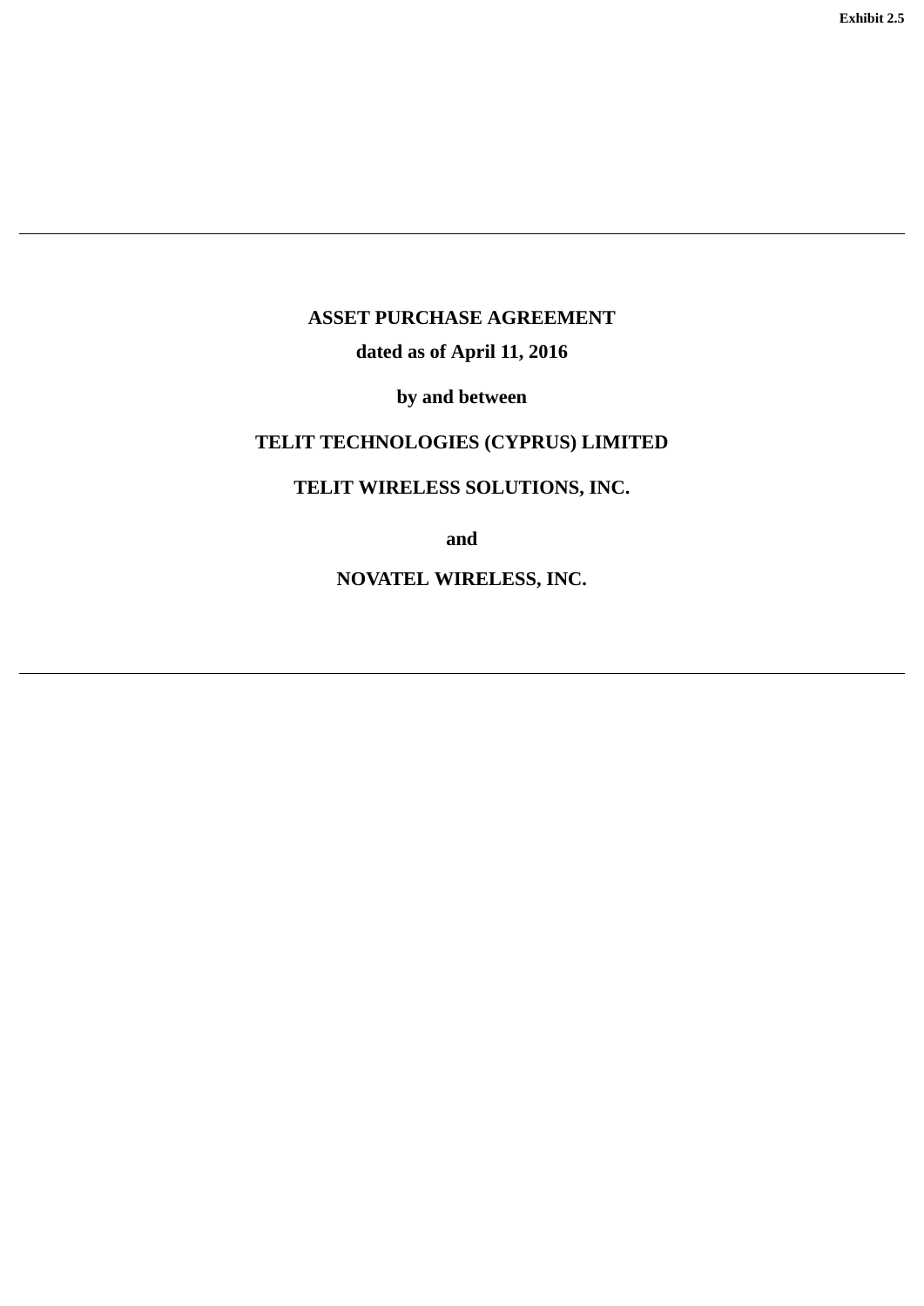Exhibit 2.5

---

**ASSET PURCHASE AGREEMENT**

**dated as of April 11, 2016**

**by and between**

**TELIT TECHNOLOGIES (CYPRUS) LIMITED**

**TELIT WIRELESS SOLUTIONS, INC.**

**and**

**NOVATEL WIRELESS, INC.**

---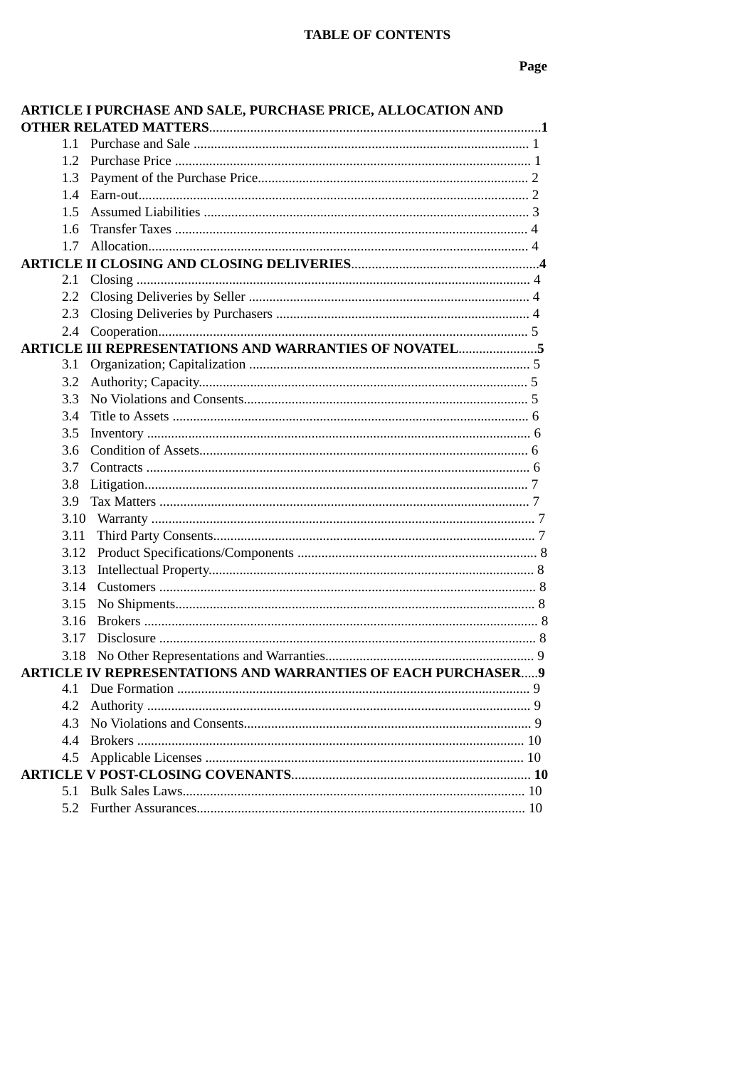**TABLE OF CONTENTS**

| | Page |
|---|---|
| **ARTICLE I PURCHASE AND SALE, PURCHASE PRICE, ALLOCATION AND OTHER RELATED MATTERS** | **1** |
| 1.1 Purchase and Sale | 1 |
| 1.2 Purchase Price | 1 |
| 1.3 Payment of the Purchase Price | 2 |
| 1.4 Earn-out | 2 |
| 1.5 Assumed Liabilities | 3 |
| 1.6 Transfer Taxes | 4 |
| 1.7 Allocation | 4 |
| **ARTICLE II CLOSING AND CLOSING DELIVERIES** | **4** |
| 2.1 Closing | 4 |
| 2.2 Closing Deliveries by Seller | 4 |
| 2.3 Closing Deliveries by Purchasers | 4 |
| 2.4 Cooperation | 5 |
| **ARTICLE III REPRESENTATIONS AND WARRANTIES OF NOVATEL** | **5** |
| 3.1 Organization; Capitalization | 5 |
| 3.2 Authority; Capacity | 5 |
| 3.3 No Violations and Consents | 5 |
| 3.4 Title to Assets | 6 |
| 3.5 Inventory | 6 |
| 3.6 Condition of Assets | 6 |
| 3.7 Contracts | 6 |
| 3.8 Litigation | 7 |
| 3.9 Tax Matters | 7 |
| 3.10 Warranty | 7 |
| 3.11 Third Party Consents | 7 |
| 3.12 Product Specifications/Components | 8 |
| 3.13 Intellectual Property | 8 |
| 3.14 Customers | 8 |
| 3.15 No Shipments | 8 |
| 3.16 Brokers | 8 |
| 3.17 Disclosure | 8 |
| 3.18 No Other Representations and Warranties | 9 |
| **ARTICLE IV REPRESENTATIONS AND WARRANTIES OF EACH PURCHASER** | **9** |
| 4.1 Due Formation | 9 |
| 4.2 Authority | 9 |
| 4.3 No Violations and Consents | 9 |
| 4.4 Brokers | 10 |
| 4.5 Applicable Licenses | 10 |
| **ARTICLE V POST-CLOSING COVENANTS** | **10** |
| 5.1 Bulk Sales Laws | 10 |
| 5.2 Further Assurances | 10 |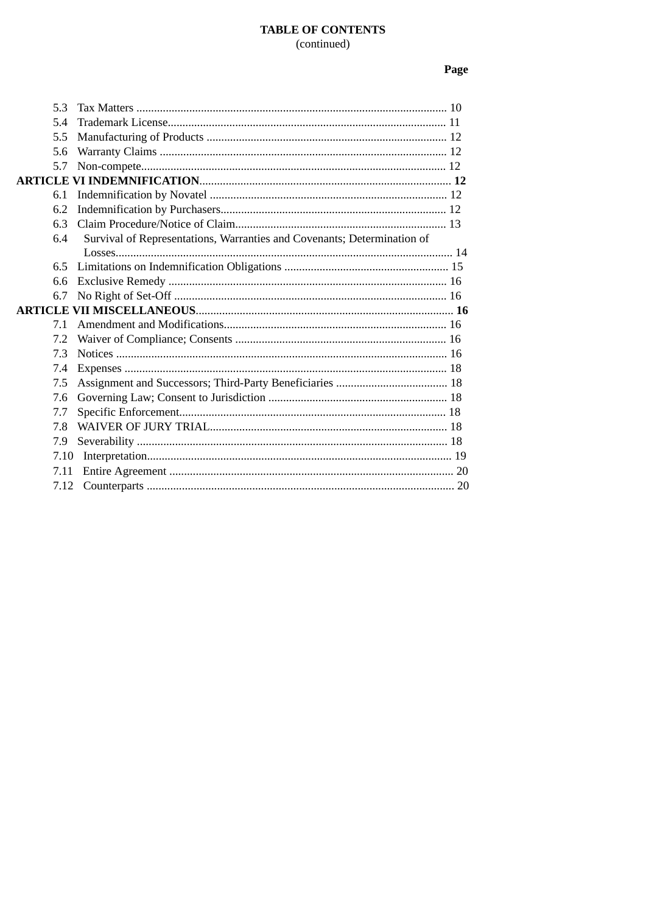**TABLE OF CONTENTS**
(continued)

| | | Page |
|---|---|---|
| 5.3 | Tax Matters | 10 |
| 5.4 | Trademark License | 11 |
| 5.5 | Manufacturing of Products | 12 |
| 5.6 | Warranty Claims | 12 |
| 5.7 | Non-compete | 12 |
| **ARTICLE VI INDEMNIFICATION** | | **12** |
| 6.1 | Indemnification by Novatel | 12 |
| 6.2 | Indemnification by Purchasers | 12 |
| 6.3 | Claim Procedure/Notice of Claim | 13 |
| 6.4 | Survival of Representations, Warranties and Covenants; Determination of Losses | 14 |
| 6.5 | Limitations on Indemnification Obligations | 15 |
| 6.6 | Exclusive Remedy | 16 |
| 6.7 | No Right of Set-Off | 16 |
| **ARTICLE VII MISCELLANEOUS** | | **16** |
| 7.1 | Amendment and Modifications | 16 |
| 7.2 | Waiver of Compliance; Consents | 16 |
| 7.3 | Notices | 16 |
| 7.4 | Expenses | 18 |
| 7.5 | Assignment and Successors; Third-Party Beneficiaries | 18 |
| 7.6 | Governing Law; Consent to Jurisdiction | 18 |
| 7.7 | Specific Enforcement | 18 |
| 7.8 | WAIVER OF JURY TRIAL | 18 |
| 7.9 | Severability | 18 |
| 7.10 | Interpretation | 19 |
| 7.11 | Entire Agreement | 20 |
| 7.12 | Counterparts | 20 |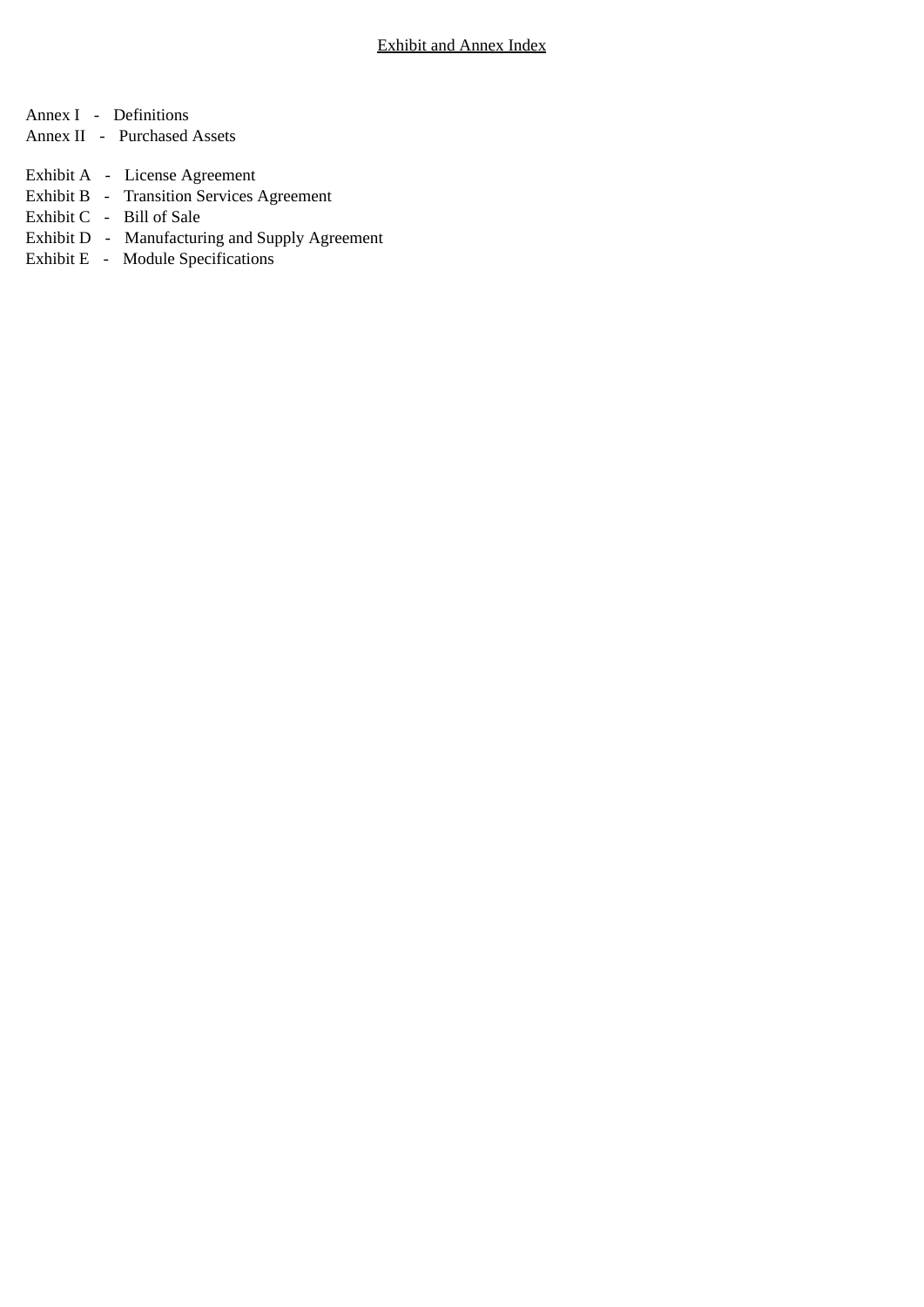<u>Exhibit and Annex Index</u>

Annex I - Definitions
Annex II - Purchased Assets

Exhibit A - License Agreement
Exhibit B - Transition Services Agreement
Exhibit C - Bill of Sale
Exhibit D - Manufacturing and Supply Agreement
Exhibit E - Module Specifications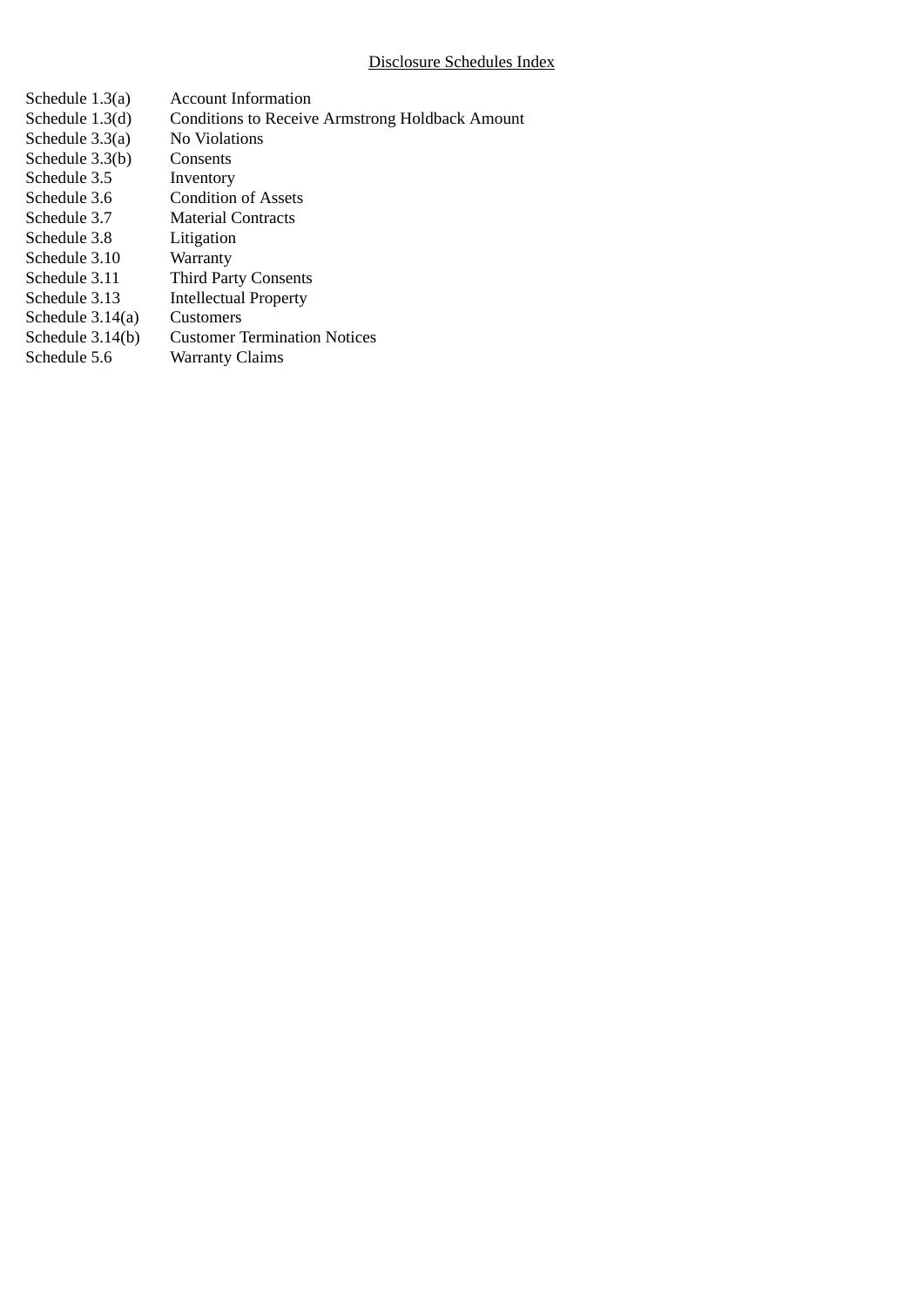Disclosure Schedules Index

| | |
|---|---|
| Schedule 1.3(a) | Account Information |
| Schedule 1.3(d) | Conditions to Receive Armstrong Holdback Amount |
| Schedule 3.3(a) | No Violations |
| Schedule 3.3(b) | Consents |
| Schedule 3.5 | Inventory |
| Schedule 3.6 | Condition of Assets |
| Schedule 3.7 | Material Contracts |
| Schedule 3.8 | Litigation |
| Schedule 3.10 | Warranty |
| Schedule 3.11 | Third Party Consents |
| Schedule 3.13 | Intellectual Property |
| Schedule 3.14(a) | Customers |
| Schedule 3.14(b) | Customer Termination Notices |
| Schedule 5.6 | Warranty Claims |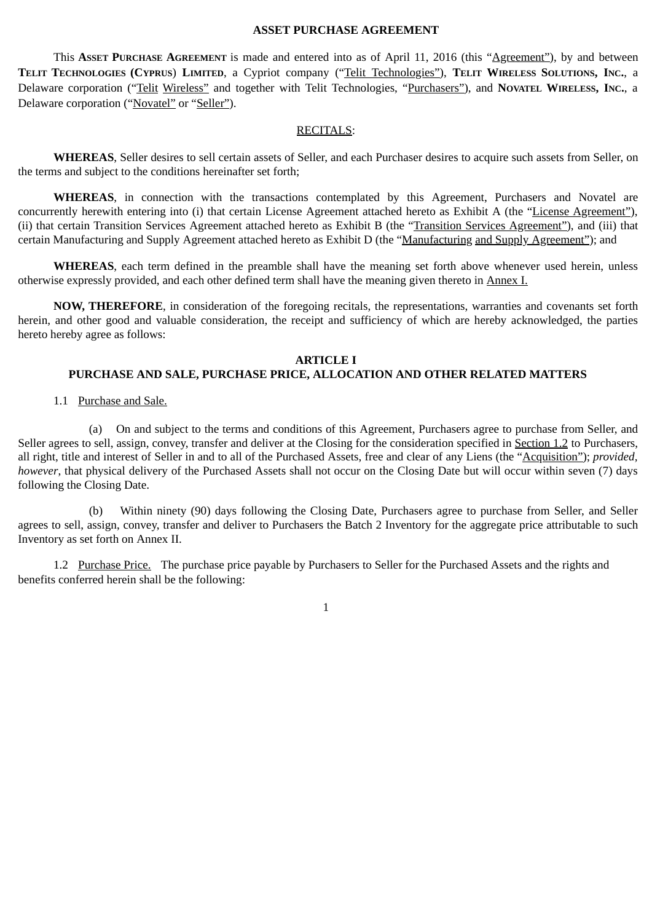# ASSET PURCHASE AGREEMENT

This **ASSET PURCHASE AGREEMENT** is made and entered into as of April 11, 2016 (this "Agreement"), by and between **TELIT TECHNOLOGIES (CYPRUS) LIMITED**, a Cypriot company ("Telit Technologies"), **TELIT WIRELESS SOLUTIONS, INC.**, a Delaware corporation ("Telit Wireless" and together with Telit Technologies, "Purchasers"), and **NOVATEL WIRELESS, INC.**, a Delaware corporation ("Novatel" or "Seller").

RECITALS:

**WHEREAS**, Seller desires to sell certain assets of Seller, and each Purchaser desires to acquire such assets from Seller, on the terms and subject to the conditions hereinafter set forth;

**WHEREAS**, in connection with the transactions contemplated by this Agreement, Purchasers and Novatel are concurrently herewith entering into (i) that certain License Agreement attached hereto as Exhibit A (the "License Agreement"), (ii) that certain Transition Services Agreement attached hereto as Exhibit B (the "Transition Services Agreement"), and (iii) that certain Manufacturing and Supply Agreement attached hereto as Exhibit D (the "Manufacturing and Supply Agreement"); and

**WHEREAS**, each term defined in the preamble shall have the meaning set forth above whenever used herein, unless otherwise expressly provided, and each other defined term shall have the meaning given thereto in Annex I.

**NOW, THEREFORE**, in consideration of the foregoing recitals, the representations, warranties and covenants set forth herein, and other good and valuable consideration, the receipt and sufficiency of which are hereby acknowledged, the parties hereto hereby agree as follows:

## ARTICLE I
## PURCHASE AND SALE, PURCHASE PRICE, ALLOCATION AND OTHER RELATED MATTERS

1.1 Purchase and Sale.

(a) On and subject to the terms and conditions of this Agreement, Purchasers agree to purchase from Seller, and Seller agrees to sell, assign, convey, transfer and deliver at the Closing for the consideration specified in Section 1.2 to Purchasers, all right, title and interest of Seller in and to all of the Purchased Assets, free and clear of any Liens (the "Acquisition"); *provided*, *however*, that physical delivery of the Purchased Assets shall not occur on the Closing Date but will occur within seven (7) days following the Closing Date.

(b) Within ninety (90) days following the Closing Date, Purchasers agree to purchase from Seller, and Seller agrees to sell, assign, convey, transfer and deliver to Purchasers the Batch 2 Inventory for the aggregate price attributable to such Inventory as set forth on Annex II.

1.2 Purchase Price. The purchase price payable by Purchasers to Seller for the Purchased Assets and the rights and benefits conferred herein shall be the following: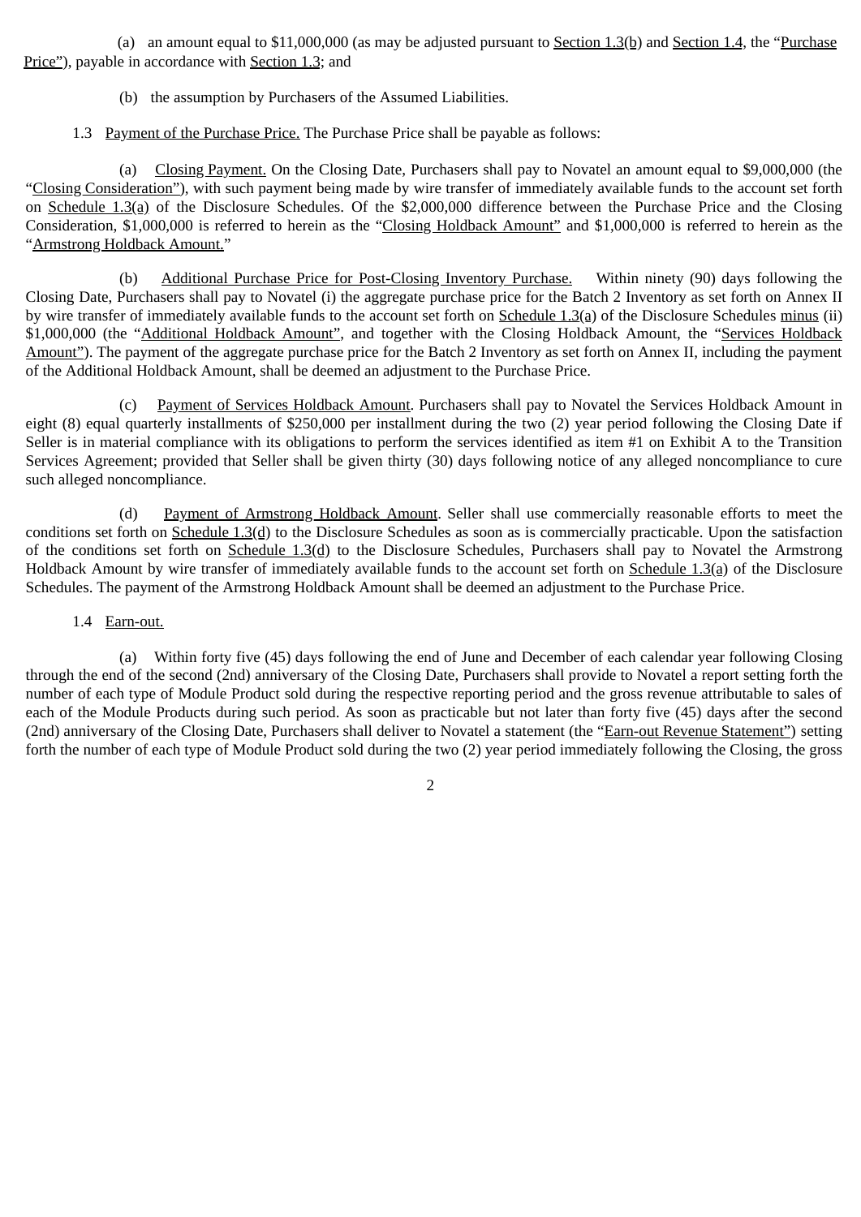(a) an amount equal to $11,000,000 (as may be adjusted pursuant to Section 1.3(b) and Section 1.4, the "Purchase Price"), payable in accordance with Section 1.3; and

(b) the assumption by Purchasers of the Assumed Liabilities.

1.3 Payment of the Purchase Price. The Purchase Price shall be payable as follows:

(a) Closing Payment. On the Closing Date, Purchasers shall pay to Novatel an amount equal to $9,000,000 (the "Closing Consideration"), with such payment being made by wire transfer of immediately available funds to the account set forth on Schedule 1.3(a) of the Disclosure Schedules. Of the $2,000,000 difference between the Purchase Price and the Closing Consideration, $1,000,000 is referred to herein as the "Closing Holdback Amount" and $1,000,000 is referred to herein as the "Armstrong Holdback Amount."

(b) Additional Purchase Price for Post-Closing Inventory Purchase. Within ninety (90) days following the Closing Date, Purchasers shall pay to Novatel (i) the aggregate purchase price for the Batch 2 Inventory as set forth on Annex II by wire transfer of immediately available funds to the account set forth on Schedule 1.3(a) of the Disclosure Schedules minus (ii) $1,000,000 (the "Additional Holdback Amount", and together with the Closing Holdback Amount, the "Services Holdback Amount"). The payment of the aggregate purchase price for the Batch 2 Inventory as set forth on Annex II, including the payment of the Additional Holdback Amount, shall be deemed an adjustment to the Purchase Price.

(c) Payment of Services Holdback Amount. Purchasers shall pay to Novatel the Services Holdback Amount in eight (8) equal quarterly installments of $250,000 per installment during the two (2) year period following the Closing Date if Seller is in material compliance with its obligations to perform the services identified as item #1 on Exhibit A to the Transition Services Agreement; provided that Seller shall be given thirty (30) days following notice of any alleged noncompliance to cure such alleged noncompliance.

(d) Payment of Armstrong Holdback Amount. Seller shall use commercially reasonable efforts to meet the conditions set forth on Schedule 1.3(d) to the Disclosure Schedules as soon as is commercially practicable. Upon the satisfaction of the conditions set forth on Schedule 1.3(d) to the Disclosure Schedules, Purchasers shall pay to Novatel the Armstrong Holdback Amount by wire transfer of immediately available funds to the account set forth on Schedule 1.3(a) of the Disclosure Schedules. The payment of the Armstrong Holdback Amount shall be deemed an adjustment to the Purchase Price.

1.4 Earn-out.

(a) Within forty five (45) days following the end of June and December of each calendar year following Closing through the end of the second (2nd) anniversary of the Closing Date, Purchasers shall provide to Novatel a report setting forth the number of each type of Module Product sold during the respective reporting period and the gross revenue attributable to sales of each of the Module Products during such period. As soon as practicable but not later than forty five (45) days after the second (2nd) anniversary of the Closing Date, Purchasers shall deliver to Novatel a statement (the "Earn-out Revenue Statement") setting forth the number of each type of Module Product sold during the two (2) year period immediately following the Closing, the gross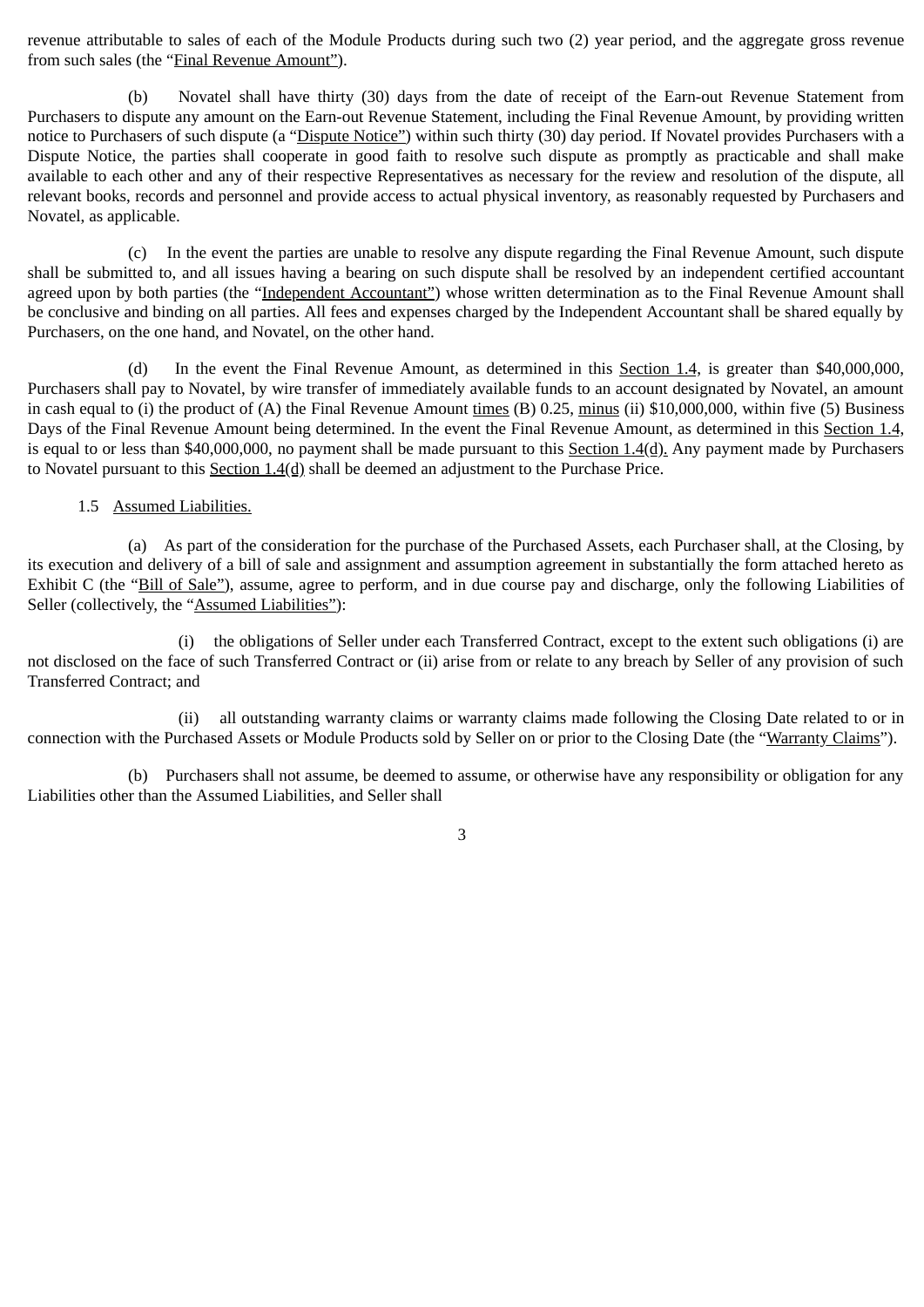revenue attributable to sales of each of the Module Products during such two (2) year period, and the aggregate gross revenue from such sales (the "Final Revenue Amount").

(b) Novatel shall have thirty (30) days from the date of receipt of the Earn-out Revenue Statement from Purchasers to dispute any amount on the Earn-out Revenue Statement, including the Final Revenue Amount, by providing written notice to Purchasers of such dispute (a "Dispute Notice") within such thirty (30) day period. If Novatel provides Purchasers with a Dispute Notice, the parties shall cooperate in good faith to resolve such dispute as promptly as practicable and shall make available to each other and any of their respective Representatives as necessary for the review and resolution of the dispute, all relevant books, records and personnel and provide access to actual physical inventory, as reasonably requested by Purchasers and Novatel, as applicable.

(c) In the event the parties are unable to resolve any dispute regarding the Final Revenue Amount, such dispute shall be submitted to, and all issues having a bearing on such dispute shall be resolved by an independent certified accountant agreed upon by both parties (the "Independent Accountant") whose written determination as to the Final Revenue Amount shall be conclusive and binding on all parties. All fees and expenses charged by the Independent Accountant shall be shared equally by Purchasers, on the one hand, and Novatel, on the other hand.

(d) In the event the Final Revenue Amount, as determined in this Section 1.4, is greater than $40,000,000, Purchasers shall pay to Novatel, by wire transfer of immediately available funds to an account designated by Novatel, an amount in cash equal to (i) the product of (A) the Final Revenue Amount times (B) 0.25, minus (ii) $10,000,000, within five (5) Business Days of the Final Revenue Amount being determined. In the event the Final Revenue Amount, as determined in this Section 1.4, is equal to or less than $40,000,000, no payment shall be made pursuant to this Section 1.4(d). Any payment made by Purchasers to Novatel pursuant to this Section 1.4(d) shall be deemed an adjustment to the Purchase Price.

1.5 Assumed Liabilities.

(a) As part of the consideration for the purchase of the Purchased Assets, each Purchaser shall, at the Closing, by its execution and delivery of a bill of sale and assignment and assumption agreement in substantially the form attached hereto as Exhibit C (the "Bill of Sale"), assume, agree to perform, and in due course pay and discharge, only the following Liabilities of Seller (collectively, the "Assumed Liabilities"):

(i) the obligations of Seller under each Transferred Contract, except to the extent such obligations (i) are not disclosed on the face of such Transferred Contract or (ii) arise from or relate to any breach by Seller of any provision of such Transferred Contract; and

(ii) all outstanding warranty claims or warranty claims made following the Closing Date related to or in connection with the Purchased Assets or Module Products sold by Seller on or prior to the Closing Date (the "Warranty Claims").

(b) Purchasers shall not assume, be deemed to assume, or otherwise have any responsibility or obligation for any Liabilities other than the Assumed Liabilities, and Seller shall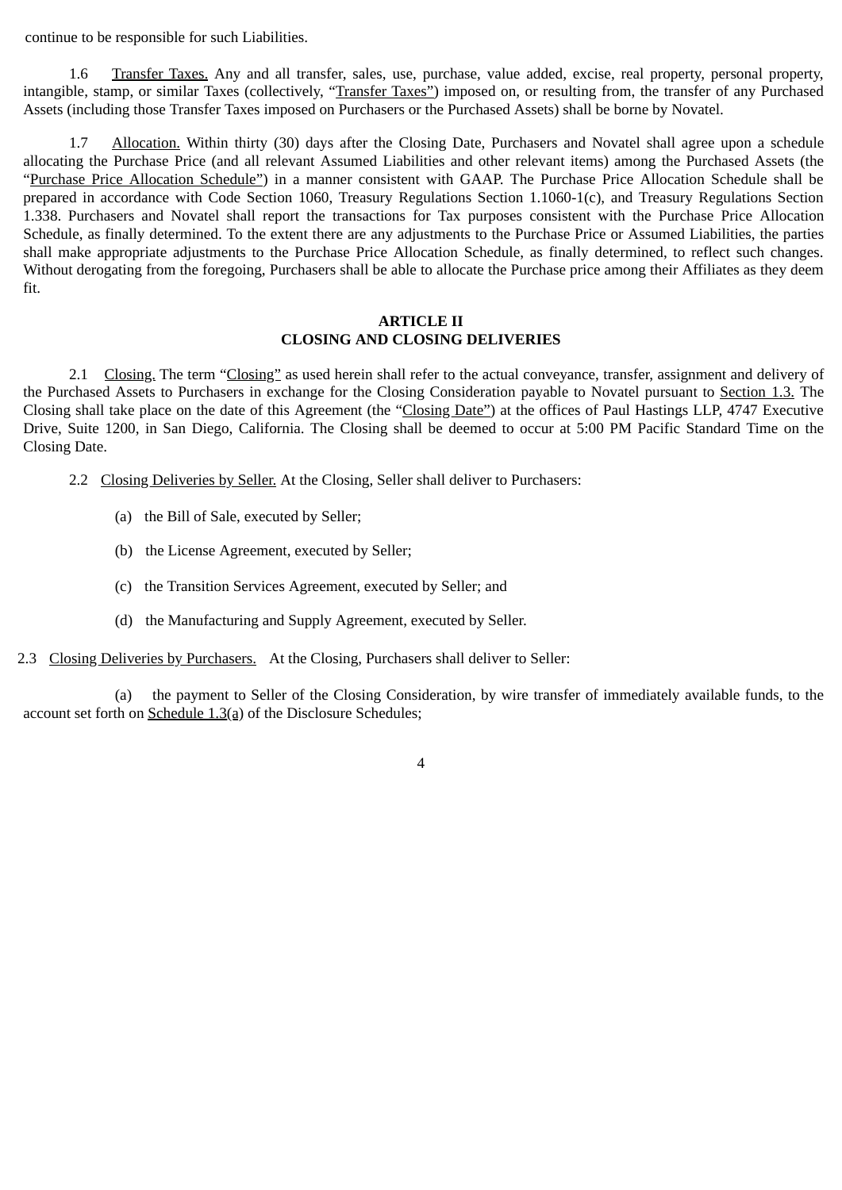continue to be responsible for such Liabilities.

1.6 Transfer Taxes. Any and all transfer, sales, use, purchase, value added, excise, real property, personal property, intangible, stamp, or similar Taxes (collectively, "Transfer Taxes") imposed on, or resulting from, the transfer of any Purchased Assets (including those Transfer Taxes imposed on Purchasers or the Purchased Assets) shall be borne by Novatel.

1.7 Allocation. Within thirty (30) days after the Closing Date, Purchasers and Novatel shall agree upon a schedule allocating the Purchase Price (and all relevant Assumed Liabilities and other relevant items) among the Purchased Assets (the "Purchase Price Allocation Schedule") in a manner consistent with GAAP. The Purchase Price Allocation Schedule shall be prepared in accordance with Code Section 1060, Treasury Regulations Section 1.1060-1(c), and Treasury Regulations Section 1.338. Purchasers and Novatel shall report the transactions for Tax purposes consistent with the Purchase Price Allocation Schedule, as finally determined. To the extent there are any adjustments to the Purchase Price or Assumed Liabilities, the parties shall make appropriate adjustments to the Purchase Price Allocation Schedule, as finally determined, to reflect such changes. Without derogating from the foregoing, Purchasers shall be able to allocate the Purchase price among their Affiliates as they deem fit.

## ARTICLE II
## CLOSING AND CLOSING DELIVERIES

2.1 Closing. The term "Closing" as used herein shall refer to the actual conveyance, transfer, assignment and delivery of the Purchased Assets to Purchasers in exchange for the Closing Consideration payable to Novatel pursuant to Section 1.3. The Closing shall take place on the date of this Agreement (the "Closing Date") at the offices of Paul Hastings LLP, 4747 Executive Drive, Suite 1200, in San Diego, California. The Closing shall be deemed to occur at 5:00 PM Pacific Standard Time on the Closing Date.

2.2 Closing Deliveries by Seller. At the Closing, Seller shall deliver to Purchasers:

(a) the Bill of Sale, executed by Seller;

(b) the License Agreement, executed by Seller;

(c) the Transition Services Agreement, executed by Seller; and

(d) the Manufacturing and Supply Agreement, executed by Seller.

2.3 Closing Deliveries by Purchasers. At the Closing, Purchasers shall deliver to Seller:

(a) the payment to Seller of the Closing Consideration, by wire transfer of immediately available funds, to the account set forth on Schedule 1.3(a) of the Disclosure Schedules;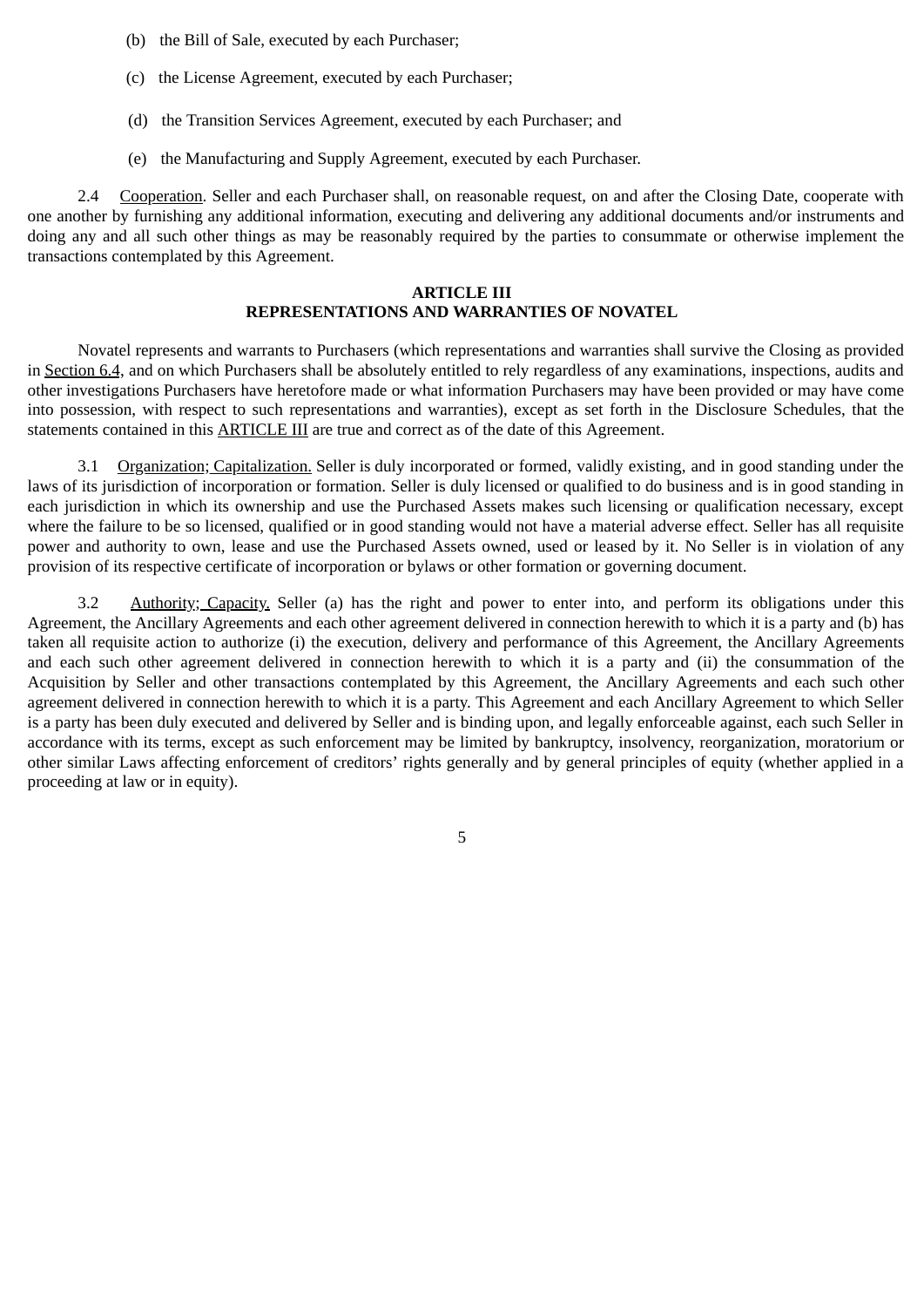(b) the Bill of Sale, executed by each Purchaser;

(c) the License Agreement, executed by each Purchaser;

(d) the Transition Services Agreement, executed by each Purchaser; and

(e) the Manufacturing and Supply Agreement, executed by each Purchaser.

2.4 Cooperation. Seller and each Purchaser shall, on reasonable request, on and after the Closing Date, cooperate with one another by furnishing any additional information, executing and delivering any additional documents and/or instruments and doing any and all such other things as may be reasonably required by the parties to consummate or otherwise implement the transactions contemplated by this Agreement.

**ARTICLE III**
**REPRESENTATIONS AND WARRANTIES OF NOVATEL**

Novatel represents and warrants to Purchasers (which representations and warranties shall survive the Closing as provided in Section 6.4, and on which Purchasers shall be absolutely entitled to rely regardless of any examinations, inspections, audits and other investigations Purchasers have heretofore made or what information Purchasers may have been provided or may have come into possession, with respect to such representations and warranties), except as set forth in the Disclosure Schedules, that the statements contained in this ARTICLE III are true and correct as of the date of this Agreement.

3.1 Organization; Capitalization. Seller is duly incorporated or formed, validly existing, and in good standing under the laws of its jurisdiction of incorporation or formation. Seller is duly licensed or qualified to do business and is in good standing in each jurisdiction in which its ownership and use the Purchased Assets makes such licensing or qualification necessary, except where the failure to be so licensed, qualified or in good standing would not have a material adverse effect. Seller has all requisite power and authority to own, lease and use the Purchased Assets owned, used or leased by it. No Seller is in violation of any provision of its respective certificate of incorporation or bylaws or other formation or governing document.

3.2 Authority; Capacity. Seller (a) has the right and power to enter into, and perform its obligations under this Agreement, the Ancillary Agreements and each other agreement delivered in connection herewith to which it is a party and (b) has taken all requisite action to authorize (i) the execution, delivery and performance of this Agreement, the Ancillary Agreements and each such other agreement delivered in connection herewith to which it is a party and (ii) the consummation of the Acquisition by Seller and other transactions contemplated by this Agreement, the Ancillary Agreements and each such other agreement delivered in connection herewith to which it is a party. This Agreement and each Ancillary Agreement to which Seller is a party has been duly executed and delivered by Seller and is binding upon, and legally enforceable against, each such Seller in accordance with its terms, except as such enforcement may be limited by bankruptcy, insolvency, reorganization, moratorium or other similar Laws affecting enforcement of creditors' rights generally and by general principles of equity (whether applied in a proceeding at law or in equity).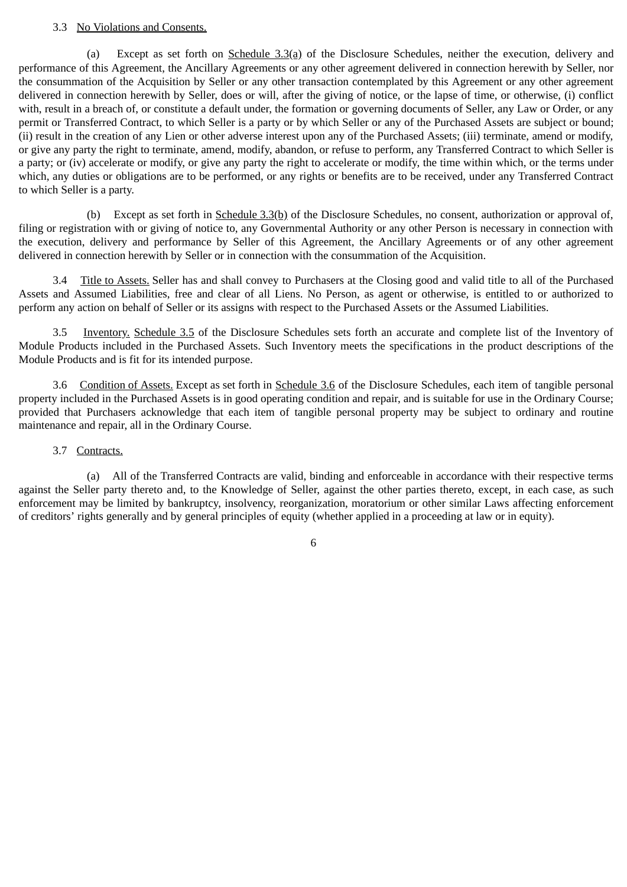3.3 <u>No Violations and Consents.</u>

(a) Except as set forth on <u>Schedule 3.3(a)</u> of the Disclosure Schedules, neither the execution, delivery and performance of this Agreement, the Ancillary Agreements or any other agreement delivered in connection herewith by Seller, nor the consummation of the Acquisition by Seller or any other transaction contemplated by this Agreement or any other agreement delivered in connection herewith by Seller, does or will, after the giving of notice, or the lapse of time, or otherwise, (i) conflict with, result in a breach of, or constitute a default under, the formation or governing documents of Seller, any Law or Order, or any permit or Transferred Contract, to which Seller is a party or by which Seller or any of the Purchased Assets are subject or bound; (ii) result in the creation of any Lien or other adverse interest upon any of the Purchased Assets; (iii) terminate, amend or modify, or give any party the right to terminate, amend, modify, abandon, or refuse to perform, any Transferred Contract to which Seller is a party; or (iv) accelerate or modify, or give any party the right to accelerate or modify, the time within which, or the terms under which, any duties or obligations are to be performed, or any rights or benefits are to be received, under any Transferred Contract to which Seller is a party.

(b) Except as set forth in <u>Schedule 3.3(b)</u> of the Disclosure Schedules, no consent, authorization or approval of, filing or registration with or giving of notice to, any Governmental Authority or any other Person is necessary in connection with the execution, delivery and performance by Seller of this Agreement, the Ancillary Agreements or of any other agreement delivered in connection herewith by Seller or in connection with the consummation of the Acquisition.

3.4 <u>Title to Assets.</u> Seller has and shall convey to Purchasers at the Closing good and valid title to all of the Purchased Assets and Assumed Liabilities, free and clear of all Liens. No Person, as agent or otherwise, is entitled to or authorized to perform any action on behalf of Seller or its assigns with respect to the Purchased Assets or the Assumed Liabilities.

3.5 <u>Inventory.</u> <u>Schedule 3.5</u> of the Disclosure Schedules sets forth an accurate and complete list of the Inventory of Module Products included in the Purchased Assets. Such Inventory meets the specifications in the product descriptions of the Module Products and is fit for its intended purpose.

3.6 <u>Condition of Assets.</u> Except as set forth in <u>Schedule 3.6</u> of the Disclosure Schedules, each item of tangible personal property included in the Purchased Assets is in good operating condition and repair, and is suitable for use in the Ordinary Course; provided that Purchasers acknowledge that each item of tangible personal property may be subject to ordinary and routine maintenance and repair, all in the Ordinary Course.

3.7 <u>Contracts.</u>

(a) All of the Transferred Contracts are valid, binding and enforceable in accordance with their respective terms against the Seller party thereto and, to the Knowledge of Seller, against the other parties thereto, except, in each case, as such enforcement may be limited by bankruptcy, insolvency, reorganization, moratorium or other similar Laws affecting enforcement of creditors' rights generally and by general principles of equity (whether applied in a proceeding at law or in equity).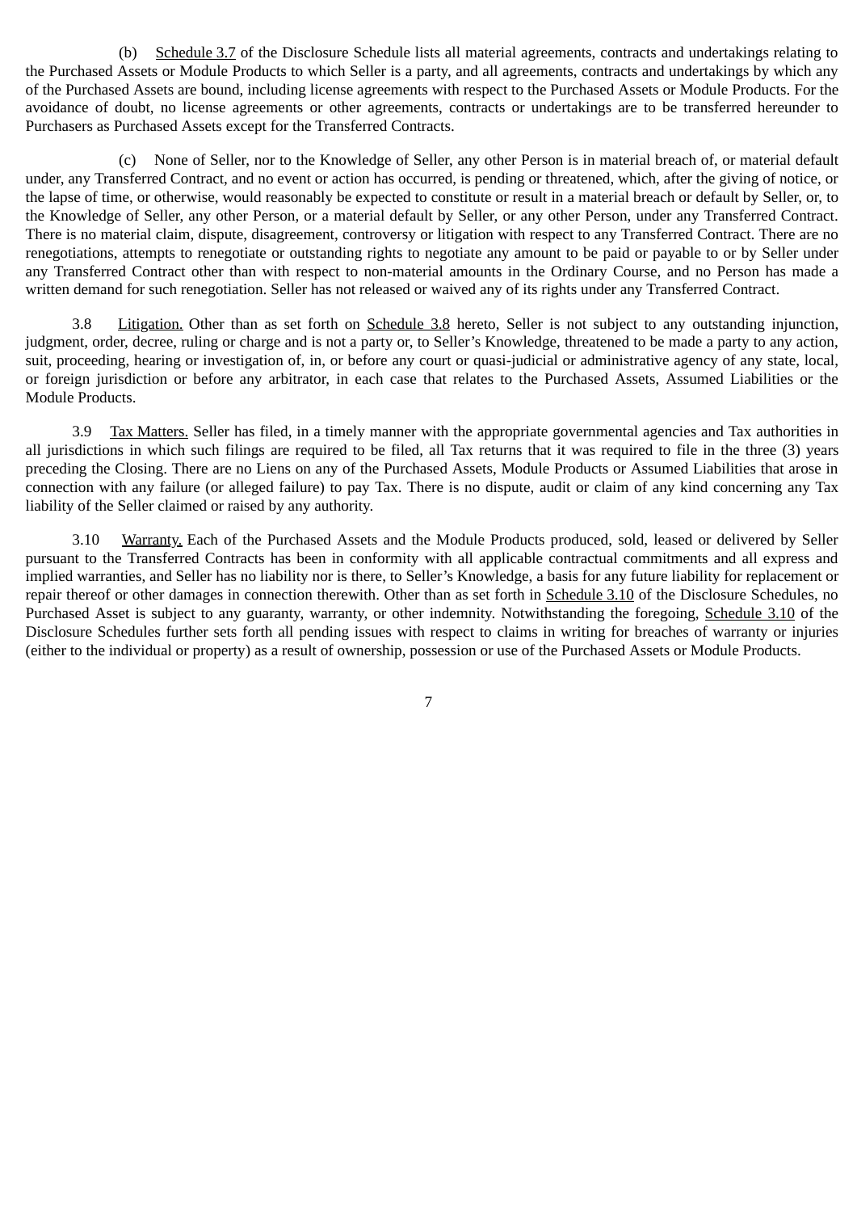(b) Schedule 3.7 of the Disclosure Schedule lists all material agreements, contracts and undertakings relating to the Purchased Assets or Module Products to which Seller is a party, and all agreements, contracts and undertakings by which any of the Purchased Assets are bound, including license agreements with respect to the Purchased Assets or Module Products. For the avoidance of doubt, no license agreements or other agreements, contracts or undertakings are to be transferred hereunder to Purchasers as Purchased Assets except for the Transferred Contracts.

(c) None of Seller, nor to the Knowledge of Seller, any other Person is in material breach of, or material default under, any Transferred Contract, and no event or action has occurred, is pending or threatened, which, after the giving of notice, or the lapse of time, or otherwise, would reasonably be expected to constitute or result in a material breach or default by Seller, or, to the Knowledge of Seller, any other Person, or a material default by Seller, or any other Person, under any Transferred Contract. There is no material claim, dispute, disagreement, controversy or litigation with respect to any Transferred Contract. There are no renegotiations, attempts to renegotiate or outstanding rights to negotiate any amount to be paid or payable to or by Seller under any Transferred Contract other than with respect to non-material amounts in the Ordinary Course, and no Person has made a written demand for such renegotiation. Seller has not released or waived any of its rights under any Transferred Contract.

3.8 Litigation. Other than as set forth on Schedule 3.8 hereto, Seller is not subject to any outstanding injunction, judgment, order, decree, ruling or charge and is not a party or, to Seller's Knowledge, threatened to be made a party to any action, suit, proceeding, hearing or investigation of, in, or before any court or quasi-judicial or administrative agency of any state, local, or foreign jurisdiction or before any arbitrator, in each case that relates to the Purchased Assets, Assumed Liabilities or the Module Products.

3.9 Tax Matters. Seller has filed, in a timely manner with the appropriate governmental agencies and Tax authorities in all jurisdictions in which such filings are required to be filed, all Tax returns that it was required to file in the three (3) years preceding the Closing. There are no Liens on any of the Purchased Assets, Module Products or Assumed Liabilities that arose in connection with any failure (or alleged failure) to pay Tax. There is no dispute, audit or claim of any kind concerning any Tax liability of the Seller claimed or raised by any authority.

3.10 Warranty. Each of the Purchased Assets and the Module Products produced, sold, leased or delivered by Seller pursuant to the Transferred Contracts has been in conformity with all applicable contractual commitments and all express and implied warranties, and Seller has no liability nor is there, to Seller's Knowledge, a basis for any future liability for replacement or repair thereof or other damages in connection therewith. Other than as set forth in Schedule 3.10 of the Disclosure Schedules, no Purchased Asset is subject to any guaranty, warranty, or other indemnity. Notwithstanding the foregoing, Schedule 3.10 of the Disclosure Schedules further sets forth all pending issues with respect to claims in writing for breaches of warranty or injuries (either to the individual or property) as a result of ownership, possession or use of the Purchased Assets or Module Products.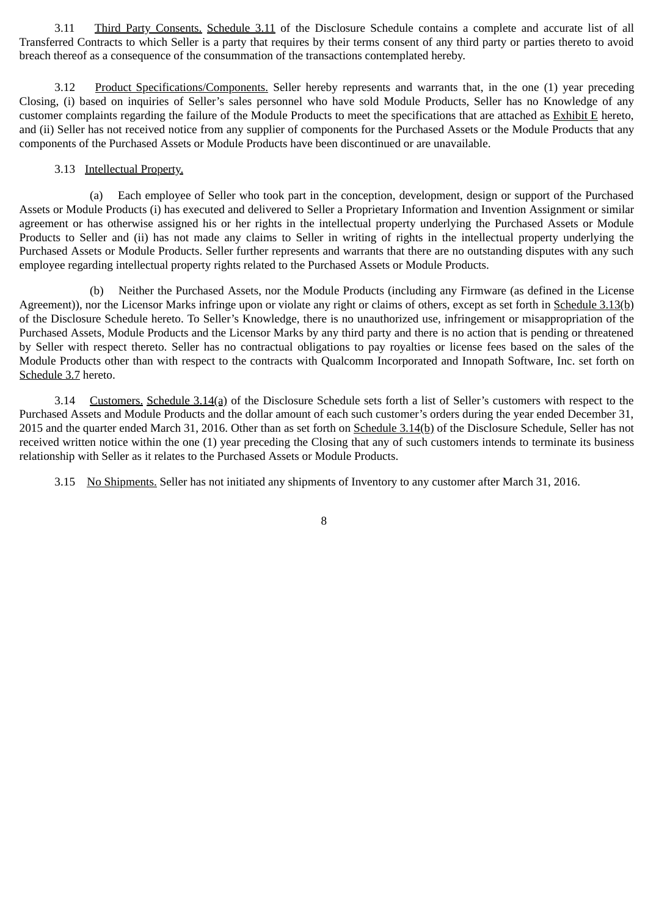3.11 Third Party Consents. Schedule 3.11 of the Disclosure Schedule contains a complete and accurate list of all Transferred Contracts to which Seller is a party that requires by their terms consent of any third party or parties thereto to avoid breach thereof as a consequence of the consummation of the transactions contemplated hereby.

3.12 Product Specifications/Components. Seller hereby represents and warrants that, in the one (1) year preceding Closing, (i) based on inquiries of Seller's sales personnel who have sold Module Products, Seller has no Knowledge of any customer complaints regarding the failure of the Module Products to meet the specifications that are attached as Exhibit E hereto, and (ii) Seller has not received notice from any supplier of components for the Purchased Assets or the Module Products that any components of the Purchased Assets or Module Products have been discontinued or are unavailable.

3.13 Intellectual Property.

(a) Each employee of Seller who took part in the conception, development, design or support of the Purchased Assets or Module Products (i) has executed and delivered to Seller a Proprietary Information and Invention Assignment or similar agreement or has otherwise assigned his or her rights in the intellectual property underlying the Purchased Assets or Module Products to Seller and (ii) has not made any claims to Seller in writing of rights in the intellectual property underlying the Purchased Assets or Module Products. Seller further represents and warrants that there are no outstanding disputes with any such employee regarding intellectual property rights related to the Purchased Assets or Module Products.

(b) Neither the Purchased Assets, nor the Module Products (including any Firmware (as defined in the License Agreement)), nor the Licensor Marks infringe upon or violate any right or claims of others, except as set forth in Schedule 3.13(b) of the Disclosure Schedule hereto. To Seller's Knowledge, there is no unauthorized use, infringement or misappropriation of the Purchased Assets, Module Products and the Licensor Marks by any third party and there is no action that is pending or threatened by Seller with respect thereto. Seller has no contractual obligations to pay royalties or license fees based on the sales of the Module Products other than with respect to the contracts with Qualcomm Incorporated and Innopath Software, Inc. set forth on Schedule 3.7 hereto.

3.14 Customers. Schedule 3.14(a) of the Disclosure Schedule sets forth a list of Seller's customers with respect to the Purchased Assets and Module Products and the dollar amount of each such customer's orders during the year ended December 31, 2015 and the quarter ended March 31, 2016. Other than as set forth on Schedule 3.14(b) of the Disclosure Schedule, Seller has not received written notice within the one (1) year preceding the Closing that any of such customers intends to terminate its business relationship with Seller as it relates to the Purchased Assets or Module Products.

3.15 No Shipments. Seller has not initiated any shipments of Inventory to any customer after March 31, 2016.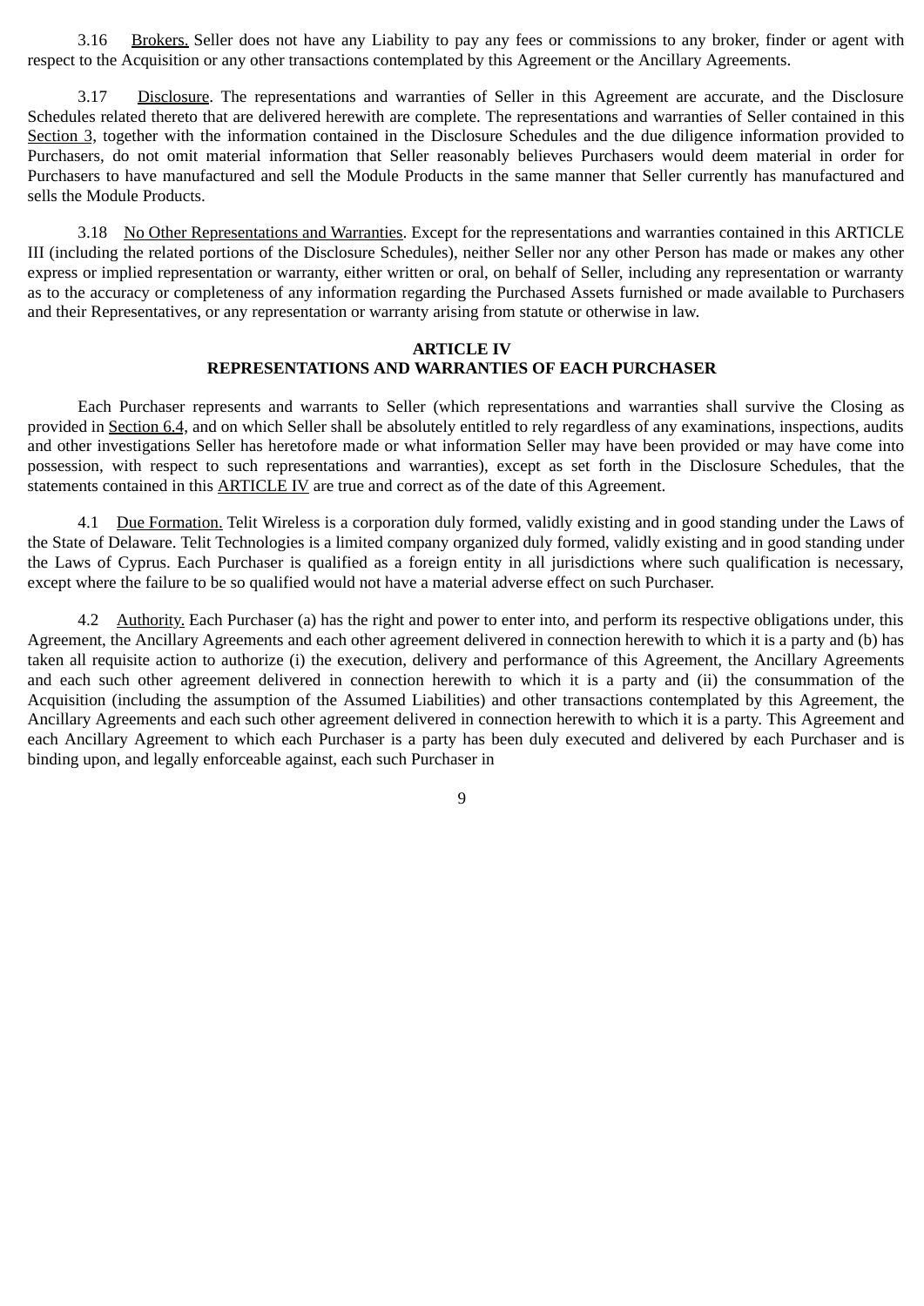3.16 Brokers. Seller does not have any Liability to pay any fees or commissions to any broker, finder or agent with respect to the Acquisition or any other transactions contemplated by this Agreement or the Ancillary Agreements.

3.17 Disclosure. The representations and warranties of Seller in this Agreement are accurate, and the Disclosure Schedules related thereto that are delivered herewith are complete. The representations and warranties of Seller contained in this Section 3, together with the information contained in the Disclosure Schedules and the due diligence information provided to Purchasers, do not omit material information that Seller reasonably believes Purchasers would deem material in order for Purchasers to have manufactured and sell the Module Products in the same manner that Seller currently has manufactured and sells the Module Products.

3.18 No Other Representations and Warranties. Except for the representations and warranties contained in this ARTICLE III (including the related portions of the Disclosure Schedules), neither Seller nor any other Person has made or makes any other express or implied representation or warranty, either written or oral, on behalf of Seller, including any representation or warranty as to the accuracy or completeness of any information regarding the Purchased Assets furnished or made available to Purchasers and their Representatives, or any representation or warranty arising from statute or otherwise in law.

**ARTICLE IV**
**REPRESENTATIONS AND WARRANTIES OF EACH PURCHASER**

Each Purchaser represents and warrants to Seller (which representations and warranties shall survive the Closing as provided in Section 6.4, and on which Seller shall be absolutely entitled to rely regardless of any examinations, inspections, audits and other investigations Seller has heretofore made or what information Seller may have been provided or may have come into possession, with respect to such representations and warranties), except as set forth in the Disclosure Schedules, that the statements contained in this ARTICLE IV are true and correct as of the date of this Agreement.

4.1 Due Formation. Telit Wireless is a corporation duly formed, validly existing and in good standing under the Laws of the State of Delaware. Telit Technologies is a limited company organized duly formed, validly existing and in good standing under the Laws of Cyprus. Each Purchaser is qualified as a foreign entity in all jurisdictions where such qualification is necessary, except where the failure to be so qualified would not have a material adverse effect on such Purchaser.

4.2 Authority. Each Purchaser (a) has the right and power to enter into, and perform its respective obligations under, this Agreement, the Ancillary Agreements and each other agreement delivered in connection herewith to which it is a party and (b) has taken all requisite action to authorize (i) the execution, delivery and performance of this Agreement, the Ancillary Agreements and each such other agreement delivered in connection herewith to which it is a party and (ii) the consummation of the Acquisition (including the assumption of the Assumed Liabilities) and other transactions contemplated by this Agreement, the Ancillary Agreements and each such other agreement delivered in connection herewith to which it is a party. This Agreement and each Ancillary Agreement to which each Purchaser is a party has been duly executed and delivered by each Purchaser and is binding upon, and legally enforceable against, each such Purchaser in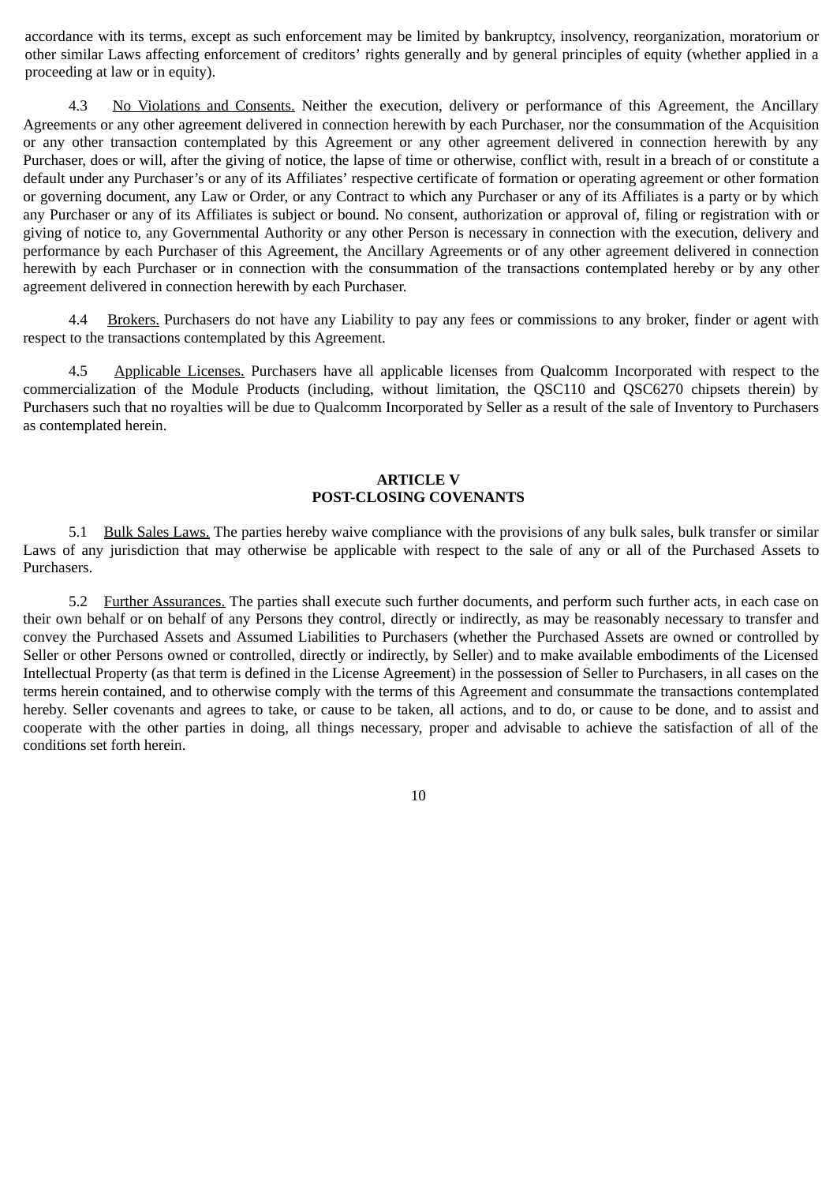accordance with its terms, except as such enforcement may be limited by bankruptcy, insolvency, reorganization, moratorium or other similar Laws affecting enforcement of creditors' rights generally and by general principles of equity (whether applied in a proceeding at law or in equity).

4.3 <u>No Violations and Consents.</u> Neither the execution, delivery or performance of this Agreement, the Ancillary Agreements or any other agreement delivered in connection herewith by each Purchaser, nor the consummation of the Acquisition or any other transaction contemplated by this Agreement or any other agreement delivered in connection herewith by any Purchaser, does or will, after the giving of notice, the lapse of time or otherwise, conflict with, result in a breach of or constitute a default under any Purchaser's or any of its Affiliates' respective certificate of formation or operating agreement or other formation or governing document, any Law or Order, or any Contract to which any Purchaser or any of its Affiliates is a party or by which any Purchaser or any of its Affiliates is subject or bound. No consent, authorization or approval of, filing or registration with or giving of notice to, any Governmental Authority or any other Person is necessary in connection with the execution, delivery and performance by each Purchaser of this Agreement, the Ancillary Agreements or of any other agreement delivered in connection herewith by each Purchaser or in connection with the consummation of the transactions contemplated hereby or by any other agreement delivered in connection herewith by each Purchaser.

4.4 <u>Brokers.</u> Purchasers do not have any Liability to pay any fees or commissions to any broker, finder or agent with respect to the transactions contemplated by this Agreement.

4.5 <u>Applicable Licenses.</u> Purchasers have all applicable licenses from Qualcomm Incorporated with respect to the commercialization of the Module Products (including, without limitation, the QSC110 and QSC6270 chipsets therein) by Purchasers such that no royalties will be due to Qualcomm Incorporated by Seller as a result of the sale of Inventory to Purchasers as contemplated herein.

## ARTICLE V
## POST-CLOSING COVENANTS

5.1 <u>Bulk Sales Laws.</u> The parties hereby waive compliance with the provisions of any bulk sales, bulk transfer or similar Laws of any jurisdiction that may otherwise be applicable with respect to the sale of any or all of the Purchased Assets to Purchasers.

5.2 <u>Further Assurances.</u> The parties shall execute such further documents, and perform such further acts, in each case on their own behalf or on behalf of any Persons they control, directly or indirectly, as may be reasonably necessary to transfer and convey the Purchased Assets and Assumed Liabilities to Purchasers (whether the Purchased Assets are owned or controlled by Seller or other Persons owned or controlled, directly or indirectly, by Seller) and to make available embodiments of the Licensed Intellectual Property (as that term is defined in the License Agreement) in the possession of Seller to Purchasers, in all cases on the terms herein contained, and to otherwise comply with the terms of this Agreement and consummate the transactions contemplated hereby. Seller covenants and agrees to take, or cause to be taken, all actions, and to do, or cause to be done, and to assist and cooperate with the other parties in doing, all things necessary, proper and advisable to achieve the satisfaction of all of the conditions set forth herein.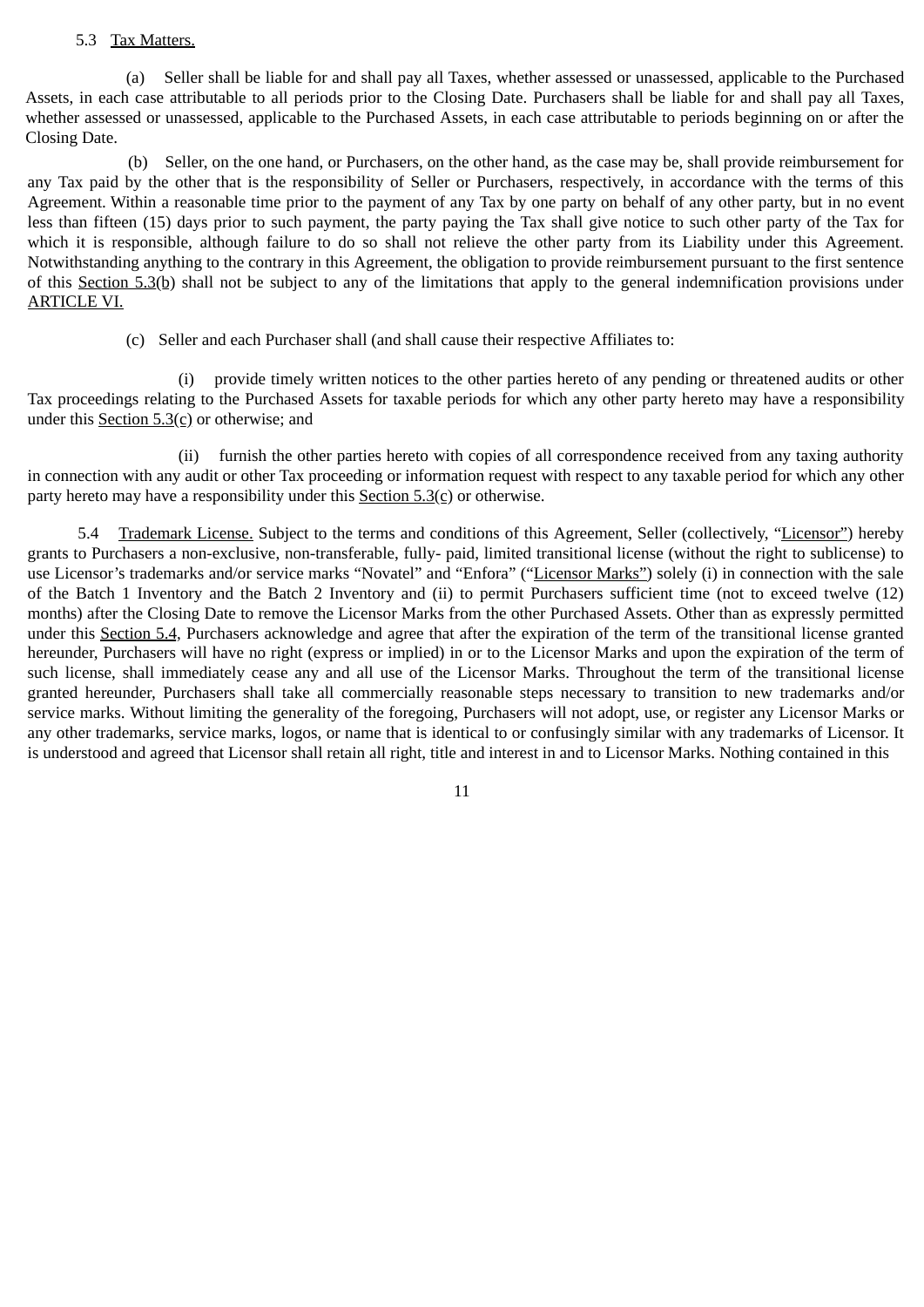5.3 Tax Matters.

(a) Seller shall be liable for and shall pay all Taxes, whether assessed or unassessed, applicable to the Purchased Assets, in each case attributable to all periods prior to the Closing Date. Purchasers shall be liable for and shall pay all Taxes, whether assessed or unassessed, applicable to the Purchased Assets, in each case attributable to periods beginning on or after the Closing Date.

(b) Seller, on the one hand, or Purchasers, on the other hand, as the case may be, shall provide reimbursement for any Tax paid by the other that is the responsibility of Seller or Purchasers, respectively, in accordance with the terms of this Agreement. Within a reasonable time prior to the payment of any Tax by one party on behalf of any other party, but in no event less than fifteen (15) days prior to such payment, the party paying the Tax shall give notice to such other party of the Tax for which it is responsible, although failure to do so shall not relieve the other party from its Liability under this Agreement. Notwithstanding anything to the contrary in this Agreement, the obligation to provide reimbursement pursuant to the first sentence of this Section 5.3(b) shall not be subject to any of the limitations that apply to the general indemnification provisions under ARTICLE VI.

(c) Seller and each Purchaser shall (and shall cause their respective Affiliates to:

(i) provide timely written notices to the other parties hereto of any pending or threatened audits or other Tax proceedings relating to the Purchased Assets for taxable periods for which any other party hereto may have a responsibility under this Section 5.3(c) or otherwise; and

(ii) furnish the other parties hereto with copies of all correspondence received from any taxing authority in connection with any audit or other Tax proceeding or information request with respect to any taxable period for which any other party hereto may have a responsibility under this Section 5.3(c) or otherwise.

5.4 Trademark License. Subject to the terms and conditions of this Agreement, Seller (collectively, "Licensor") hereby grants to Purchasers a non-exclusive, non-transferable, fully- paid, limited transitional license (without the right to sublicense) to use Licensor's trademarks and/or service marks "Novatel" and "Enfora" ("Licensor Marks") solely (i) in connection with the sale of the Batch 1 Inventory and the Batch 2 Inventory and (ii) to permit Purchasers sufficient time (not to exceed twelve (12) months) after the Closing Date to remove the Licensor Marks from the other Purchased Assets. Other than as expressly permitted under this Section 5.4, Purchasers acknowledge and agree that after the expiration of the term of the transitional license granted hereunder, Purchasers will have no right (express or implied) in or to the Licensor Marks and upon the expiration of the term of such license, shall immediately cease any and all use of the Licensor Marks. Throughout the term of the transitional license granted hereunder, Purchasers shall take all commercially reasonable steps necessary to transition to new trademarks and/or service marks. Without limiting the generality of the foregoing, Purchasers will not adopt, use, or register any Licensor Marks or any other trademarks, service marks, logos, or name that is identical to or confusingly similar with any trademarks of Licensor. It is understood and agreed that Licensor shall retain all right, title and interest in and to Licensor Marks. Nothing contained in this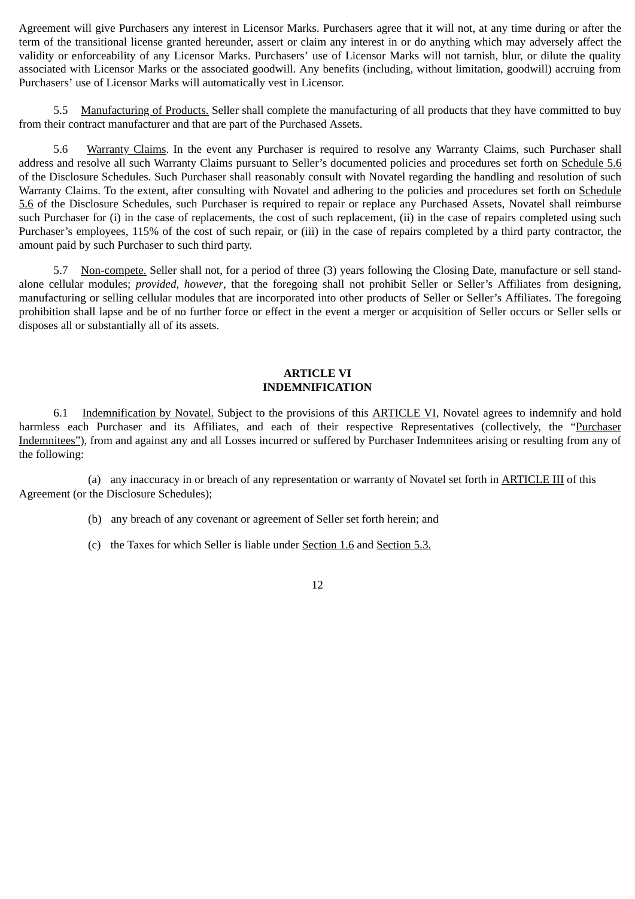Agreement will give Purchasers any interest in Licensor Marks. Purchasers agree that it will not, at any time during or after the term of the transitional license granted hereunder, assert or claim any interest in or do anything which may adversely affect the validity or enforceability of any Licensor Marks. Purchasers' use of Licensor Marks will not tarnish, blur, or dilute the quality associated with Licensor Marks or the associated goodwill. Any benefits (including, without limitation, goodwill) accruing from Purchasers' use of Licensor Marks will automatically vest in Licensor.

5.5 Manufacturing of Products. Seller shall complete the manufacturing of all products that they have committed to buy from their contract manufacturer and that are part of the Purchased Assets.

5.6 Warranty Claims. In the event any Purchaser is required to resolve any Warranty Claims, such Purchaser shall address and resolve all such Warranty Claims pursuant to Seller's documented policies and procedures set forth on Schedule 5.6 of the Disclosure Schedules. Such Purchaser shall reasonably consult with Novatel regarding the handling and resolution of such Warranty Claims. To the extent, after consulting with Novatel and adhering to the policies and procedures set forth on Schedule 5.6 of the Disclosure Schedules, such Purchaser is required to repair or replace any Purchased Assets, Novatel shall reimburse such Purchaser for (i) in the case of replacements, the cost of such replacement, (ii) in the case of repairs completed using such Purchaser's employees, 115% of the cost of such repair, or (iii) in the case of repairs completed by a third party contractor, the amount paid by such Purchaser to such third party.

5.7 Non-compete. Seller shall not, for a period of three (3) years following the Closing Date, manufacture or sell stand-alone cellular modules; *provided, however*, that the foregoing shall not prohibit Seller or Seller's Affiliates from designing, manufacturing or selling cellular modules that are incorporated into other products of Seller or Seller's Affiliates. The foregoing prohibition shall lapse and be of no further force or effect in the event a merger or acquisition of Seller occurs or Seller sells or disposes all or substantially all of its assets.

## ARTICLE VI
## INDEMNIFICATION

6.1 Indemnification by Novatel. Subject to the provisions of this ARTICLE VI, Novatel agrees to indemnify and hold harmless each Purchaser and its Affiliates, and each of their respective Representatives (collectively, the "Purchaser Indemnitees"), from and against any and all Losses incurred or suffered by Purchaser Indemnitees arising or resulting from any of the following:

(a) any inaccuracy in or breach of any representation or warranty of Novatel set forth in ARTICLE III of this Agreement (or the Disclosure Schedules);

(b) any breach of any covenant or agreement of Seller set forth herein; and

(c) the Taxes for which Seller is liable under Section 1.6 and Section 5.3.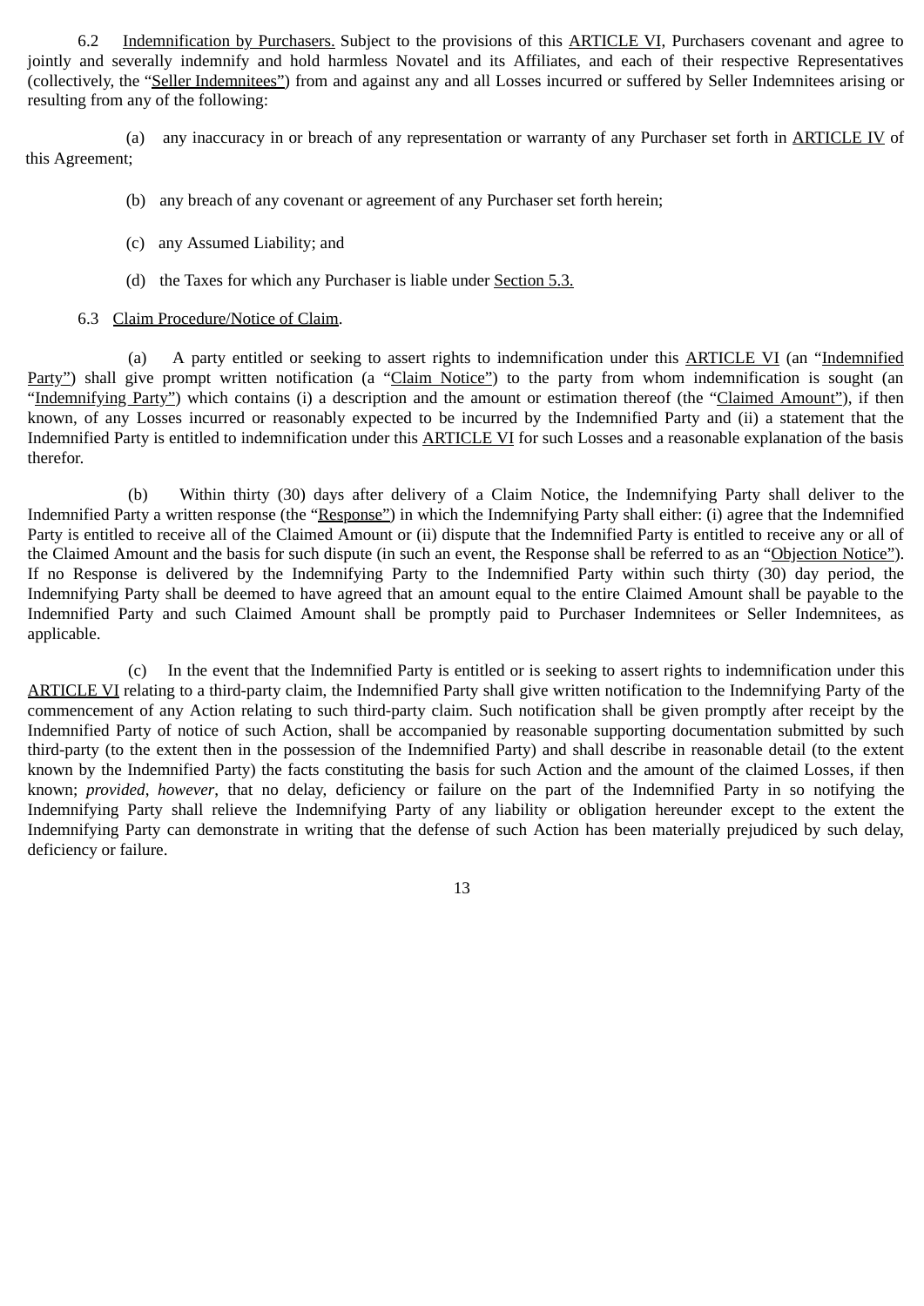6.2 Indemnification by Purchasers. Subject to the provisions of this ARTICLE VI, Purchasers covenant and agree to jointly and severally indemnify and hold harmless Novatel and its Affiliates, and each of their respective Representatives (collectively, the "Seller Indemnitees") from and against any and all Losses incurred or suffered by Seller Indemnitees arising or resulting from any of the following:

(a) any inaccuracy in or breach of any representation or warranty of any Purchaser set forth in ARTICLE IV of this Agreement;

(b) any breach of any covenant or agreement of any Purchaser set forth herein;

(c) any Assumed Liability; and

(d) the Taxes for which any Purchaser is liable under Section 5.3.

6.3 Claim Procedure/Notice of Claim.

(a) A party entitled or seeking to assert rights to indemnification under this ARTICLE VI (an "Indemnified Party") shall give prompt written notification (a "Claim Notice") to the party from whom indemnification is sought (an "Indemnifying Party") which contains (i) a description and the amount or estimation thereof (the "Claimed Amount"), if then known, of any Losses incurred or reasonably expected to be incurred by the Indemnified Party and (ii) a statement that the Indemnified Party is entitled to indemnification under this ARTICLE VI for such Losses and a reasonable explanation of the basis therefor.

(b) Within thirty (30) days after delivery of a Claim Notice, the Indemnifying Party shall deliver to the Indemnified Party a written response (the "Response") in which the Indemnifying Party shall either: (i) agree that the Indemnified Party is entitled to receive all of the Claimed Amount or (ii) dispute that the Indemnified Party is entitled to receive any or all of the Claimed Amount and the basis for such dispute (in such an event, the Response shall be referred to as an "Objection Notice"). If no Response is delivered by the Indemnifying Party to the Indemnified Party within such thirty (30) day period, the Indemnifying Party shall be deemed to have agreed that an amount equal to the entire Claimed Amount shall be payable to the Indemnified Party and such Claimed Amount shall be promptly paid to Purchaser Indemnitees or Seller Indemnitees, as applicable.

(c) In the event that the Indemnified Party is entitled or is seeking to assert rights to indemnification under this ARTICLE VI relating to a third-party claim, the Indemnified Party shall give written notification to the Indemnifying Party of the commencement of any Action relating to such third-party claim. Such notification shall be given promptly after receipt by the Indemnified Party of notice of such Action, shall be accompanied by reasonable supporting documentation submitted by such third-party (to the extent then in the possession of the Indemnified Party) and shall describe in reasonable detail (to the extent known by the Indemnified Party) the facts constituting the basis for such Action and the amount of the claimed Losses, if then known; *provided*, *however*, that no delay, deficiency or failure on the part of the Indemnified Party in so notifying the Indemnifying Party shall relieve the Indemnifying Party of any liability or obligation hereunder except to the extent the Indemnifying Party can demonstrate in writing that the defense of such Action has been materially prejudiced by such delay, deficiency or failure.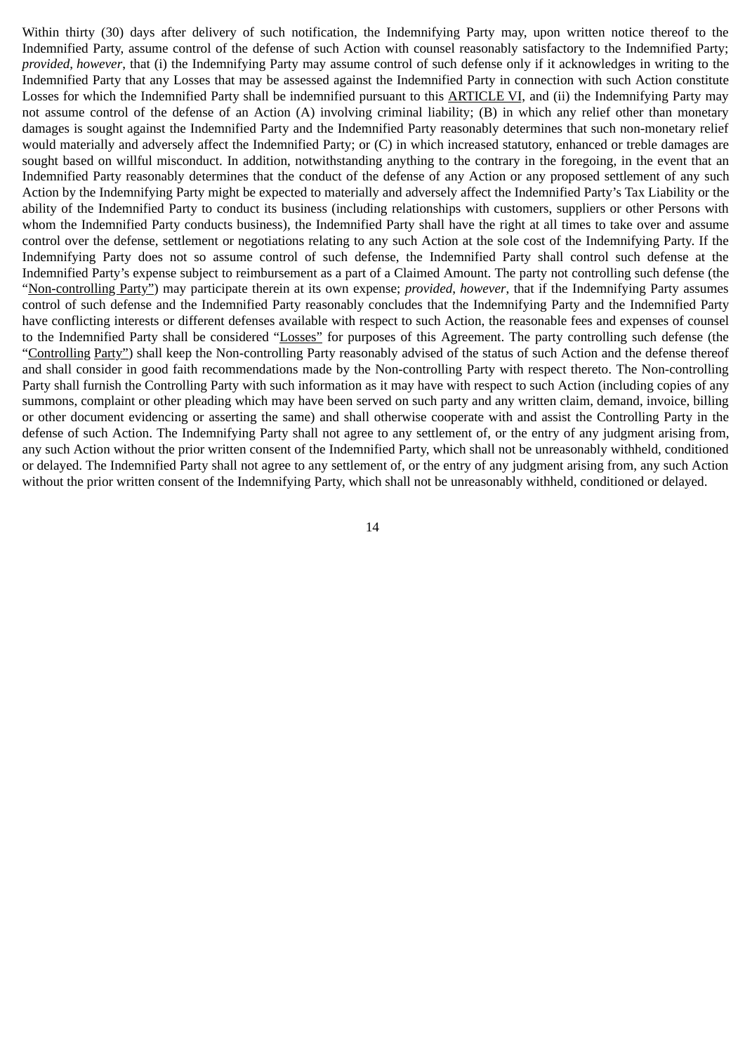Within thirty (30) days after delivery of such notification, the Indemnifying Party may, upon written notice thereof to the Indemnified Party, assume control of the defense of such Action with counsel reasonably satisfactory to the Indemnified Party; *provided*, *however*, that (i) the Indemnifying Party may assume control of such defense only if it acknowledges in writing to the Indemnified Party that any Losses that may be assessed against the Indemnified Party in connection with such Action constitute Losses for which the Indemnified Party shall be indemnified pursuant to this ARTICLE VI, and (ii) the Indemnifying Party may not assume control of the defense of an Action (A) involving criminal liability; (B) in which any relief other than monetary damages is sought against the Indemnified Party and the Indemnified Party reasonably determines that such non-monetary relief would materially and adversely affect the Indemnified Party; or (C) in which increased statutory, enhanced or treble damages are sought based on willful misconduct. In addition, notwithstanding anything to the contrary in the foregoing, in the event that an Indemnified Party reasonably determines that the conduct of the defense of any Action or any proposed settlement of any such Action by the Indemnifying Party might be expected to materially and adversely affect the Indemnified Party's Tax Liability or the ability of the Indemnified Party to conduct its business (including relationships with customers, suppliers or other Persons with whom the Indemnified Party conducts business), the Indemnified Party shall have the right at all times to take over and assume control over the defense, settlement or negotiations relating to any such Action at the sole cost of the Indemnifying Party. If the Indemnifying Party does not so assume control of such defense, the Indemnified Party shall control such defense at the Indemnified Party's expense subject to reimbursement as a part of a Claimed Amount. The party not controlling such defense (the "Non-controlling Party") may participate therein at its own expense; *provided*, *however*, that if the Indemnifying Party assumes control of such defense and the Indemnified Party reasonably concludes that the Indemnifying Party and the Indemnified Party have conflicting interests or different defenses available with respect to such Action, the reasonable fees and expenses of counsel to the Indemnified Party shall be considered "Losses" for purposes of this Agreement. The party controlling such defense (the "Controlling Party") shall keep the Non-controlling Party reasonably advised of the status of such Action and the defense thereof and shall consider in good faith recommendations made by the Non-controlling Party with respect thereto. The Non-controlling Party shall furnish the Controlling Party with such information as it may have with respect to such Action (including copies of any summons, complaint or other pleading which may have been served on such party and any written claim, demand, invoice, billing or other document evidencing or asserting the same) and shall otherwise cooperate with and assist the Controlling Party in the defense of such Action. The Indemnifying Party shall not agree to any settlement of, or the entry of any judgment arising from, any such Action without the prior written consent of the Indemnified Party, which shall not be unreasonably withheld, conditioned or delayed. The Indemnified Party shall not agree to any settlement of, or the entry of any judgment arising from, any such Action without the prior written consent of the Indemnifying Party, which shall not be unreasonably withheld, conditioned or delayed.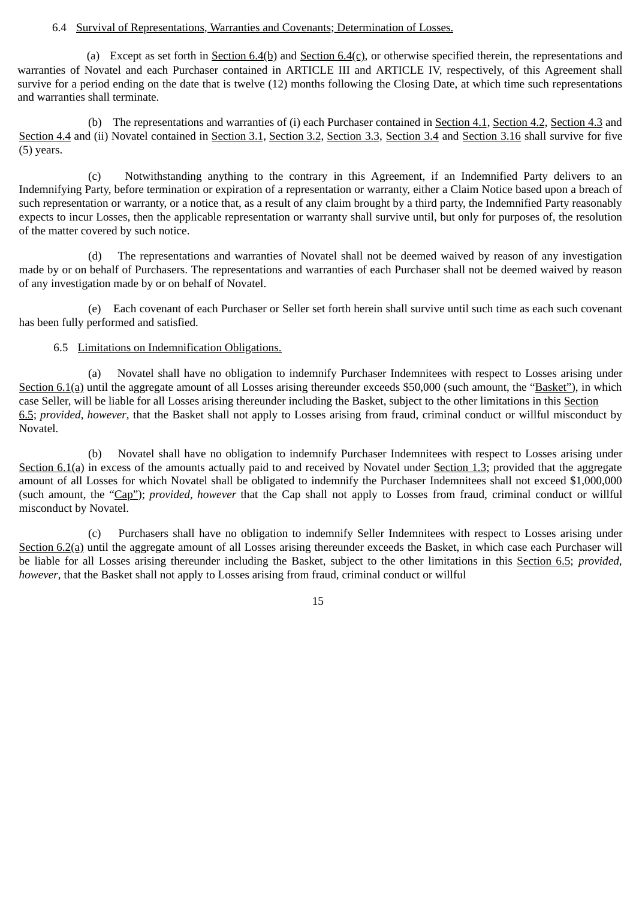6.4 Survival of Representations, Warranties and Covenants; Determination of Losses.

(a) Except as set forth in Section 6.4(b) and Section 6.4(c), or otherwise specified therein, the representations and warranties of Novatel and each Purchaser contained in ARTICLE III and ARTICLE IV, respectively, of this Agreement shall survive for a period ending on the date that is twelve (12) months following the Closing Date, at which time such representations and warranties shall terminate.

(b) The representations and warranties of (i) each Purchaser contained in Section 4.1, Section 4.2, Section 4.3 and Section 4.4 and (ii) Novatel contained in Section 3.1, Section 3.2, Section 3.3, Section 3.4 and Section 3.16 shall survive for five (5) years.

(c) Notwithstanding anything to the contrary in this Agreement, if an Indemnified Party delivers to an Indemnifying Party, before termination or expiration of a representation or warranty, either a Claim Notice based upon a breach of such representation or warranty, or a notice that, as a result of any claim brought by a third party, the Indemnified Party reasonably expects to incur Losses, then the applicable representation or warranty shall survive until, but only for purposes of, the resolution of the matter covered by such notice.

(d) The representations and warranties of Novatel shall not be deemed waived by reason of any investigation made by or on behalf of Purchasers. The representations and warranties of each Purchaser shall not be deemed waived by reason of any investigation made by or on behalf of Novatel.

(e) Each covenant of each Purchaser or Seller set forth herein shall survive until such time as each such covenant has been fully performed and satisfied.

6.5 Limitations on Indemnification Obligations.

(a) Novatel shall have no obligation to indemnify Purchaser Indemnitees with respect to Losses arising under Section 6.1(a) until the aggregate amount of all Losses arising thereunder exceeds $50,000 (such amount, the "Basket"), in which case Seller, will be liable for all Losses arising thereunder including the Basket, subject to the other limitations in this Section 6.5; *provided*, *however*, that the Basket shall not apply to Losses arising from fraud, criminal conduct or willful misconduct by Novatel.

(b) Novatel shall have no obligation to indemnify Purchaser Indemnitees with respect to Losses arising under Section 6.1(a) in excess of the amounts actually paid to and received by Novatel under Section 1.3; provided that the aggregate amount of all Losses for which Novatel shall be obligated to indemnify the Purchaser Indemnitees shall not exceed $1,000,000 (such amount, the "Cap"); *provided*, *however* that the Cap shall not apply to Losses from fraud, criminal conduct or willful misconduct by Novatel.

(c) Purchasers shall have no obligation to indemnify Seller Indemnitees with respect to Losses arising under Section 6.2(a) until the aggregate amount of all Losses arising thereunder exceeds the Basket, in which case each Purchaser will be liable for all Losses arising thereunder including the Basket, subject to the other limitations in this Section 6.5; *provided*, *however*, that the Basket shall not apply to Losses arising from fraud, criminal conduct or willful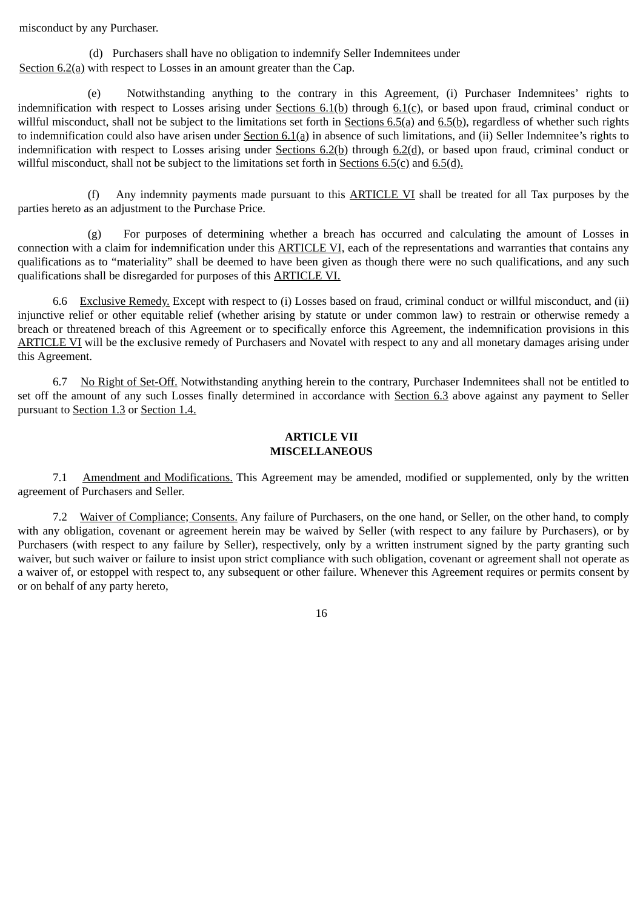misconduct by any Purchaser.

(d) Purchasers shall have no obligation to indemnify Seller Indemnitees under Section 6.2(a) with respect to Losses in an amount greater than the Cap.

(e) Notwithstanding anything to the contrary in this Agreement, (i) Purchaser Indemnitees' rights to indemnification with respect to Losses arising under Sections 6.1(b) through 6.1(c), or based upon fraud, criminal conduct or willful misconduct, shall not be subject to the limitations set forth in Sections 6.5(a) and 6.5(b), regardless of whether such rights to indemnification could also have arisen under Section 6.1(a) in absence of such limitations, and (ii) Seller Indemnitee's rights to indemnification with respect to Losses arising under Sections 6.2(b) through 6.2(d), or based upon fraud, criminal conduct or willful misconduct, shall not be subject to the limitations set forth in Sections 6.5(c) and 6.5(d).

(f) Any indemnity payments made pursuant to this ARTICLE VI shall be treated for all Tax purposes by the parties hereto as an adjustment to the Purchase Price.

(g) For purposes of determining whether a breach has occurred and calculating the amount of Losses in connection with a claim for indemnification under this ARTICLE VI, each of the representations and warranties that contains any qualifications as to "materiality" shall be deemed to have been given as though there were no such qualifications, and any such qualifications shall be disregarded for purposes of this ARTICLE VI.

6.6 Exclusive Remedy. Except with respect to (i) Losses based on fraud, criminal conduct or willful misconduct, and (ii) injunctive relief or other equitable relief (whether arising by statute or under common law) to restrain or otherwise remedy a breach or threatened breach of this Agreement or to specifically enforce this Agreement, the indemnification provisions in this ARTICLE VI will be the exclusive remedy of Purchasers and Novatel with respect to any and all monetary damages arising under this Agreement.

6.7 No Right of Set-Off. Notwithstanding anything herein to the contrary, Purchaser Indemnitees shall not be entitled to set off the amount of any such Losses finally determined in accordance with Section 6.3 above against any payment to Seller pursuant to Section 1.3 or Section 1.4.

## ARTICLE VII
## MISCELLANEOUS

7.1 Amendment and Modifications. This Agreement may be amended, modified or supplemented, only by the written agreement of Purchasers and Seller.

7.2 Waiver of Compliance; Consents. Any failure of Purchasers, on the one hand, or Seller, on the other hand, to comply with any obligation, covenant or agreement herein may be waived by Seller (with respect to any failure by Purchasers), or by Purchasers (with respect to any failure by Seller), respectively, only by a written instrument signed by the party granting such waiver, but such waiver or failure to insist upon strict compliance with such obligation, covenant or agreement shall not operate as a waiver of, or estoppel with respect to, any subsequent or other failure. Whenever this Agreement requires or permits consent by or on behalf of any party hereto,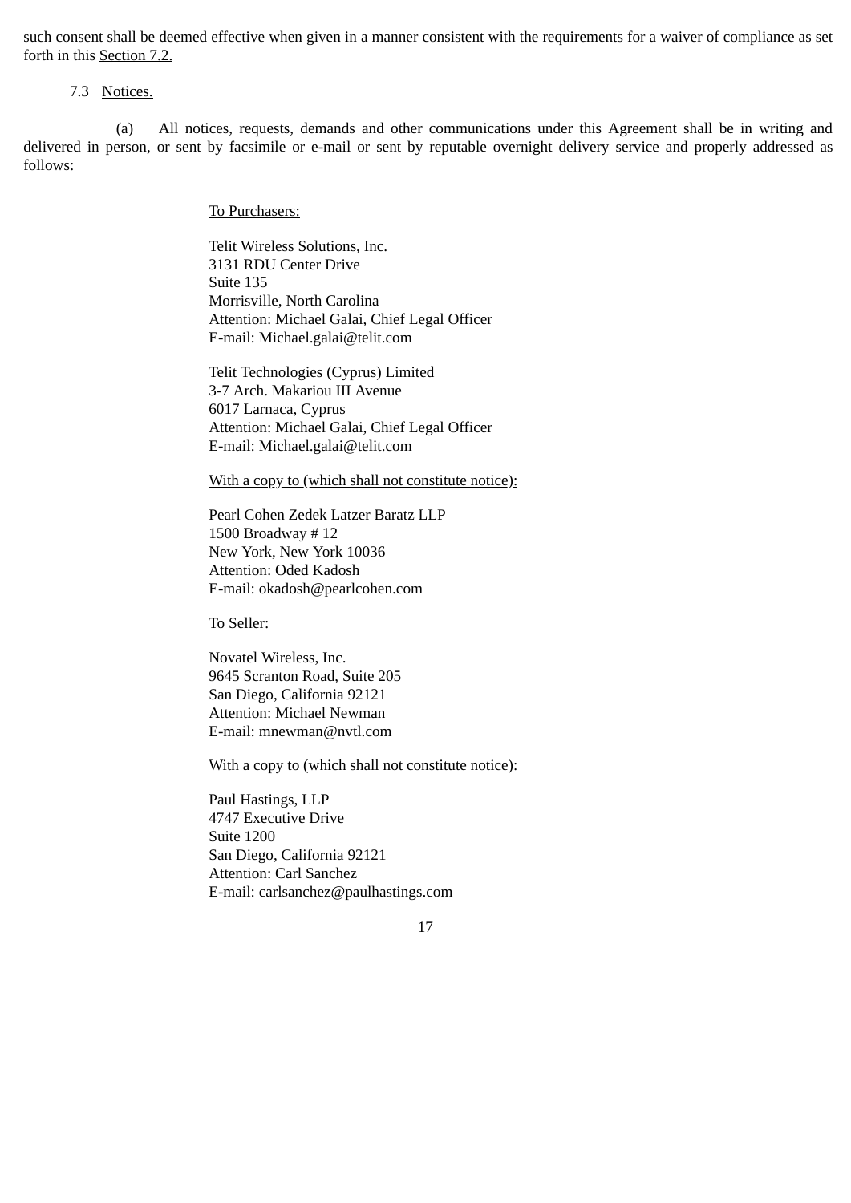such consent shall be deemed effective when given in a manner consistent with the requirements for a waiver of compliance as set forth in this Section 7.2.

7.3 Notices.

(a) All notices, requests, demands and other communications under this Agreement shall be in writing and delivered in person, or sent by facsimile or e-mail or sent by reputable overnight delivery service and properly addressed as follows:

To Purchasers:

Telit Wireless Solutions, Inc.
3131 RDU Center Drive
Suite 135
Morrisville, North Carolina
Attention: Michael Galai, Chief Legal Officer
E-mail: Michael.galai@telit.com

Telit Technologies (Cyprus) Limited
3-7 Arch. Makariou III Avenue
6017 Larnaca, Cyprus
Attention: Michael Galai, Chief Legal Officer
E-mail: Michael.galai@telit.com

With a copy to (which shall not constitute notice):

Pearl Cohen Zedek Latzer Baratz LLP
1500 Broadway # 12
New York, New York 10036
Attention: Oded Kadosh
E-mail: okadosh@pearlcohen.com

To Seller:

Novatel Wireless, Inc.
9645 Scranton Road, Suite 205
San Diego, California 92121
Attention: Michael Newman
E-mail: mnewman@nvtl.com

With a copy to (which shall not constitute notice):

Paul Hastings, LLP
4747 Executive Drive
Suite 1200
San Diego, California 92121
Attention: Carl Sanchez
E-mail: carlsanchez@paulhastings.com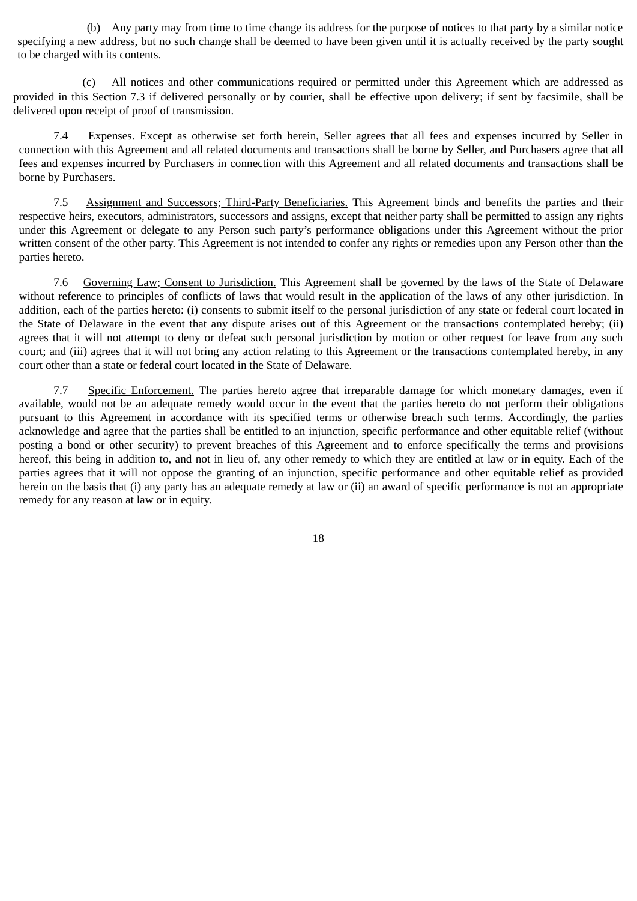(b) Any party may from time to time change its address for the purpose of notices to that party by a similar notice specifying a new address, but no such change shall be deemed to have been given until it is actually received by the party sought to be charged with its contents.

(c) All notices and other communications required or permitted under this Agreement which are addressed as provided in this Section 7.3 if delivered personally or by courier, shall be effective upon delivery; if sent by facsimile, shall be delivered upon receipt of proof of transmission.

7.4 Expenses. Except as otherwise set forth herein, Seller agrees that all fees and expenses incurred by Seller in connection with this Agreement and all related documents and transactions shall be borne by Seller, and Purchasers agree that all fees and expenses incurred by Purchasers in connection with this Agreement and all related documents and transactions shall be borne by Purchasers.

7.5 Assignment and Successors; Third-Party Beneficiaries. This Agreement binds and benefits the parties and their respective heirs, executors, administrators, successors and assigns, except that neither party shall be permitted to assign any rights under this Agreement or delegate to any Person such party's performance obligations under this Agreement without the prior written consent of the other party. This Agreement is not intended to confer any rights or remedies upon any Person other than the parties hereto.

7.6 Governing Law; Consent to Jurisdiction. This Agreement shall be governed by the laws of the State of Delaware without reference to principles of conflicts of laws that would result in the application of the laws of any other jurisdiction. In addition, each of the parties hereto: (i) consents to submit itself to the personal jurisdiction of any state or federal court located in the State of Delaware in the event that any dispute arises out of this Agreement or the transactions contemplated hereby; (ii) agrees that it will not attempt to deny or defeat such personal jurisdiction by motion or other request for leave from any such court; and (iii) agrees that it will not bring any action relating to this Agreement or the transactions contemplated hereby, in any court other than a state or federal court located in the State of Delaware.

7.7 Specific Enforcement. The parties hereto agree that irreparable damage for which monetary damages, even if available, would not be an adequate remedy would occur in the event that the parties hereto do not perform their obligations pursuant to this Agreement in accordance with its specified terms or otherwise breach such terms. Accordingly, the parties acknowledge and agree that the parties shall be entitled to an injunction, specific performance and other equitable relief (without posting a bond or other security) to prevent breaches of this Agreement and to enforce specifically the terms and provisions hereof, this being in addition to, and not in lieu of, any other remedy to which they are entitled at law or in equity. Each of the parties agrees that it will not oppose the granting of an injunction, specific performance and other equitable relief as provided herein on the basis that (i) any party has an adequate remedy at law or (ii) an award of specific performance is not an appropriate remedy for any reason at law or in equity.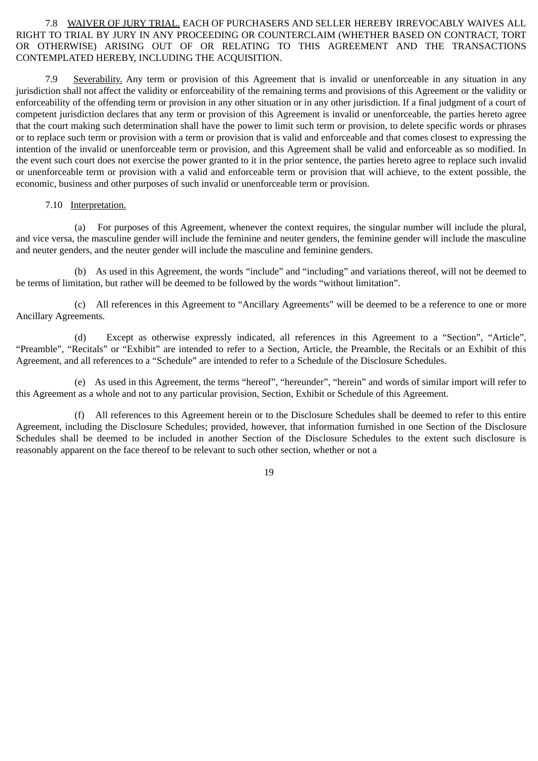7.8 WAIVER OF JURY TRIAL. EACH OF PURCHASERS AND SELLER HEREBY IRREVOCABLY WAIVES ALL RIGHT TO TRIAL BY JURY IN ANY PROCEEDING OR COUNTERCLAIM (WHETHER BASED ON CONTRACT, TORT OR OTHERWISE) ARISING OUT OF OR RELATING TO THIS AGREEMENT AND THE TRANSACTIONS CONTEMPLATED HEREBY, INCLUDING THE ACQUISITION.

7.9 Severability. Any term or provision of this Agreement that is invalid or unenforceable in any situation in any jurisdiction shall not affect the validity or enforceability of the remaining terms and provisions of this Agreement or the validity or enforceability of the offending term or provision in any other situation or in any other jurisdiction. If a final judgment of a court of competent jurisdiction declares that any term or provision of this Agreement is invalid or unenforceable, the parties hereto agree that the court making such determination shall have the power to limit such term or provision, to delete specific words or phrases or to replace such term or provision with a term or provision that is valid and enforceable and that comes closest to expressing the intention of the invalid or unenforceable term or provision, and this Agreement shall be valid and enforceable as so modified. In the event such court does not exercise the power granted to it in the prior sentence, the parties hereto agree to replace such invalid or unenforceable term or provision with a valid and enforceable term or provision that will achieve, to the extent possible, the economic, business and other purposes of such invalid or unenforceable term or provision.

7.10 Interpretation.

(a) For purposes of this Agreement, whenever the context requires, the singular number will include the plural, and vice versa, the masculine gender will include the feminine and neuter genders, the feminine gender will include the masculine and neuter genders, and the neuter gender will include the masculine and feminine genders.

(b) As used in this Agreement, the words "include" and "including" and variations thereof, will not be deemed to be terms of limitation, but rather will be deemed to be followed by the words "without limitation".

(c) All references in this Agreement to "Ancillary Agreements" will be deemed to be a reference to one or more Ancillary Agreements.

(d) Except as otherwise expressly indicated, all references in this Agreement to a "Section", "Article", "Preamble", "Recitals" or "Exhibit" are intended to refer to a Section, Article, the Preamble, the Recitals or an Exhibit of this Agreement, and all references to a "Schedule" are intended to refer to a Schedule of the Disclosure Schedules.

(e) As used in this Agreement, the terms "hereof", "hereunder", "herein" and words of similar import will refer to this Agreement as a whole and not to any particular provision, Section, Exhibit or Schedule of this Agreement.

(f) All references to this Agreement herein or to the Disclosure Schedules shall be deemed to refer to this entire Agreement, including the Disclosure Schedules; provided, however, that information furnished in one Section of the Disclosure Schedules shall be deemed to be included in another Section of the Disclosure Schedules to the extent such disclosure is reasonably apparent on the face thereof to be relevant to such other section, whether or not a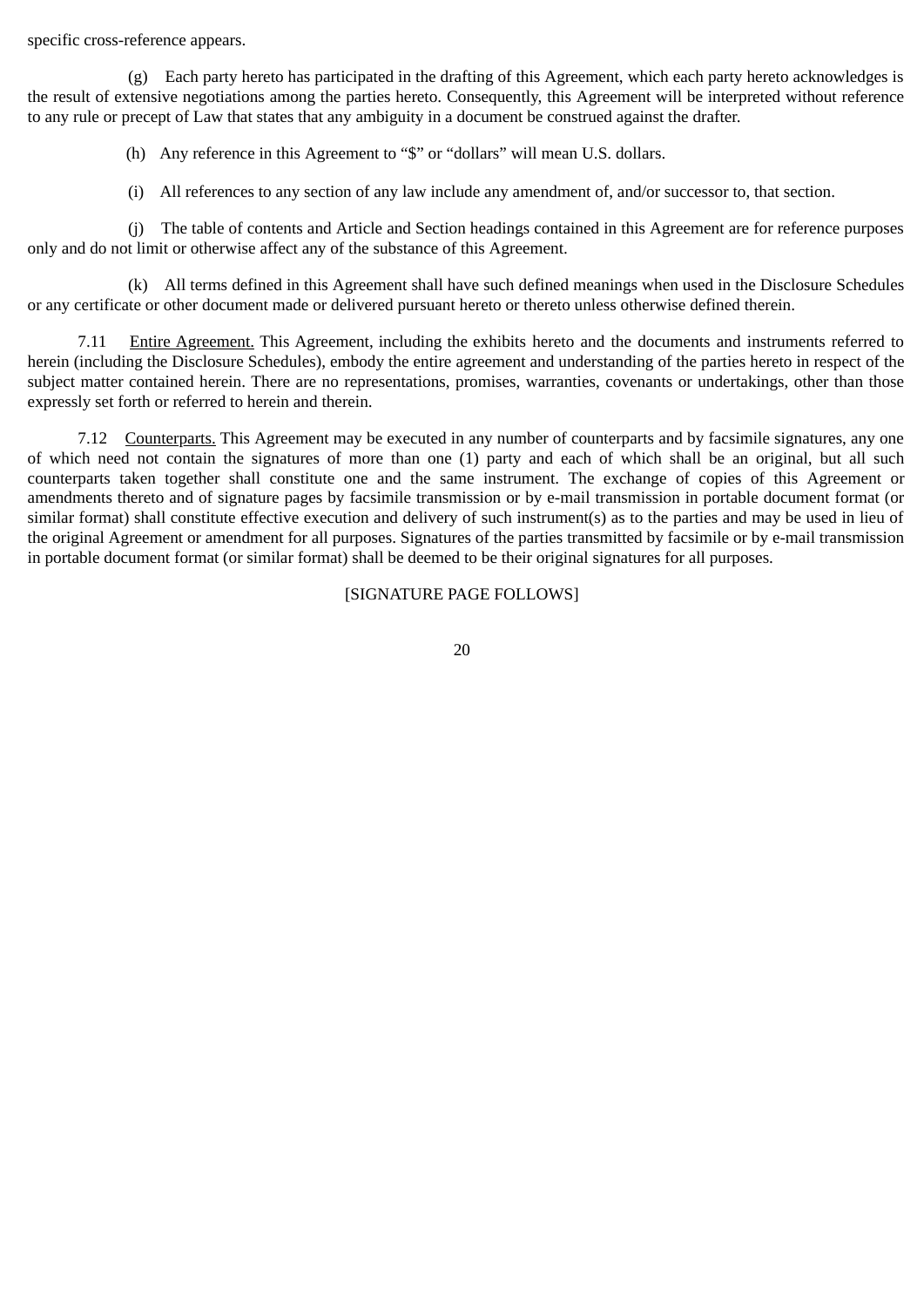specific cross-reference appears.

(g) Each party hereto has participated in the drafting of this Agreement, which each party hereto acknowledges is the result of extensive negotiations among the parties hereto. Consequently, this Agreement will be interpreted without reference to any rule or precept of Law that states that any ambiguity in a document be construed against the drafter.

(h) Any reference in this Agreement to "$" or "dollars" will mean U.S. dollars.

(i) All references to any section of any law include any amendment of, and/or successor to, that section.

(j) The table of contents and Article and Section headings contained in this Agreement are for reference purposes only and do not limit or otherwise affect any of the substance of this Agreement.

(k) All terms defined in this Agreement shall have such defined meanings when used in the Disclosure Schedules or any certificate or other document made or delivered pursuant hereto or thereto unless otherwise defined therein.

7.11 Entire Agreement. This Agreement, including the exhibits hereto and the documents and instruments referred to herein (including the Disclosure Schedules), embody the entire agreement and understanding of the parties hereto in respect of the subject matter contained herein. There are no representations, promises, warranties, covenants or undertakings, other than those expressly set forth or referred to herein and therein.

7.12 Counterparts. This Agreement may be executed in any number of counterparts and by facsimile signatures, any one of which need not contain the signatures of more than one (1) party and each of which shall be an original, but all such counterparts taken together shall constitute one and the same instrument. The exchange of copies of this Agreement or amendments thereto and of signature pages by facsimile transmission or by e-mail transmission in portable document format (or similar format) shall constitute effective execution and delivery of such instrument(s) as to the parties and may be used in lieu of the original Agreement or amendment for all purposes. Signatures of the parties transmitted by facsimile or by e-mail transmission in portable document format (or similar format) shall be deemed to be their original signatures for all purposes.

[SIGNATURE PAGE FOLLOWS]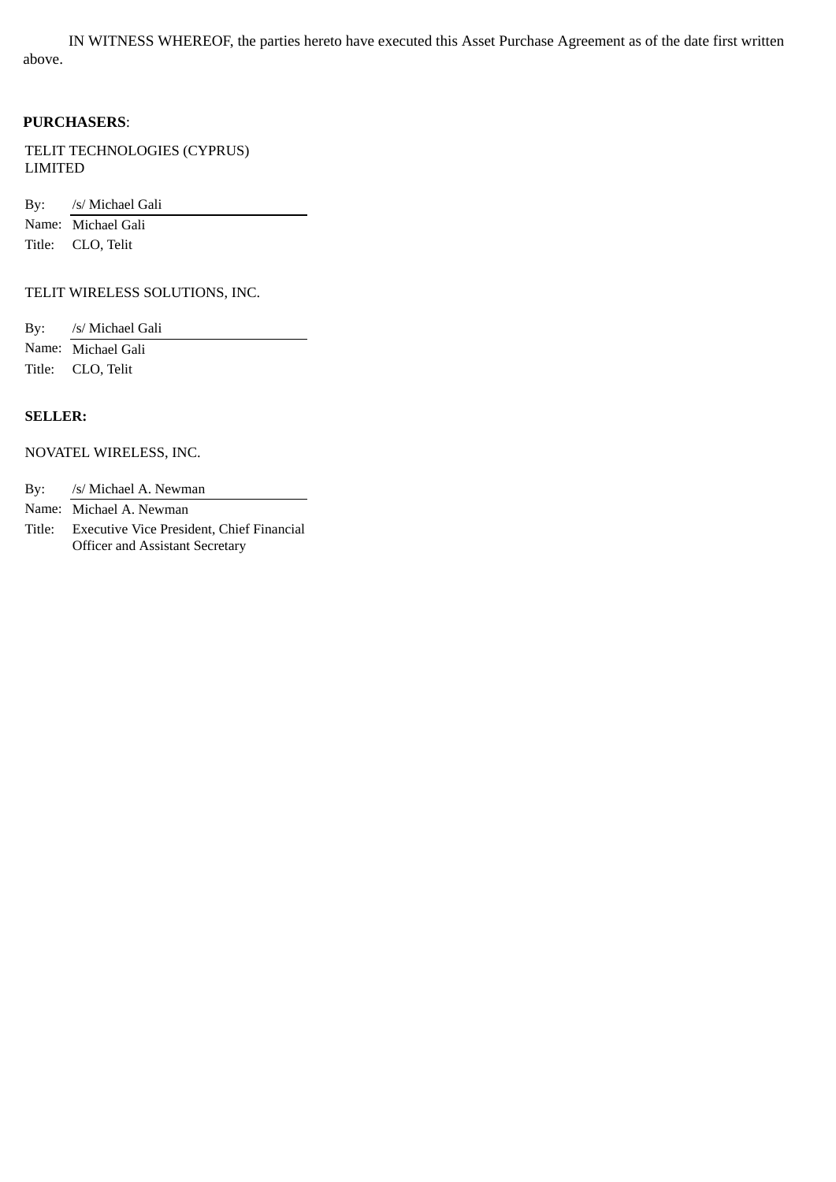IN WITNESS WHEREOF, the parties hereto have executed this Asset Purchase Agreement as of the date first written above.

**PURCHASERS**:

TELIT TECHNOLOGIES (CYPRUS) LIMITED

By: /s/ Michael Gali
Name: Michael Gali
Title: CLO, Telit

TELIT WIRELESS SOLUTIONS, INC.

By: /s/ Michael Gali
Name: Michael Gali
Title: CLO, Telit

**SELLER:**

NOVATEL WIRELESS, INC.

By: /s/ Michael A. Newman
Name: Michael A. Newman
Title: Executive Vice President, Chief Financial Officer and Assistant Secretary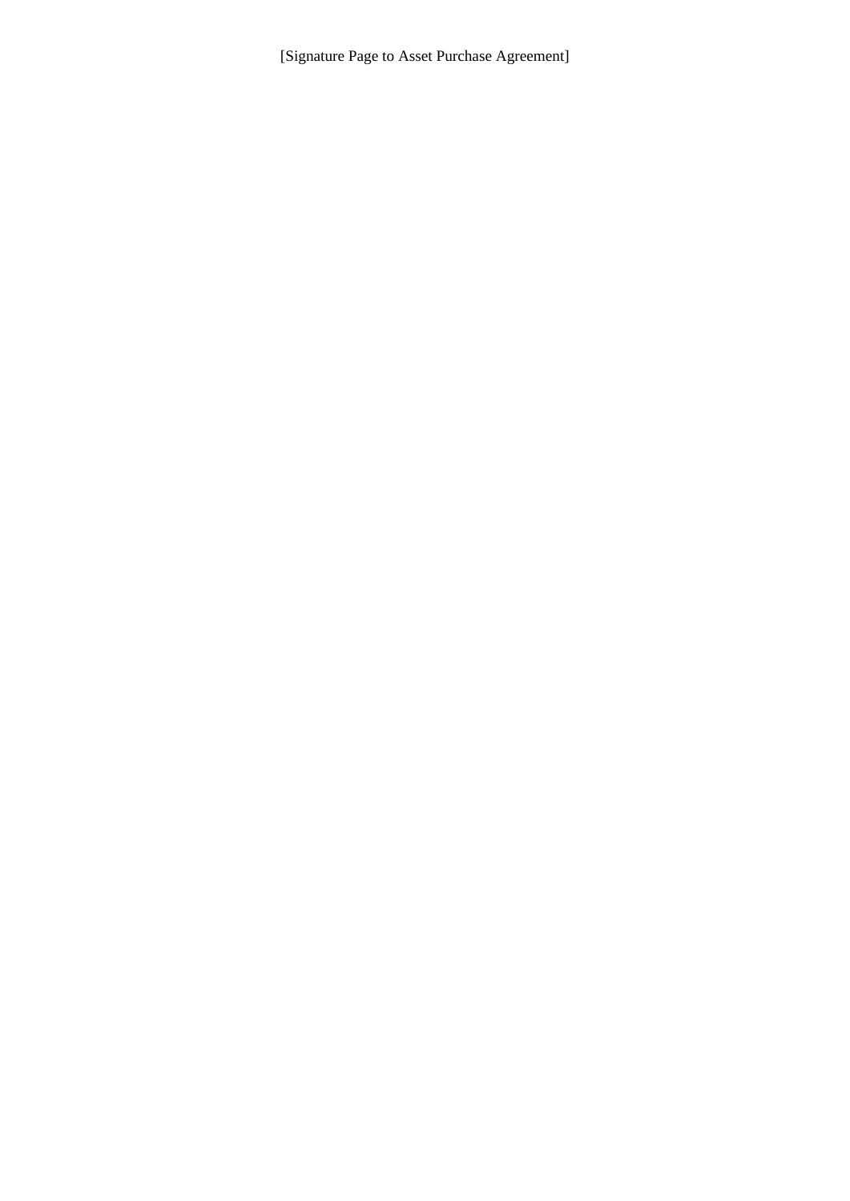[Signature Page to Asset Purchase Agreement]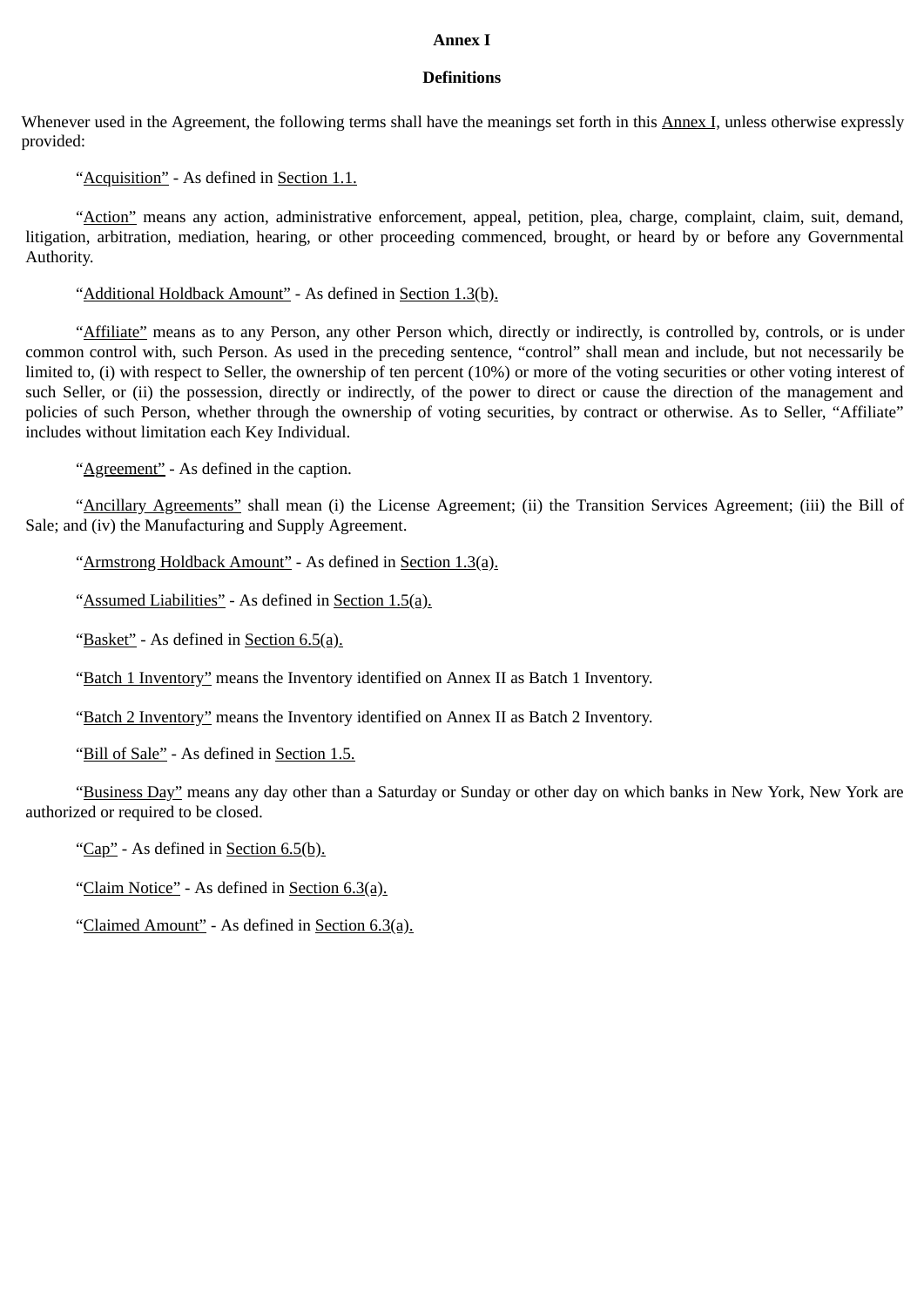**Annex I**

**Definitions**

Whenever used in the Agreement, the following terms shall have the meanings set forth in this Annex I, unless otherwise expressly provided:

"Acquisition" - As defined in Section 1.1.

"Action" means any action, administrative enforcement, appeal, petition, plea, charge, complaint, claim, suit, demand, litigation, arbitration, mediation, hearing, or other proceeding commenced, brought, or heard by or before any Governmental Authority.

"Additional Holdback Amount" - As defined in Section 1.3(b).

"Affiliate" means as to any Person, any other Person which, directly or indirectly, is controlled by, controls, or is under common control with, such Person. As used in the preceding sentence, "control" shall mean and include, but not necessarily be limited to, (i) with respect to Seller, the ownership of ten percent (10%) or more of the voting securities or other voting interest of such Seller, or (ii) the possession, directly or indirectly, of the power to direct or cause the direction of the management and policies of such Person, whether through the ownership of voting securities, by contract or otherwise. As to Seller, "Affiliate" includes without limitation each Key Individual.

"Agreement" - As defined in the caption.

"Ancillary Agreements" shall mean (i) the License Agreement; (ii) the Transition Services Agreement; (iii) the Bill of Sale; and (iv) the Manufacturing and Supply Agreement.

"Armstrong Holdback Amount" - As defined in Section 1.3(a).

"Assumed Liabilities" - As defined in Section 1.5(a).

"Basket" - As defined in Section 6.5(a).

"Batch 1 Inventory" means the Inventory identified on Annex II as Batch 1 Inventory.

"Batch 2 Inventory" means the Inventory identified on Annex II as Batch 2 Inventory.

"Bill of Sale" - As defined in Section 1.5.

"Business Day" means any day other than a Saturday or Sunday or other day on which banks in New York, New York are authorized or required to be closed.

"Cap" - As defined in Section 6.5(b).

"Claim Notice" - As defined in Section 6.3(a).

"Claimed Amount" - As defined in Section 6.3(a).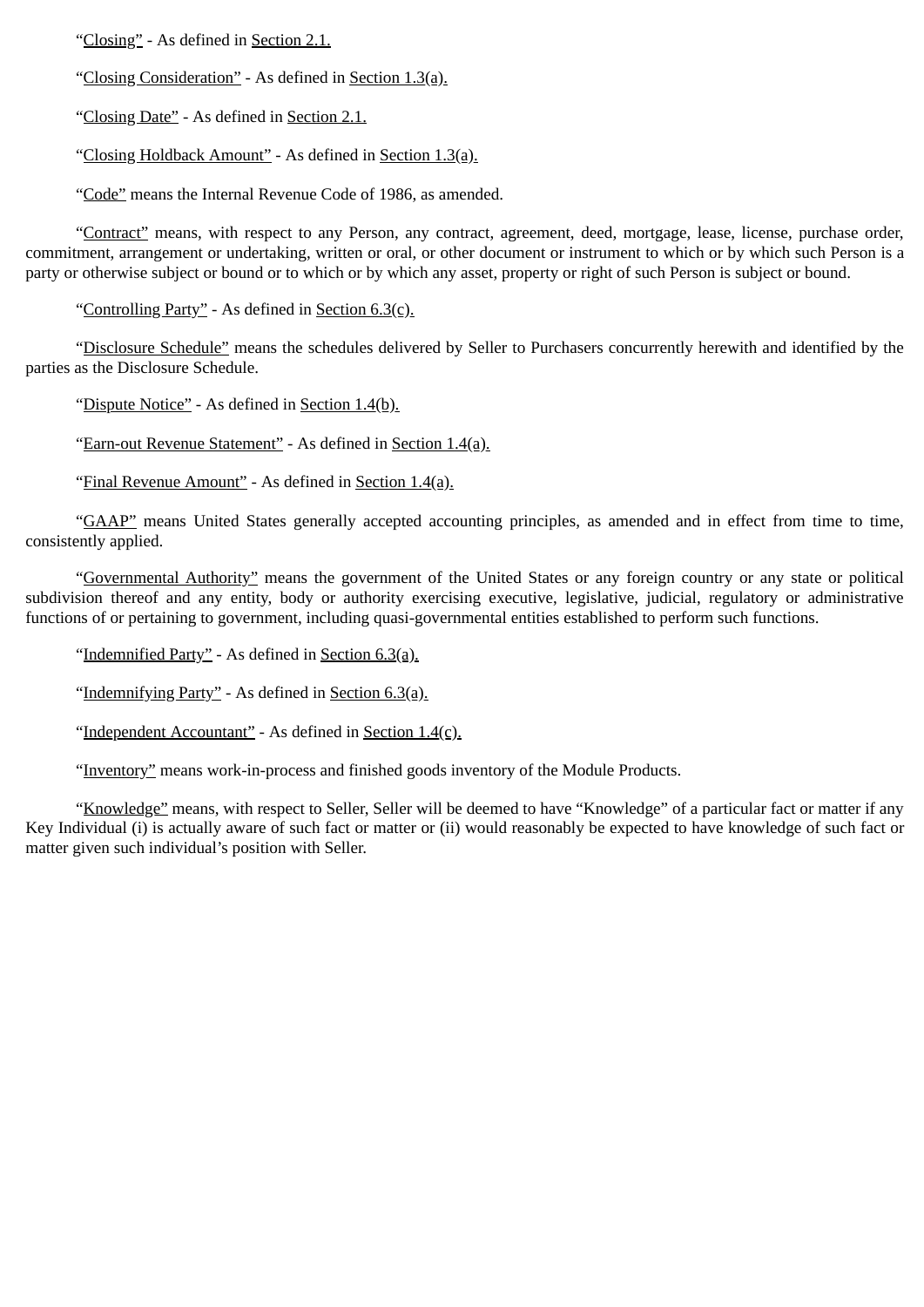"Closing" - As defined in Section 2.1.

"Closing Consideration" - As defined in Section 1.3(a).

"Closing Date" - As defined in Section 2.1.

"Closing Holdback Amount" - As defined in Section 1.3(a).

"Code" means the Internal Revenue Code of 1986, as amended.

"Contract" means, with respect to any Person, any contract, agreement, deed, mortgage, lease, license, purchase order, commitment, arrangement or undertaking, written or oral, or other document or instrument to which or by which such Person is a party or otherwise subject or bound or to which or by which any asset, property or right of such Person is subject or bound.

"Controlling Party" - As defined in Section 6.3(c).

"Disclosure Schedule" means the schedules delivered by Seller to Purchasers concurrently herewith and identified by the parties as the Disclosure Schedule.

"Dispute Notice" - As defined in Section 1.4(b).

"Earn-out Revenue Statement" - As defined in Section 1.4(a).

"Final Revenue Amount" - As defined in Section 1.4(a).

"GAAP" means United States generally accepted accounting principles, as amended and in effect from time to time, consistently applied.

"Governmental Authority" means the government of the United States or any foreign country or any state or political subdivision thereof and any entity, body or authority exercising executive, legislative, judicial, regulatory or administrative functions of or pertaining to government, including quasi-governmental entities established to perform such functions.

"Indemnified Party" - As defined in Section 6.3(a).

"Indemnifying Party" - As defined in Section 6.3(a).

"Independent Accountant" - As defined in Section 1.4(c).

"Inventory" means work-in-process and finished goods inventory of the Module Products.

"Knowledge" means, with respect to Seller, Seller will be deemed to have "Knowledge" of a particular fact or matter if any Key Individual (i) is actually aware of such fact or matter or (ii) would reasonably be expected to have knowledge of such fact or matter given such individual's position with Seller.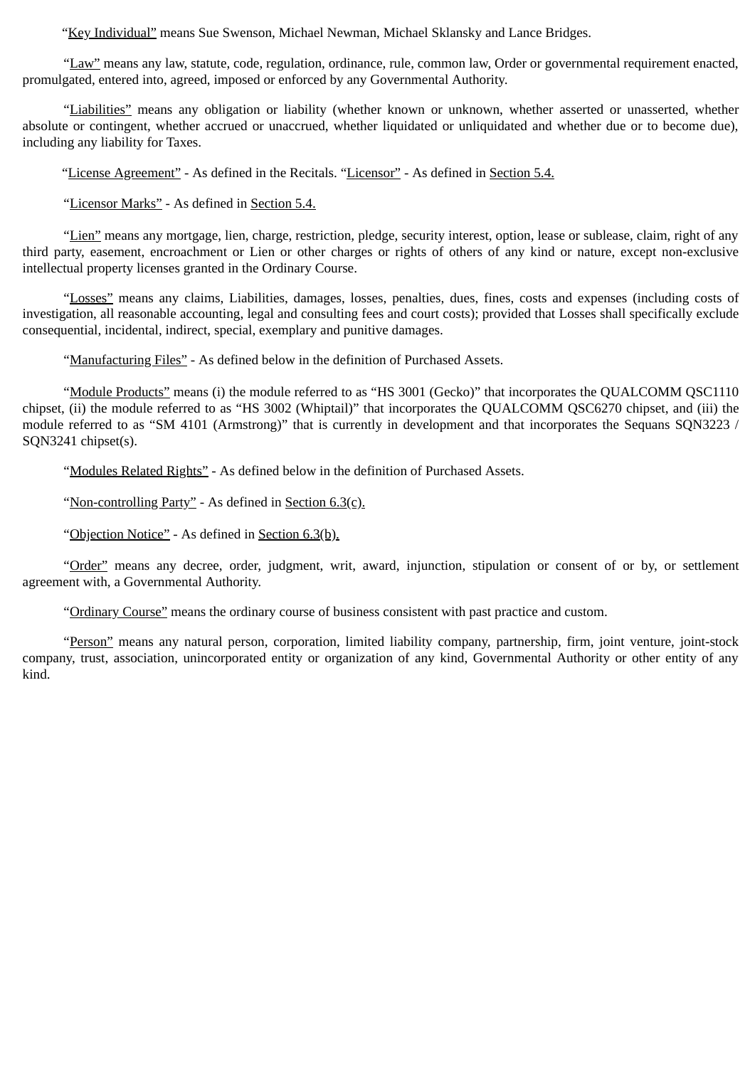"Key Individual" means Sue Swenson, Michael Newman, Michael Sklansky and Lance Bridges.

"Law" means any law, statute, code, regulation, ordinance, rule, common law, Order or governmental requirement enacted, promulgated, entered into, agreed, imposed or enforced by any Governmental Authority.

"Liabilities" means any obligation or liability (whether known or unknown, whether asserted or unasserted, whether absolute or contingent, whether accrued or unaccrued, whether liquidated or unliquidated and whether due or to become due), including any liability for Taxes.

"License Agreement" - As defined in the Recitals. "Licensor" - As defined in Section 5.4.

"Licensor Marks" - As defined in Section 5.4.

"Lien" means any mortgage, lien, charge, restriction, pledge, security interest, option, lease or sublease, claim, right of any third party, easement, encroachment or Lien or other charges or rights of others of any kind or nature, except non-exclusive intellectual property licenses granted in the Ordinary Course.

"Losses" means any claims, Liabilities, damages, losses, penalties, dues, fines, costs and expenses (including costs of investigation, all reasonable accounting, legal and consulting fees and court costs); provided that Losses shall specifically exclude consequential, incidental, indirect, special, exemplary and punitive damages.

"Manufacturing Files" - As defined below in the definition of Purchased Assets.

"Module Products" means (i) the module referred to as "HS 3001 (Gecko)" that incorporates the QUALCOMM QSC1110 chipset, (ii) the module referred to as "HS 3002 (Whiptail)" that incorporates the QUALCOMM QSC6270 chipset, and (iii) the module referred to as "SM 4101 (Armstrong)" that is currently in development and that incorporates the Sequans SQN3223 / SQN3241 chipset(s).

"Modules Related Rights" - As defined below in the definition of Purchased Assets.

"Non-controlling Party" - As defined in Section 6.3(c).

"Objection Notice" - As defined in Section 6.3(b).

"Order" means any decree, order, judgment, writ, award, injunction, stipulation or consent of or by, or settlement agreement with, a Governmental Authority.

"Ordinary Course" means the ordinary course of business consistent with past practice and custom.

"Person" means any natural person, corporation, limited liability company, partnership, firm, joint venture, joint-stock company, trust, association, unincorporated entity or organization of any kind, Governmental Authority or other entity of any kind.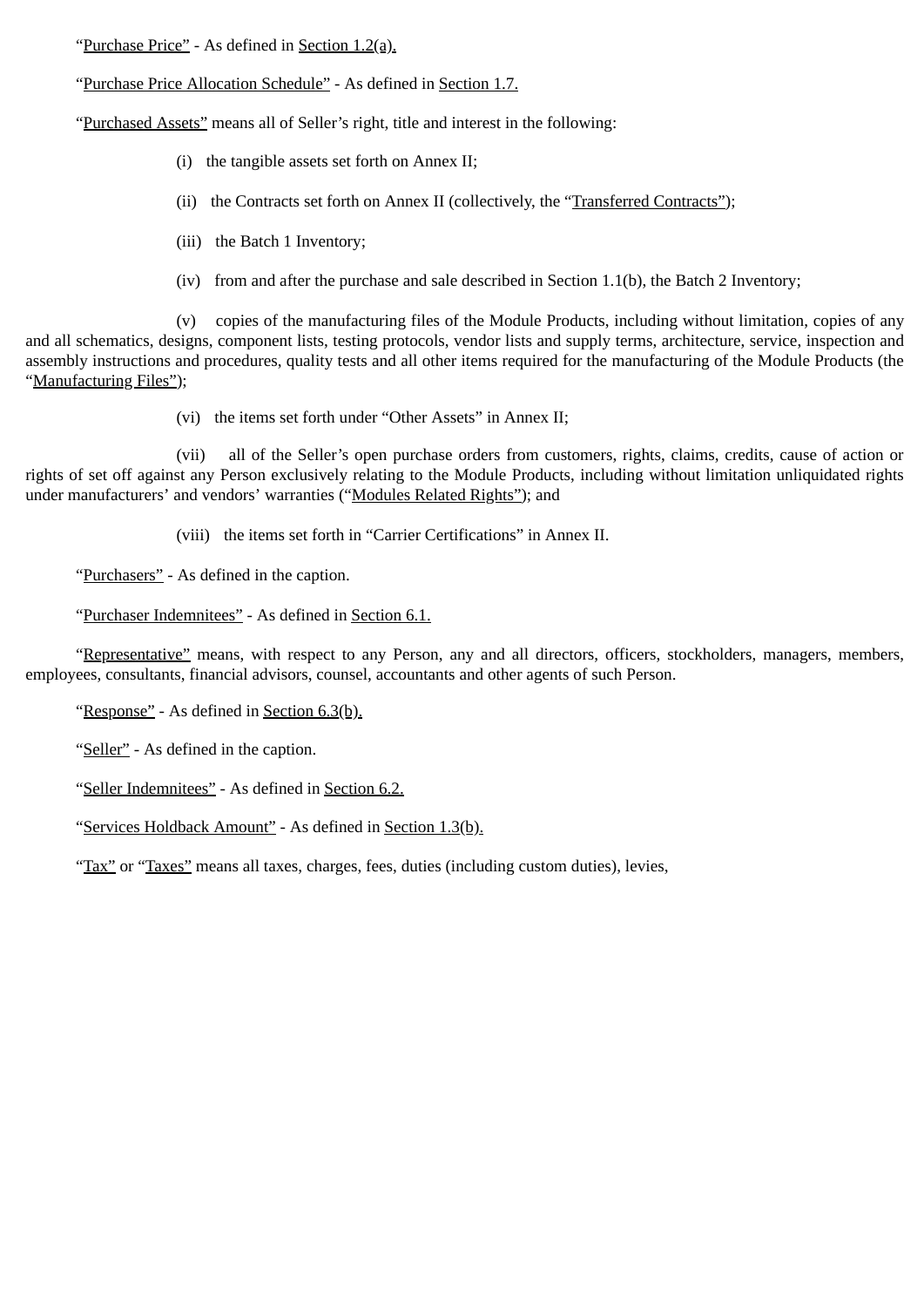"Purchase Price" - As defined in Section 1.2(a).

"Purchase Price Allocation Schedule" - As defined in Section 1.7.

"Purchased Assets" means all of Seller's right, title and interest in the following:

(i) the tangible assets set forth on Annex II;

(ii) the Contracts set forth on Annex II (collectively, the "Transferred Contracts");

(iii) the Batch 1 Inventory;

(iv) from and after the purchase and sale described in Section 1.1(b), the Batch 2 Inventory;

(v) copies of the manufacturing files of the Module Products, including without limitation, copies of any and all schematics, designs, component lists, testing protocols, vendor lists and supply terms, architecture, service, inspection and assembly instructions and procedures, quality tests and all other items required for the manufacturing of the Module Products (the "Manufacturing Files");

(vi) the items set forth under "Other Assets" in Annex II;

(vii) all of the Seller's open purchase orders from customers, rights, claims, credits, cause of action or rights of set off against any Person exclusively relating to the Module Products, including without limitation unliquidated rights under manufacturers' and vendors' warranties ("Modules Related Rights"); and

(viii) the items set forth in "Carrier Certifications" in Annex II.

"Purchasers" - As defined in the caption.

"Purchaser Indemnitees" - As defined in Section 6.1.

"Representative" means, with respect to any Person, any and all directors, officers, stockholders, managers, members, employees, consultants, financial advisors, counsel, accountants and other agents of such Person.

"Response" - As defined in Section 6.3(b).

"Seller" - As defined in the caption.

"Seller Indemnitees" - As defined in Section 6.2.

"Services Holdback Amount" - As defined in Section 1.3(b).

"Tax" or "Taxes" means all taxes, charges, fees, duties (including custom duties), levies,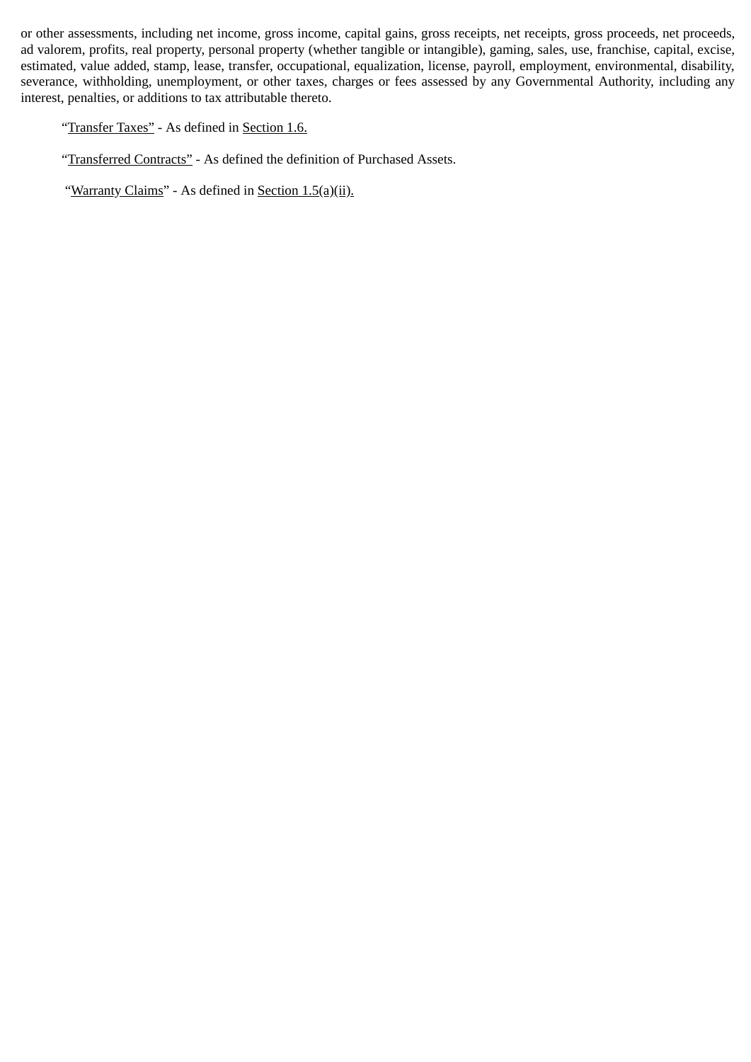or other assessments, including net income, gross income, capital gains, gross receipts, net receipts, gross proceeds, net proceeds, ad valorem, profits, real property, personal property (whether tangible or intangible), gaming, sales, use, franchise, capital, excise, estimated, value added, stamp, lease, transfer, occupational, equalization, license, payroll, employment, environmental, disability, severance, withholding, unemployment, or other taxes, charges or fees assessed by any Governmental Authority, including any interest, penalties, or additions to tax attributable thereto.

"Transfer Taxes" - As defined in Section 1.6.

"Transferred Contracts" - As defined the definition of Purchased Assets.

"Warranty Claims" - As defined in Section 1.5(a)(ii).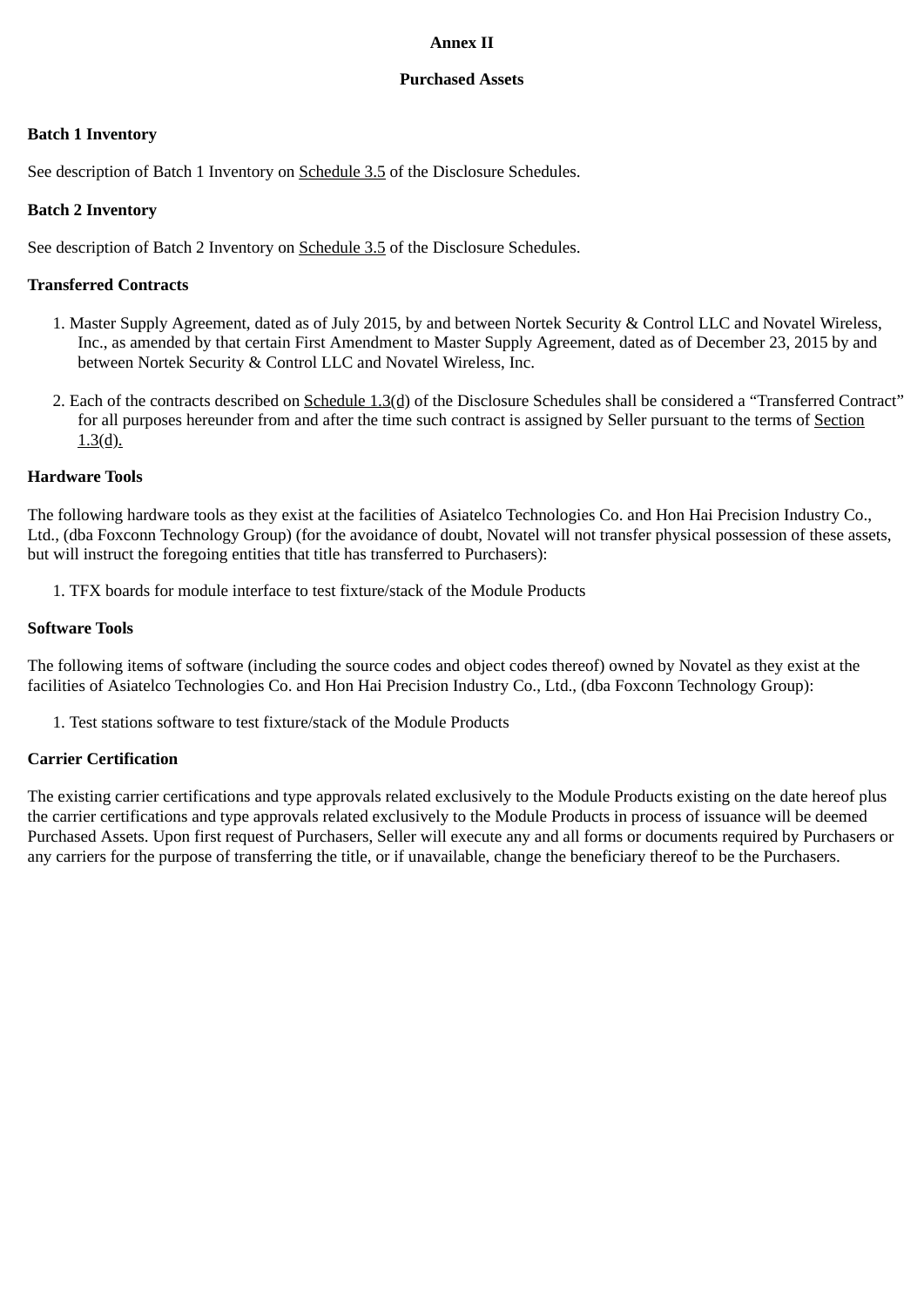**Annex II**

**Purchased Assets**

**Batch 1 Inventory**

See description of Batch 1 Inventory on Schedule 3.5 of the Disclosure Schedules.

**Batch 2 Inventory**

See description of Batch 2 Inventory on Schedule 3.5 of the Disclosure Schedules.

**Transferred Contracts**

1. Master Supply Agreement, dated as of July 2015, by and between Nortek Security & Control LLC and Novatel Wireless, Inc., as amended by that certain First Amendment to Master Supply Agreement, dated as of December 23, 2015 by and between Nortek Security & Control LLC and Novatel Wireless, Inc.

2. Each of the contracts described on Schedule 1.3(d) of the Disclosure Schedules shall be considered a "Transferred Contract" for all purposes hereunder from and after the time such contract is assigned by Seller pursuant to the terms of Section 1.3(d).

**Hardware Tools**

The following hardware tools as they exist at the facilities of Asiatelco Technologies Co. and Hon Hai Precision Industry Co., Ltd., (dba Foxconn Technology Group) (for the avoidance of doubt, Novatel will not transfer physical possession of these assets, but will instruct the foregoing entities that title has transferred to Purchasers):

1. TFX boards for module interface to test fixture/stack of the Module Products

**Software Tools**

The following items of software (including the source codes and object codes thereof) owned by Novatel as they exist at the facilities of Asiatelco Technologies Co. and Hon Hai Precision Industry Co., Ltd., (dba Foxconn Technology Group):

1. Test stations software to test fixture/stack of the Module Products

**Carrier Certification**

The existing carrier certifications and type approvals related exclusively to the Module Products existing on the date hereof plus the carrier certifications and type approvals related exclusively to the Module Products in process of issuance will be deemed Purchased Assets. Upon first request of Purchasers, Seller will execute any and all forms or documents required by Purchasers or any carriers for the purpose of transferring the title, or if unavailable, change the beneficiary thereof to be the Purchasers.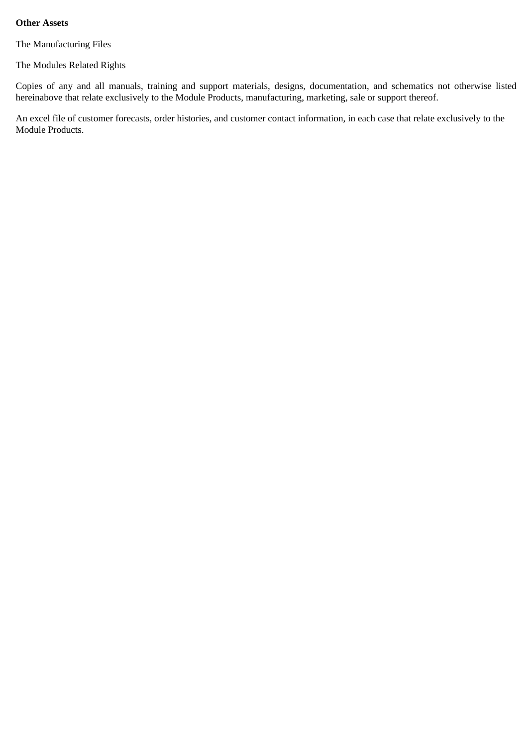**Other Assets**

The Manufacturing Files

The Modules Related Rights

Copies of any and all manuals, training and support materials, designs, documentation, and schematics not otherwise listed hereinabove that relate exclusively to the Module Products, manufacturing, marketing, sale or support thereof.

An excel file of customer forecasts, order histories, and customer contact information, in each case that relate exclusively to the Module Products.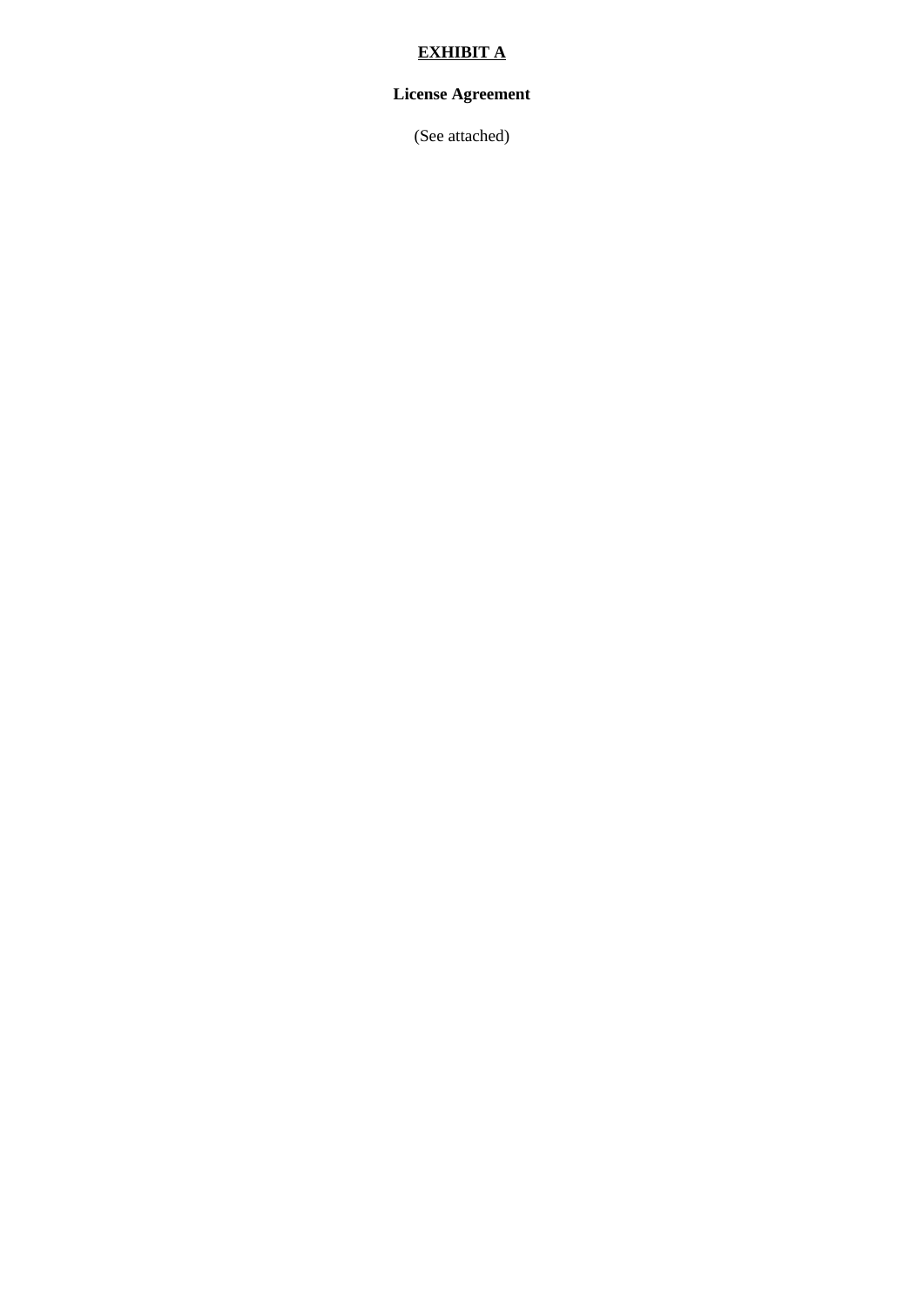**<u>EXHIBIT A</u>**

**License Agreement**

(See attached)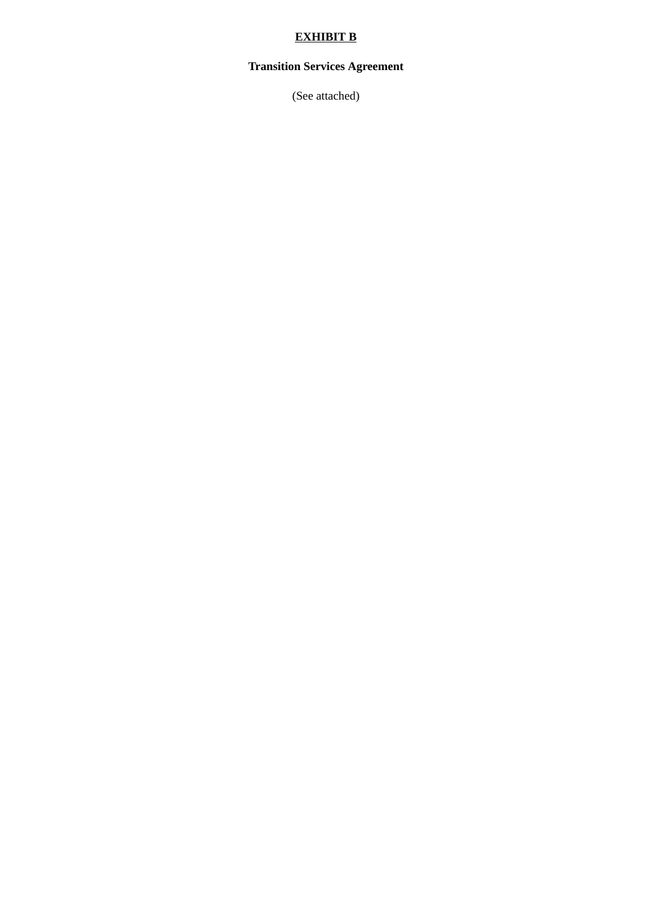**<u>EXHIBIT B</u>**

**Transition Services Agreement**

(See attached)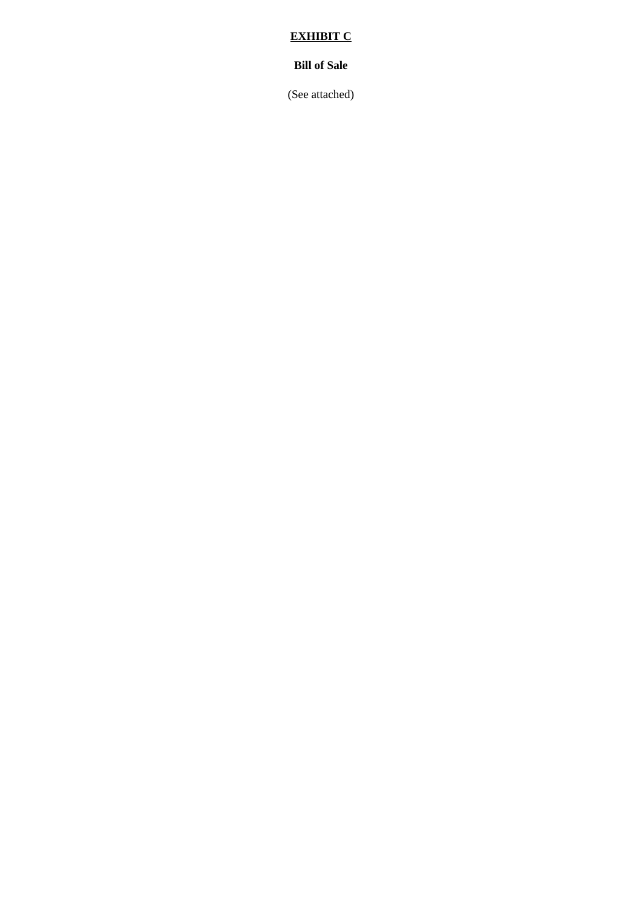# EXHIBIT C

**Bill of Sale**

(See attached)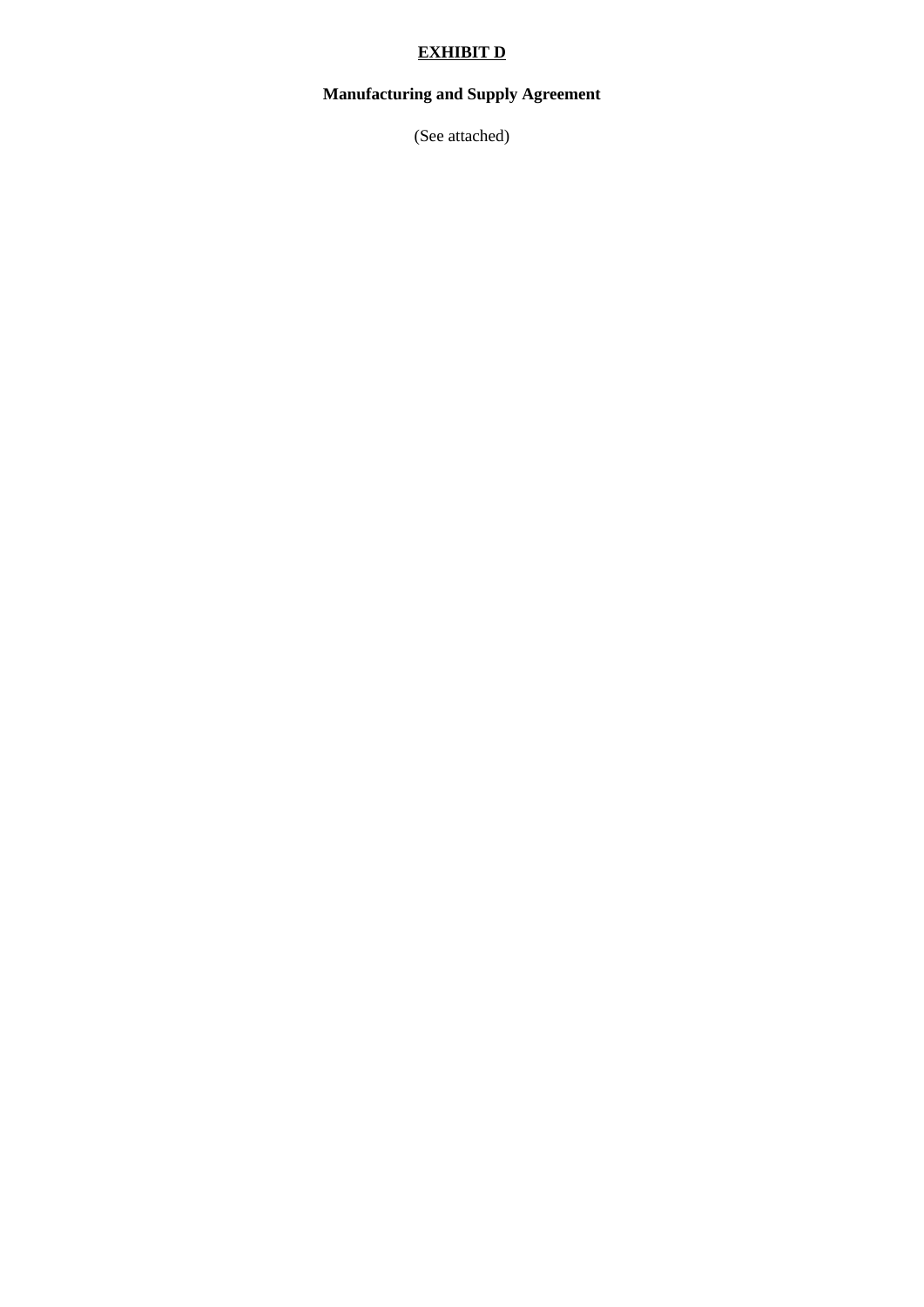**EXHIBIT D**

**Manufacturing and Supply Agreement**

(See attached)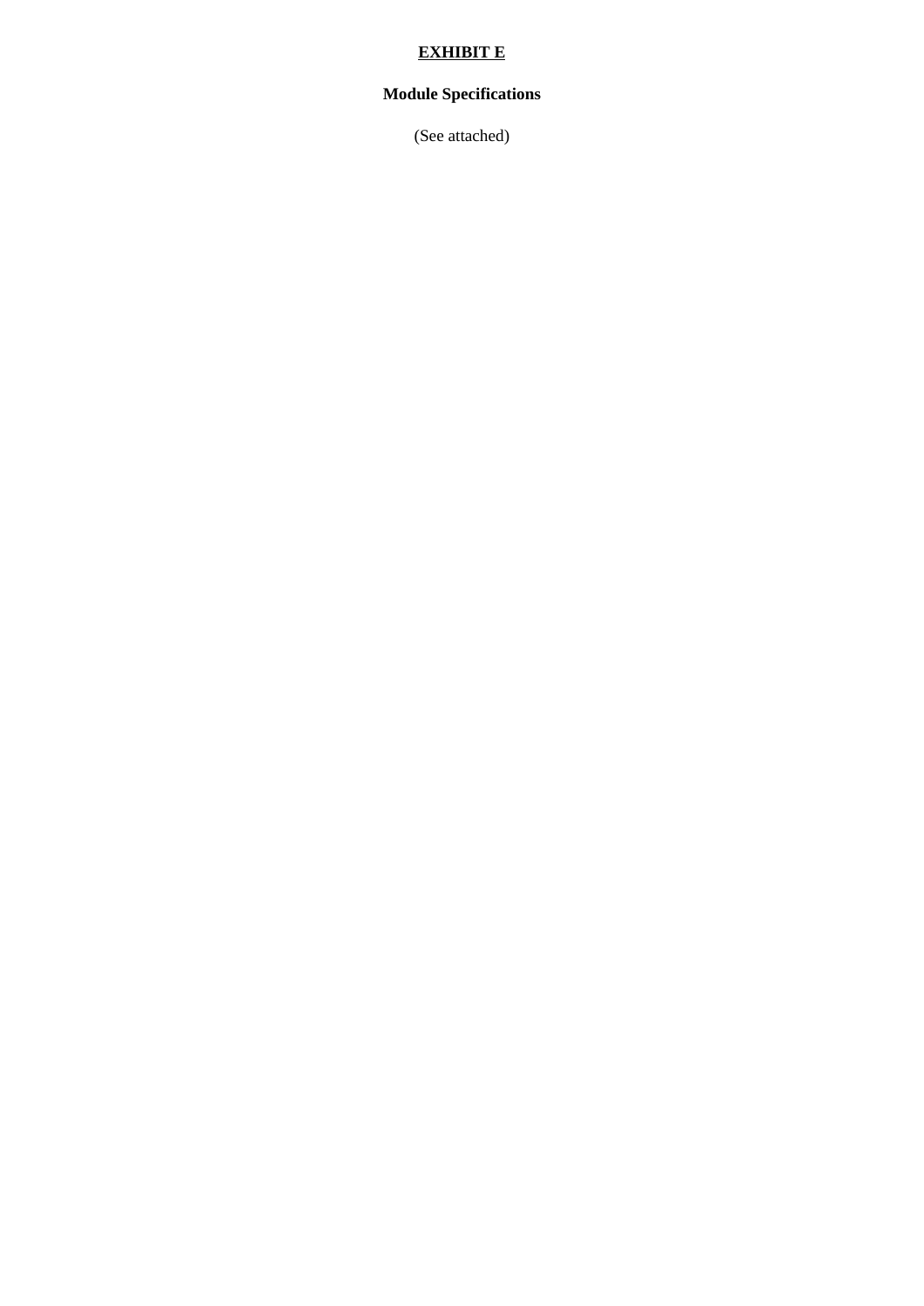**EXHIBIT E**

**Module Specifications**

(See attached)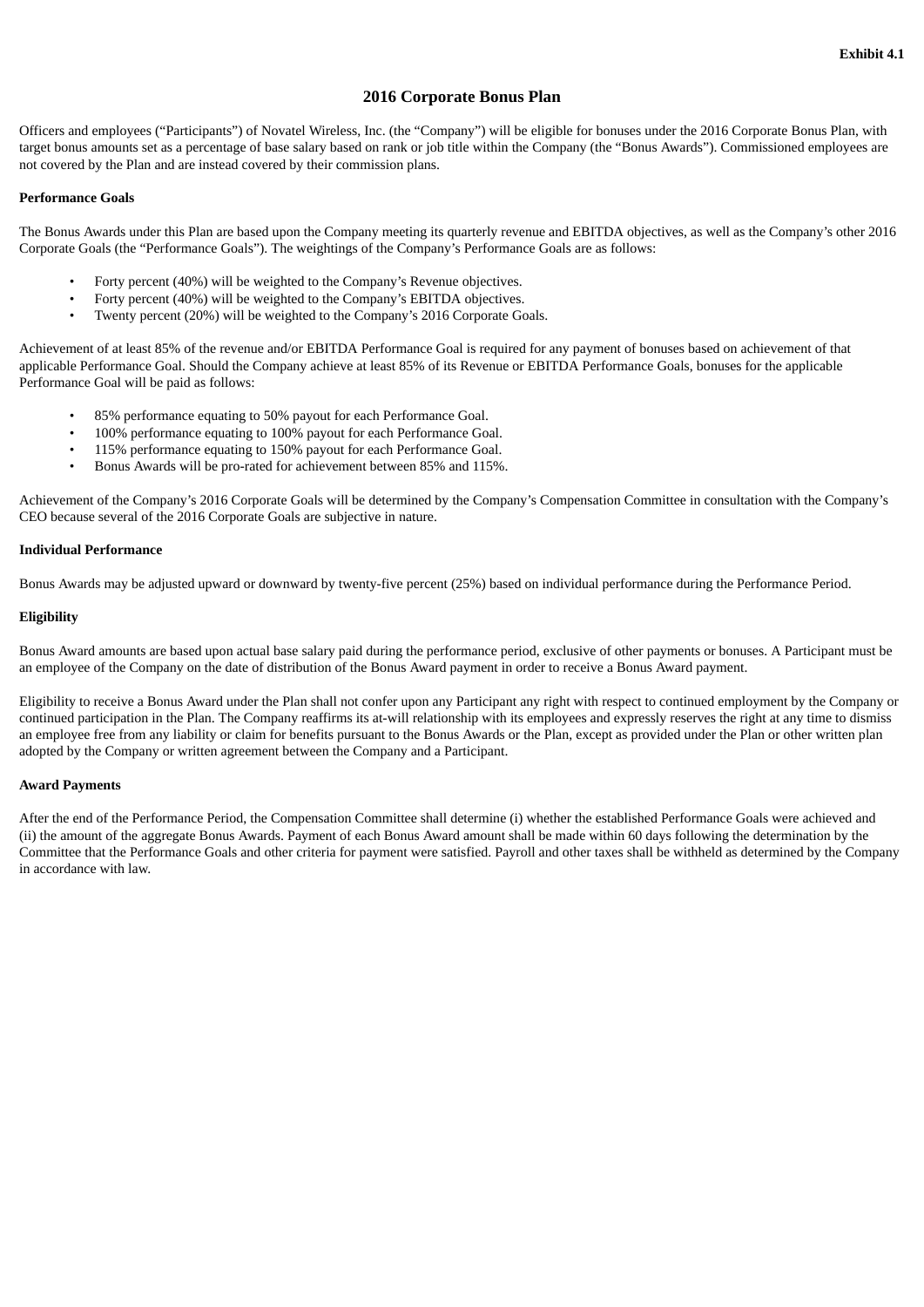**Exhibit 4.1**

# 2016 Corporate Bonus Plan

Officers and employees ("Participants") of Novatel Wireless, Inc. (the "Company") will be eligible for bonuses under the 2016 Corporate Bonus Plan, with target bonus amounts set as a percentage of base salary based on rank or job title within the Company (the "Bonus Awards"). Commissioned employees are not covered by the Plan and are instead covered by their commission plans.

**Performance Goals**

The Bonus Awards under this Plan are based upon the Company meeting its quarterly revenue and EBITDA objectives, as well as the Company's other 2016 Corporate Goals (the "Performance Goals"). The weightings of the Company's Performance Goals are as follows:

- Forty percent (40%) will be weighted to the Company's Revenue objectives.
- Forty percent (40%) will be weighted to the Company's EBITDA objectives.
- Twenty percent (20%) will be weighted to the Company's 2016 Corporate Goals.

Achievement of at least 85% of the revenue and/or EBITDA Performance Goal is required for any payment of bonuses based on achievement of that applicable Performance Goal. Should the Company achieve at least 85% of its Revenue or EBITDA Performance Goals, bonuses for the applicable Performance Goal will be paid as follows:

- 85% performance equating to 50% payout for each Performance Goal.
- 100% performance equating to 100% payout for each Performance Goal.
- 115% performance equating to 150% payout for each Performance Goal.
- Bonus Awards will be pro-rated for achievement between 85% and 115%.

Achievement of the Company's 2016 Corporate Goals will be determined by the Company's Compensation Committee in consultation with the Company's CEO because several of the 2016 Corporate Goals are subjective in nature.

**Individual Performance**

Bonus Awards may be adjusted upward or downward by twenty-five percent (25%) based on individual performance during the Performance Period.

**Eligibility**

Bonus Award amounts are based upon actual base salary paid during the performance period, exclusive of other payments or bonuses. A Participant must be an employee of the Company on the date of distribution of the Bonus Award payment in order to receive a Bonus Award payment.

Eligibility to receive a Bonus Award under the Plan shall not confer upon any Participant any right with respect to continued employment by the Company or continued participation in the Plan. The Company reaffirms its at-will relationship with its employees and expressly reserves the right at any time to dismiss an employee free from any liability or claim for benefits pursuant to the Bonus Awards or the Plan, except as provided under the Plan or other written plan adopted by the Company or written agreement between the Company and a Participant.

**Award Payments**

After the end of the Performance Period, the Compensation Committee shall determine (i) whether the established Performance Goals were achieved and (ii) the amount of the aggregate Bonus Awards. Payment of each Bonus Award amount shall be made within 60 days following the determination by the Committee that the Performance Goals and other criteria for payment were satisfied. Payroll and other taxes shall be withheld as determined by the Company in accordance with law.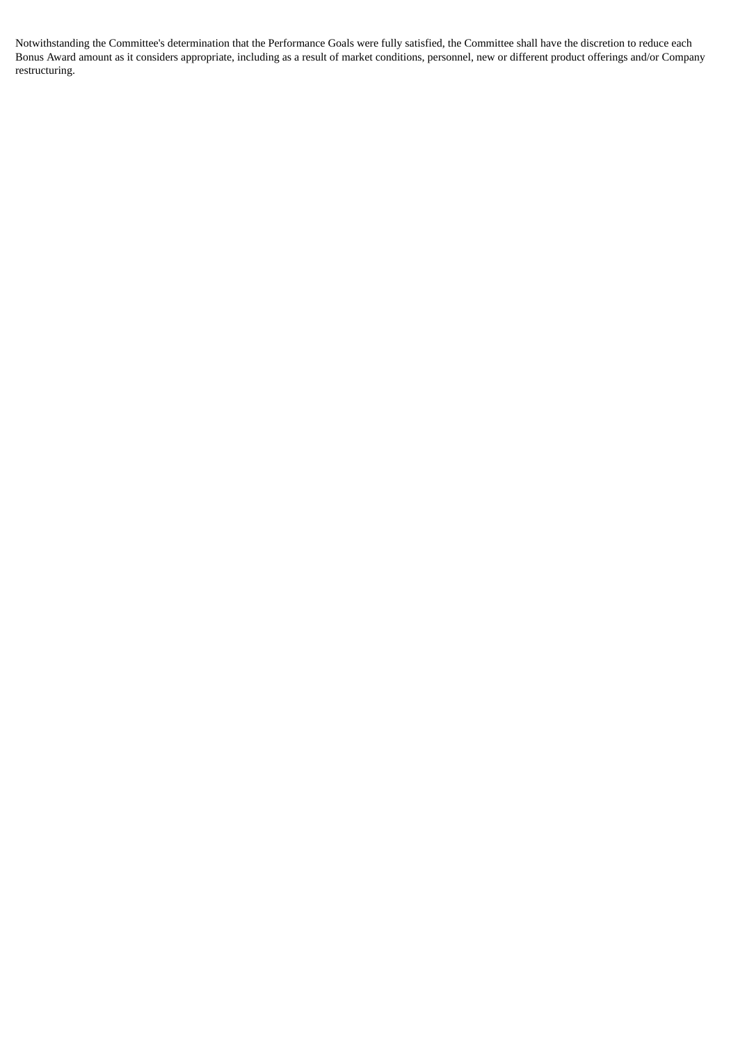Notwithstanding the Committee's determination that the Performance Goals were fully satisfied, the Committee shall have the discretion to reduce each Bonus Award amount as it considers appropriate, including as a result of market conditions, personnel, new or different product offerings and/or Company restructuring.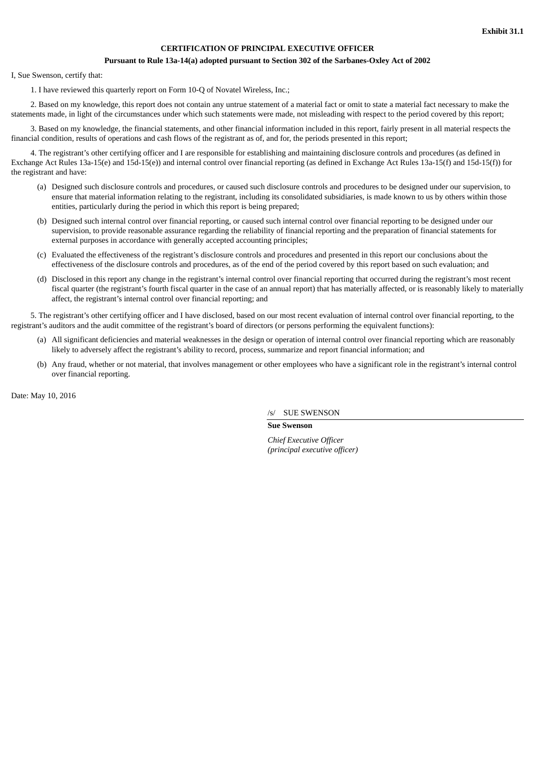**Exhibit 31.1**

**CERTIFICATION OF PRINCIPAL EXECUTIVE OFFICER**

**Pursuant to Rule 13a-14(a) adopted pursuant to Section 302 of the Sarbanes-Oxley Act of 2002**

I, Sue Swenson, certify that:

1. I have reviewed this quarterly report on Form 10-Q of Novatel Wireless, Inc.;

2. Based on my knowledge, this report does not contain any untrue statement of a material fact or omit to state a material fact necessary to make the statements made, in light of the circumstances under which such statements were made, not misleading with respect to the period covered by this report;

3. Based on my knowledge, the financial statements, and other financial information included in this report, fairly present in all material respects the financial condition, results of operations and cash flows of the registrant as of, and for, the periods presented in this report;

4. The registrant's other certifying officer and I are responsible for establishing and maintaining disclosure controls and procedures (as defined in Exchange Act Rules 13a-15(e) and 15d-15(e)) and internal control over financial reporting (as defined in Exchange Act Rules 13a-15(f) and 15d-15(f)) for the registrant and have:

(a) Designed such disclosure controls and procedures, or caused such disclosure controls and procedures to be designed under our supervision, to ensure that material information relating to the registrant, including its consolidated subsidiaries, is made known to us by others within those entities, particularly during the period in which this report is being prepared;

(b) Designed such internal control over financial reporting, or caused such internal control over financial reporting to be designed under our supervision, to provide reasonable assurance regarding the reliability of financial reporting and the preparation of financial statements for external purposes in accordance with generally accepted accounting principles;

(c) Evaluated the effectiveness of the registrant's disclosure controls and procedures and presented in this report our conclusions about the effectiveness of the disclosure controls and procedures, as of the end of the period covered by this report based on such evaluation; and

(d) Disclosed in this report any change in the registrant's internal control over financial reporting that occurred during the registrant's most recent fiscal quarter (the registrant's fourth fiscal quarter in the case of an annual report) that has materially affected, or is reasonably likely to materially affect, the registrant's internal control over financial reporting; and

5. The registrant's other certifying officer and I have disclosed, based on our most recent evaluation of internal control over financial reporting, to the registrant's auditors and the audit committee of the registrant's board of directors (or persons performing the equivalent functions):

(a) All significant deficiencies and material weaknesses in the design or operation of internal control over financial reporting which are reasonably likely to adversely affect the registrant's ability to record, process, summarize and report financial information; and

(b) Any fraud, whether or not material, that involves management or other employees who have a significant role in the registrant's internal control over financial reporting.

Date: May 10, 2016

/s/ SUE SWENSON

**Sue Swenson**

*Chief Executive Officer*
*(principal executive officer)*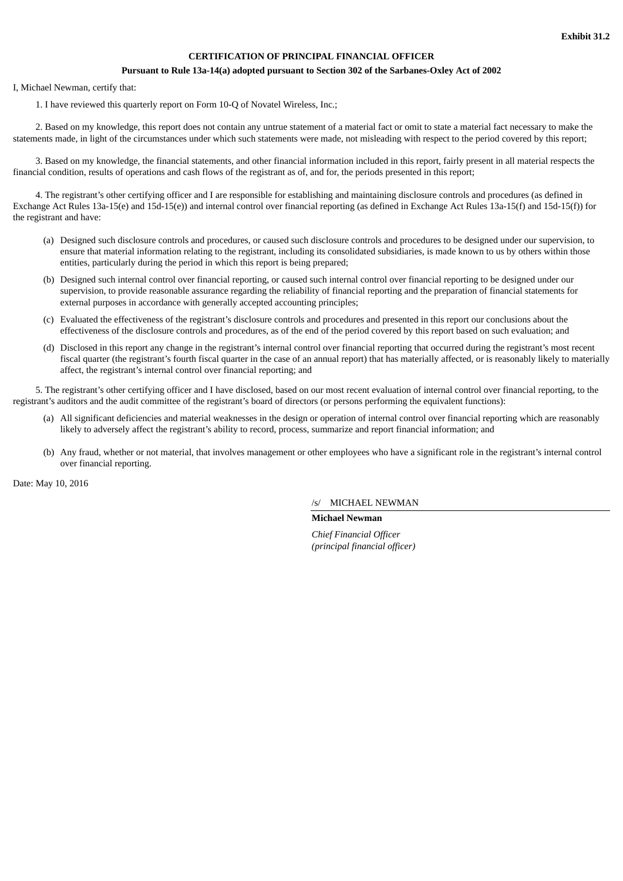**Exhibit 31.2**

**CERTIFICATION OF PRINCIPAL FINANCIAL OFFICER**

**Pursuant to Rule 13a-14(a) adopted pursuant to Section 302 of the Sarbanes-Oxley Act of 2002**

I, Michael Newman, certify that:

1. I have reviewed this quarterly report on Form 10-Q of Novatel Wireless, Inc.;

2. Based on my knowledge, this report does not contain any untrue statement of a material fact or omit to state a material fact necessary to make the statements made, in light of the circumstances under which such statements were made, not misleading with respect to the period covered by this report;

3. Based on my knowledge, the financial statements, and other financial information included in this report, fairly present in all material respects the financial condition, results of operations and cash flows of the registrant as of, and for, the periods presented in this report;

4. The registrant's other certifying officer and I are responsible for establishing and maintaining disclosure controls and procedures (as defined in Exchange Act Rules 13a-15(e) and 15d-15(e)) and internal control over financial reporting (as defined in Exchange Act Rules 13a-15(f) and 15d-15(f)) for the registrant and have:

(a) Designed such disclosure controls and procedures, or caused such disclosure controls and procedures to be designed under our supervision, to ensure that material information relating to the registrant, including its consolidated subsidiaries, is made known to us by others within those entities, particularly during the period in which this report is being prepared;

(b) Designed such internal control over financial reporting, or caused such internal control over financial reporting to be designed under our supervision, to provide reasonable assurance regarding the reliability of financial reporting and the preparation of financial statements for external purposes in accordance with generally accepted accounting principles;

(c) Evaluated the effectiveness of the registrant's disclosure controls and procedures and presented in this report our conclusions about the effectiveness of the disclosure controls and procedures, as of the end of the period covered by this report based on such evaluation; and

(d) Disclosed in this report any change in the registrant's internal control over financial reporting that occurred during the registrant's most recent fiscal quarter (the registrant's fourth fiscal quarter in the case of an annual report) that has materially affected, or is reasonably likely to materially affect, the registrant's internal control over financial reporting; and

5. The registrant's other certifying officer and I have disclosed, based on our most recent evaluation of internal control over financial reporting, to the registrant's auditors and the audit committee of the registrant's board of directors (or persons performing the equivalent functions):

(a) All significant deficiencies and material weaknesses in the design or operation of internal control over financial reporting which are reasonably likely to adversely affect the registrant's ability to record, process, summarize and report financial information; and

(b) Any fraud, whether or not material, that involves management or other employees who have a significant role in the registrant's internal control over financial reporting.

Date: May 10, 2016

/s/ MICHAEL NEWMAN

**Michael Newman**

*Chief Financial Officer*
*(principal financial officer)*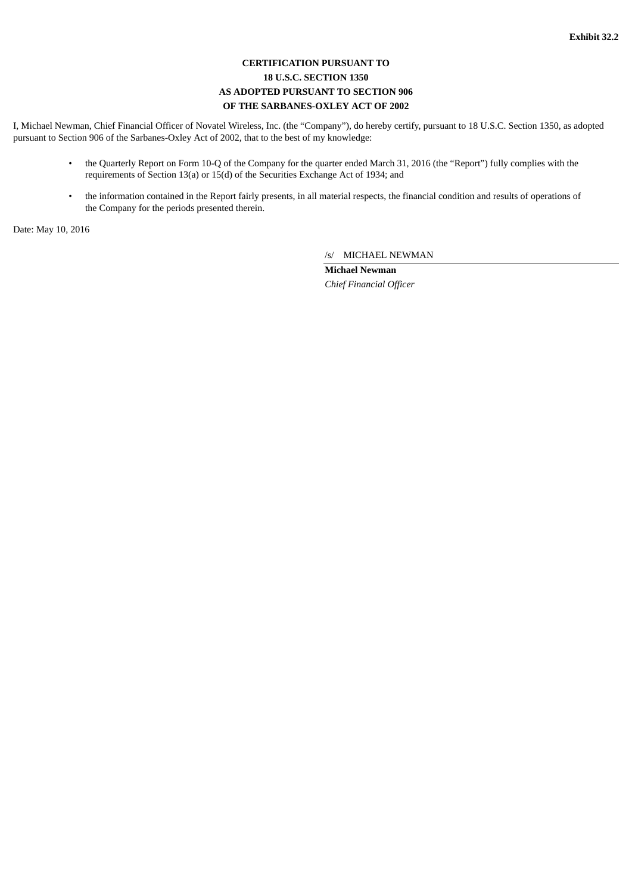**Exhibit 32.2**

**CERTIFICATION PURSUANT TO**
**18 U.S.C. SECTION 1350**
**AS ADOPTED PURSUANT TO SECTION 906**
**OF THE SARBANES-OXLEY ACT OF 2002**

I, Michael Newman, Chief Financial Officer of Novatel Wireless, Inc. (the "Company"), do hereby certify, pursuant to 18 U.S.C. Section 1350, as adopted pursuant to Section 906 of the Sarbanes-Oxley Act of 2002, that to the best of my knowledge:

- the Quarterly Report on Form 10-Q of the Company for the quarter ended March 31, 2016 (the "Report") fully complies with the requirements of Section 13(a) or 15(d) of the Securities Exchange Act of 1934; and
- the information contained in the Report fairly presents, in all material respects, the financial condition and results of operations of the Company for the periods presented therein.

Date: May 10, 2016

/s/ MICHAEL NEWMAN

**Michael Newman**

*Chief Financial Officer*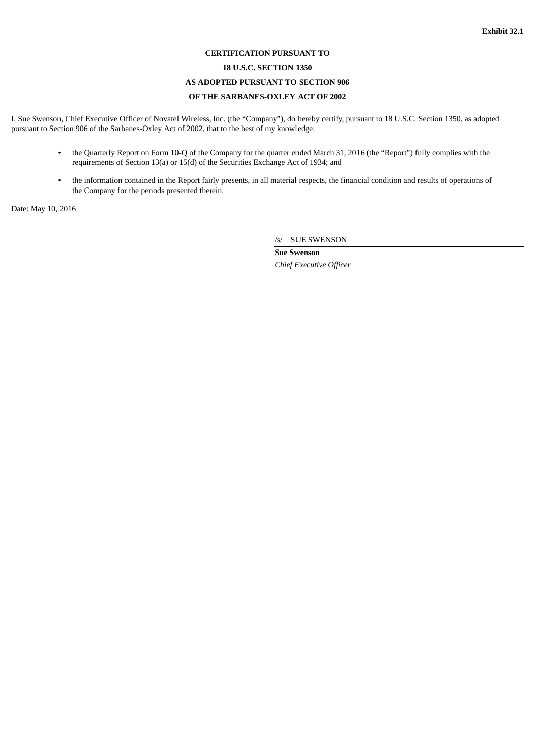**Exhibit 32.1**

**CERTIFICATION PURSUANT TO**

**18 U.S.C. SECTION 1350**

**AS ADOPTED PURSUANT TO SECTION 906**

**OF THE SARBANES-OXLEY ACT OF 2002**

I, Sue Swenson, Chief Executive Officer of Novatel Wireless, Inc. (the “Company”), do hereby certify, pursuant to 18 U.S.C. Section 1350, as adopted pursuant to Section 906 of the Sarbanes-Oxley Act of 2002, that to the best of my knowledge:

- the Quarterly Report on Form 10-Q of the Company for the quarter ended March 31, 2016 (the “Report”) fully complies with the requirements of Section 13(a) or 15(d) of the Securities Exchange Act of 1934; and
- the information contained in the Report fairly presents, in all material respects, the financial condition and results of operations of the Company for the periods presented therein.

Date: May 10, 2016

/s/ SUE SWENSON

**Sue Swenson**

*Chief Executive Officer*